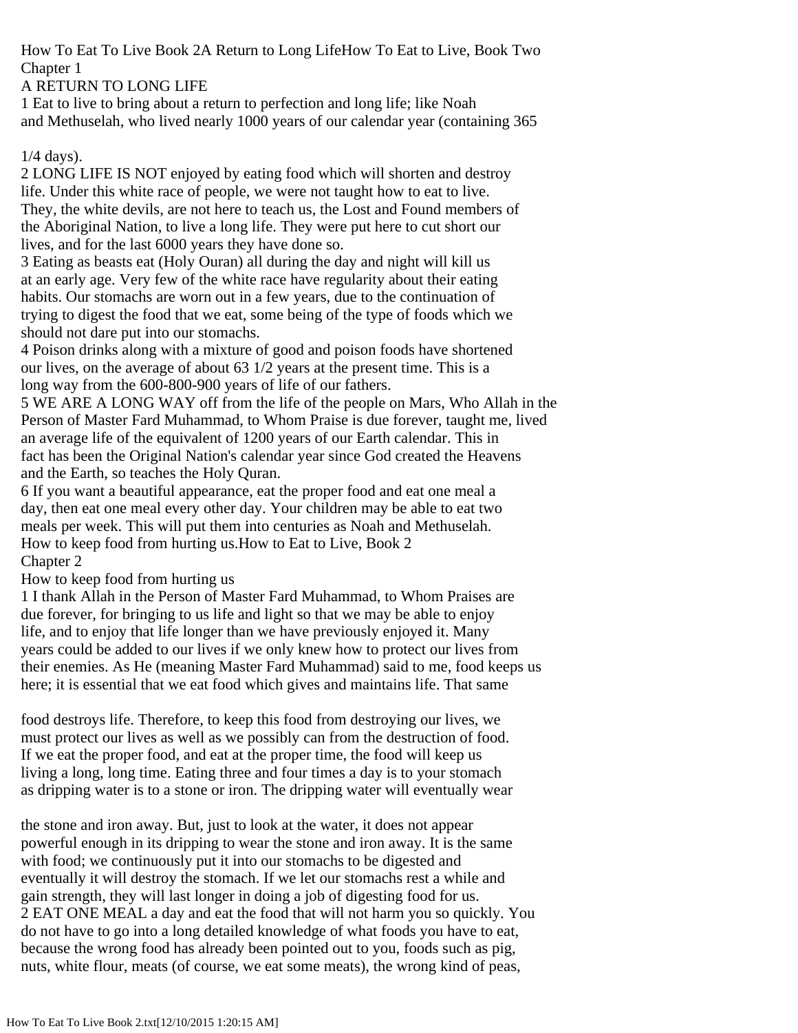How To Eat To Live Book 2A Return to Long LifeHow To Eat to Live, Book Two

## Chapter 1

## A RETURN TO LONG LIFE

1 Eat to live to bring about a return to perfection and long life; like Noah and Methuselah, who lived nearly 1000 years of our calendar year (containing 365 1/4 days).

2 LONG LIFE IS NOT enjoyed by eating food which will shorten and destroy life. Under this white race of people, we were not taught how to eat to live. They, the white devils, are not here to teach us, the Lost and Found members of the Aboriginal Nation, to live a long life. They were put here to cut short our lives, and for the last 6000 years they have done so.

3 Eating as beasts eat (Holy Ouran) all during the day and night will kill us at an early age. Very few of the white race have regularity about their eating habits. Our stomachs are worn out in a few years, due to the continuation of trying to digest the food that we eat, some being of the type of foods which we should not dare put into our stomachs.

4 Poison drinks along with a mixture of good and poison foods have shortened our lives, on the average of about 63 1/2 years at the present time. This is a long way from the 600-800-900 years of life of our fathers.

5 WE ARE A LONG WAY off from the life of the people on Mars, Who Allah in the Person of Master Fard Muhammad, to Whom Praise is due forever, taught me, lived an average life of the equivalent of 1200 years of our Earth calendar. This in fact has been the Original Nation's calendar year since God created the Heavens and the Earth, so teaches the Holy Quran.

6 If you want a beautiful appearance, eat the proper food and eat one meal a day, then eat one meal every other day. Your children may be able to eat two meals per week. This will put them into centuries as Noah and Methuselah.

How to keep food from hurting us.How to Eat to Live, Book 2

## Chapter 2

## How to keep food from hurting us

1 I thank Allah in the Person of Master Fard Muhammad, to Whom Praises are due forever, for bringing to us life and light so that we may be able to enjoy life, and to enjoy that life longer than we have previously enjoyed it. Many years could be added to our lives if we only knew how to protect our lives from their enemies. As He (meaning Master Fard Muhammad) said to me, food keeps us here; it is essential that we eat food which gives and maintains life. That same food destroys life. Therefore, to keep this food from destroying our lives, we must protect our lives as well as we possibly can from the destruction of food. If we eat the proper food, and eat at the proper time, the food will keep us living a long, long time. Eating three and four times a day is to your stomach as dripping water is to a stone or iron. The dripping water will eventually wear the stone and iron away. But, just to look at the water, it does not appear powerful enough in its dripping to wear the stone and iron away. It is the same with food; we continuously put it into our stomachs to be digested and eventually it will destroy the stomach. If we let our stomachs rest a while and gain strength, they will last longer in doing a job of digesting food for us.

2 EAT ONE MEAL a day and eat the food that will not harm you so quickly. You do not have to go into a long detailed knowledge of what foods you have to eat, because the wrong food has already been pointed out to you, foods such as pig, nuts, white flour, meats (of course, we eat some meats), the wrong kind of peas,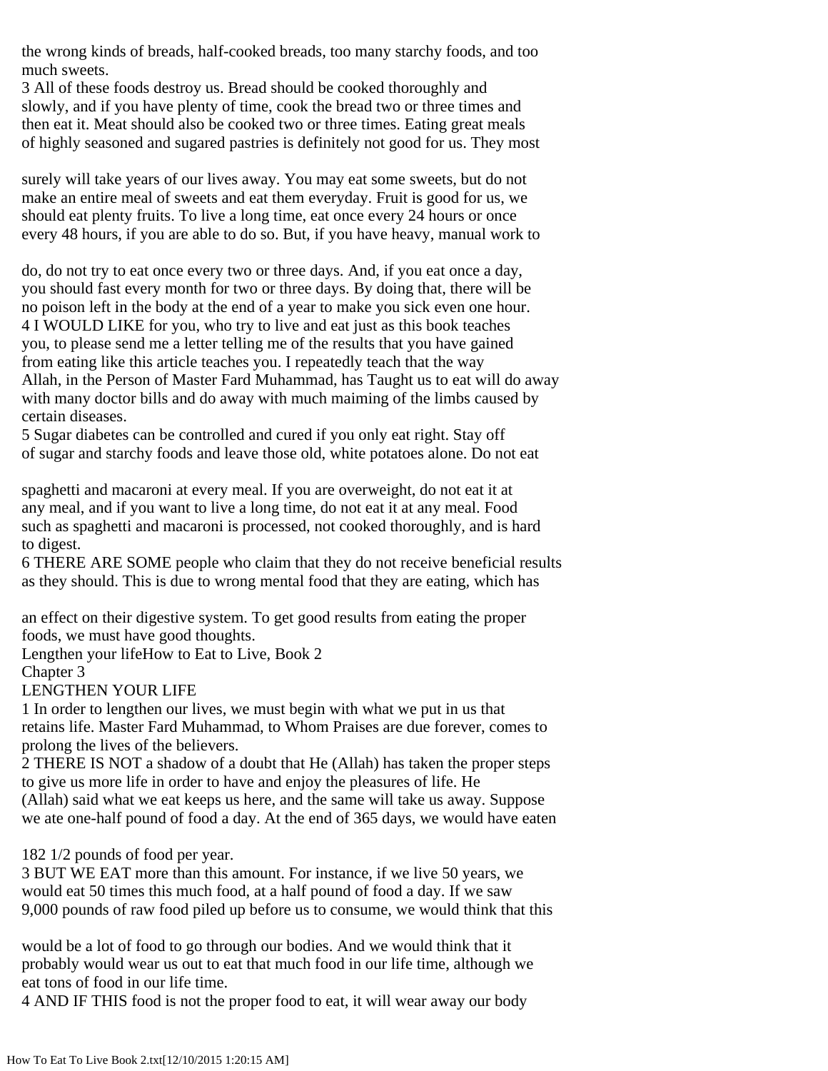the wrong kinds of breads, half-cooked breads, too many starchy foods, and too much sweets.

3 All of these foods destroy us. Bread should be cooked thoroughly and slowly, and if you have plenty of time, cook the bread two or three times and then eat it. Meat should also be cooked two or three times. Eating great meals of highly seasoned and sugared pastries is definitely not good for us. They most surely will take years of our lives away. You may eat some sweets, but do not make an entire meal of sweets and eat them everyday. Fruit is good for us, we should eat plenty fruits. To live a long time, eat once every 24 hours or once every 48 hours, if you are able to do so. But, if you have heavy, manual work to do, do not try to eat once every two or three days. And, if you eat once a day, you should fast every month for two or three days. By doing that, there will be no poison left in the body at the end of a year to make you sick even one hour.

4 I WOULD LIKE for you, who try to live and eat just as this book teaches you, to please send me a letter telling me of the results that you have gained from eating like this article teaches you. I repeatedly teach that the way Allah, in the Person of Master Fard Muhammad, has Taught us to eat will do away with many doctor bills and do away with much maiming of the limbs caused by certain diseases.

5 Sugar diabetes can be controlled and cured if you only eat right. Stay off of sugar and starchy foods and leave those old, white potatoes alone. Do not eat spaghetti and macaroni at every meal. If you are overweight, do not eat it at any meal, and if you want to live a long time, do not eat it at any meal. Food such as spaghetti and macaroni is processed, not cooked thoroughly, and is hard to digest.

6 THERE ARE SOME people who claim that they do not receive beneficial results as they should. This is due to wrong mental food that they are eating, which has an effect on their digestive system. To get good results from eating the proper foods, we must have good thoughts.

Lengthen your lifeHow to Eat to Live, Book 2

Chapter 3

## LENGTHEN YOUR LIFE

1 In order to lengthen our lives, we must begin with what we put in us that retains life. Master Fard Muhammad, to Whom Praises are due forever, comes to prolong the lives of the believers.

2 THERE IS NOT a shadow of a doubt that He (Allah) has taken the proper steps to give us more life in order to have and enjoy the pleasures of life. He (Allah) said what we eat keeps us here, and the same will take us away. Suppose we ate one-half pound of food a day. At the end of 365 days, we would have eaten 182 1/2 pounds of food per year.

3 BUT WE EAT more than this amount. For instance, if we live 50 years, we would eat 50 times this much food, at a half pound of food a day. If we saw 9,000 pounds of raw food piled up before us to consume, we would think that this would be a lot of food to go through our bodies. And we would think that it probably would wear us out to eat that much food in our life time, although we eat tons of food in our life time.

4 AND IF THIS food is not the proper food to eat, it will wear away our body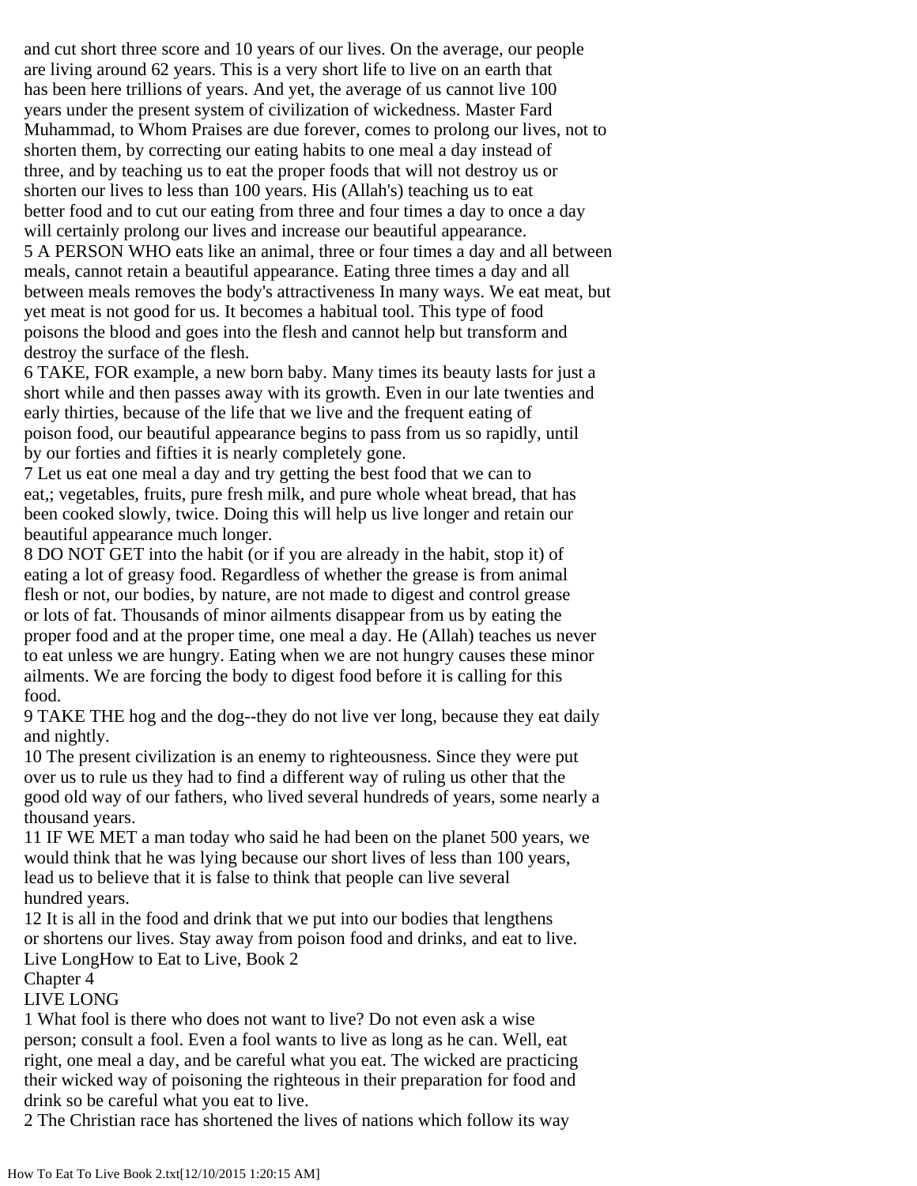and cut short three score and 10 years of our lives. On the average, our people are living around 62 years. This is a very short life to live on an earth that has been here trillions of years. And yet, the average of us cannot live 100 years under the present system of civilization of wickedness. Master Fard Muhammad, to Whom Praises are due forever, comes to prolong our lives, not to shorten them, by correcting our eating habits to one meal a day instead of three, and by teaching us to eat the proper foods that will not destroy us or shorten our lives to less than 100 years. His (Allah's) teaching us to eat better food and to cut our eating from three and four times a day to once a day will certainly prolong our lives and increase our beautiful appearance.

5 A PERSON WHO eats like an animal, three or four times a day and all between meals, cannot retain a beautiful appearance. Eating three times a day and all between meals removes the body's attractiveness In many ways. We eat meat, but yet meat is not good for us. It becomes a habitual tool. This type of food poisons the blood and goes into the flesh and cannot help but transform and destroy the surface of the flesh.

6 TAKE, FOR example, a new born baby. Many times its beauty lasts for just a short while and then passes away with its growth. Even in our late twenties and early thirties, because of the life that we live and the frequent eating of poison food, our beautiful appearance begins to pass from us so rapidly, until by our forties and fifties it is nearly completely gone.

7 Let us eat one meal a day and try getting the best food that we can to eat,; vegetables, fruits, pure fresh milk, and pure whole wheat bread, that has been cooked slowly, twice. Doing this will help us live longer and retain our beautiful appearance much longer.

8 DO NOT GET into the habit (or if you are already in the habit, stop it) of eating a lot of greasy food. Regardless of whether the grease is from animal flesh or not, our bodies, by nature, are not made to digest and control grease or lots of fat. Thousands of minor ailments disappear from us by eating the proper food and at the proper time, one meal a day. He (Allah) teaches us never to eat unless we are hungry. Eating when we are not hungry causes these minor ailments. We are forcing the body to digest food before it is calling for this food.

9 TAKE THE hog and the dog--they do not live ver long, because they eat daily and nightly.

10 The present civilization is an enemy to righteousness. Since they were put over us to rule us they had to find a different way of ruling us other that the good old way of our fathers, who lived several hundreds of years, some nearly a thousand years.

11 IF WE MET a man today who said he had been on the planet 500 years, we would think that he was lying because our short lives of less than 100 years, lead us to believe that it is false to think that people can live several hundred years.

12 It is all in the food and drink that we put into our bodies that lengthens or shortens our lives. Stay away from poison food and drinks, and eat to live.

Live LongHow to Eat to Live, Book 2

Chapter 4

# LIVE LONG

1 What fool is there who does not want to live? Do not even ask a wise person; consult a fool. Even a fool wants to live as long as he can. Well, eat right, one meal a day, and be careful what you eat. The wicked are practicing their wicked way of poisoning the righteous in their preparation for food and drink so be careful what you eat to live.

2 The Christian race has shortened the lives of nations which follow its way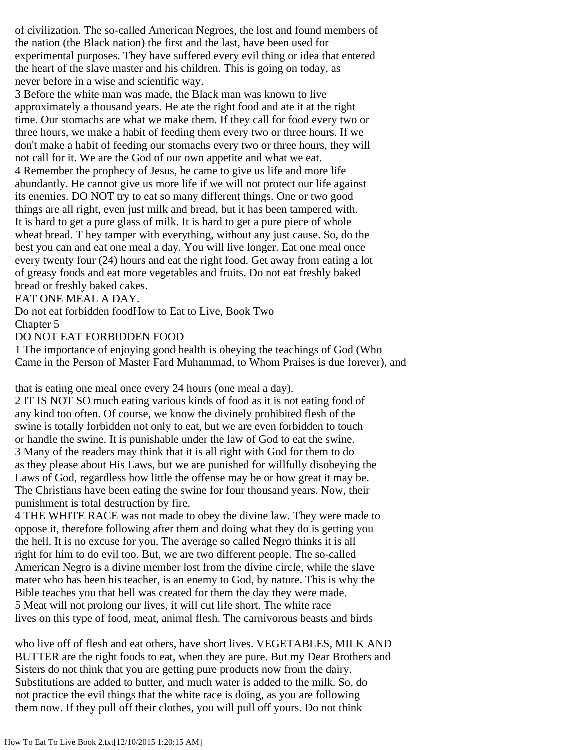of civilization. The so-called American Negroes, the lost and found members of the nation (the Black nation) the first and the last, have been used for experimental purposes. They have suffered every evil thing or idea that entered the heart of the slave master and his children. This is going on today, as never before in a wise and scientific way.

3 Before the white man was made, the Black man was known to live approximately a thousand years. He ate the right food and ate it at the right time. Our stomachs are what we make them. If they call for food every two or three hours, we make a habit of feeding them every two or three hours. If we don't make a habit of feeding our stomachs every two or three hours, they will not call for it. We are the God of our own appetite and what we eat.

4 Remember the prophecy of Jesus, he came to give us life and more life abundantly. He cannot give us more life if we will not protect our life against its enemies. DO NOT try to eat so many different things. One or two good things are all right, even just milk and bread, but it has been tampered with. It is hard to get a pure glass of milk. It is hard to get a pure piece of whole wheat bread. T hey tamper with everything, without any just cause. So, do the best you can and eat one meal a day. You will live longer. Eat one meal once every twenty four (24) hours and eat the right food. Get away from eating a lot of greasy foods and eat more vegetables and fruits. Do not eat freshly baked bread or freshly baked cakes.

EAT ONE MEAL A DAY.

Do not eat forbidden foodHow to Eat to Live, Book Two

Chapter 5

## DO NOT EAT FORBIDDEN FOOD

1 The importance of enjoying good health is obeying the teachings of God (Who Came in the Person of Master Fard Muhammad, to Whom Praises is due forever), and that is eating one meal once every 24 hours (one meal a day).

2 IT IS NOT SO much eating various kinds of food as it is not eating food of any kind too often. Of course, we know the divinely prohibited flesh of the swine is totally forbidden not only to eat, but we are even forbidden to touch or handle the swine. It is punishable under the law of God to eat the swine.

3 Many of the readers may think that it is all right with God for them to do as they please about His Laws, but we are punished for willfully disobeying the Laws of God, regardless how little the offense may be or how great it may be. The Christians have been eating the swine for four thousand years. Now, their punishment is total destruction by fire.

4 THE WHITE RACE was not made to obey the divine law. They were made to oppose it, therefore following after them and doing what they do is getting you the hell. It is no excuse for you. The average so called Negro thinks it is all right for him to do evil too. But, we are two different people. The so-called American Negro is a divine member lost from the divine circle, while the slave mater who has been his teacher, is an enemy to God, by nature. This is why the Bible teaches you that hell was created for them the day they were made.

5 Meat will not prolong our lives, it will cut life short. The white race lives on this type of food, meat, animal flesh. The carnivorous beasts and birds who live off of flesh and eat others, have short lives. VEGETABLES, MILK AND BUTTER are the right foods to eat, when they are pure. But my Dear Brothers and Sisters do not think that you are getting pure products now from the dairy. Substitutions are added to butter, and much water is added to the milk. So, do not practice the evil things that the white race is doing, as you are following them now. If they pull off their clothes, you will pull off yours. Do not think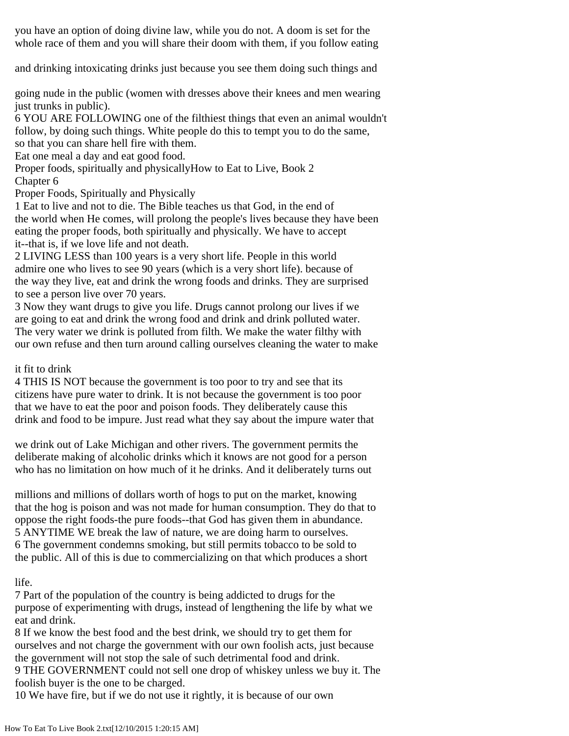you have an option of doing divine law, while you do not. A doom is set for the whole race of them and you will share their doom with them, if you follow eating and drinking intoxicating drinks just because you see them doing such things and going nude in the public (women with dresses above their knees and men wearing just trunks in public).

6 YOU ARE FOLLOWING one of the filthiest things that even an animal wouldn't follow, by doing such things. White people do this to tempt you to do the same, so that you can share hell fire with them.

Eat one meal a day and eat good food.

Proper foods, spiritually and physicallyHow to Eat to Live, Book 2

Chapter 6

Proper Foods, Spiritually and Physically

1 Eat to live and not to die. The Bible teaches us that God, in the end of the world when He comes, will prolong the people's lives because they have been eating the proper foods, both spiritually and physically. We have to accept it--that is, if we love life and not death.

2 LIVING LESS than 100 years is a very short life. People in this world admire one who lives to see 90 years (which is a very short life). because of the way they live, eat and drink the wrong foods and drinks. They are surprised to see a person live over 70 years.

3 Now they want drugs to give you life. Drugs cannot prolong our lives if we are going to eat and drink the wrong food and drink and drink polluted water. The very water we drink is polluted from filth. We make the water filthy with our own refuse and then turn around calling ourselves cleaning the water to make it fit to drink

4 THIS IS NOT because the government is too poor to try and see that its citizens have pure water to drink. It is not because the government is too poor that we have to eat the poor and poison foods. They deliberately cause this drink and food to be impure. Just read what they say about the impure water that we drink out of Lake Michigan and other rivers. The government permits the deliberate making of alcoholic drinks which it knows are not good for a person who has no limitation on how much of it he drinks. And it deliberately turns out millions and millions of dollars worth of hogs to put on the market, knowing that the hog is poison and was not made for human consumption. They do that to oppose the right foods-the pure foods--that God has given them in abundance.

5 ANYTIME WE break the law of nature, we are doing harm to ourselves.

6 The government condemns smoking, but still permits tobacco to be sold to the public. All of this is due to commercializing on that which produces a short life.

7 Part of the population of the country is being addicted to drugs for the purpose of experimenting with drugs, instead of lengthening the life by what we eat and drink.

8 If we know the best food and the best drink, we should try to get them for ourselves and not charge the government with our own foolish acts, just because the government will not stop the sale of such detrimental food and drink.

9 THE GOVERNMENT could not sell one drop of whiskey unless we buy it. The foolish buyer is the one to be charged.

10 We have fire, but if we do not use it rightly, it is because of our own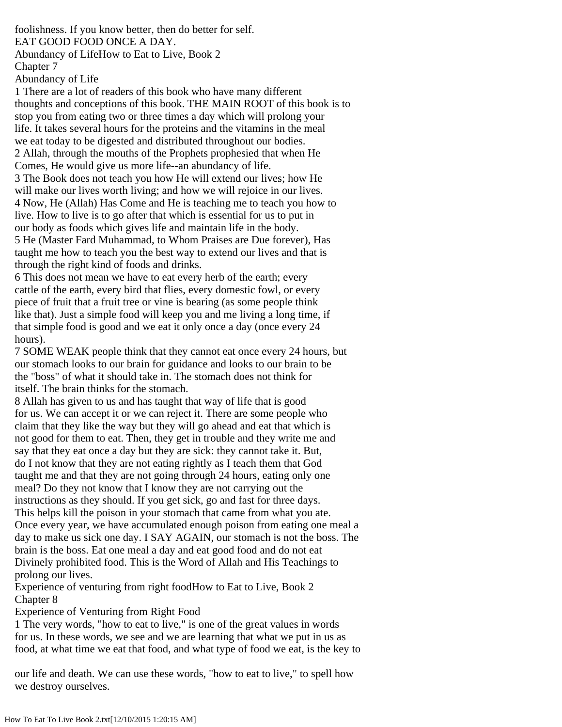foolishness. If you know better, then do better for self.

EAT GOOD FOOD ONCE A DAY.

Abundancy of LifeHow to Eat to Live, Book 2

## Chapter 7

## Abundancy of Life

1 There are a lot of readers of this book who have many different thoughts and conceptions of this book. THE MAIN ROOT of this book is to stop you from eating two or three times a day which will prolong your life. It takes several hours for the proteins and the vitamins in the meal we eat today to be digested and distributed throughout our bodies.

2 Allah, through the mouths of the Prophets prophesied that when He Comes, He would give us more life--an abundancy of life.

3 The Book does not teach you how He will extend our lives; how He will make our lives worth living; and how we will rejoice in our lives.

4 Now, He (Allah) Has Come and He is teaching me to teach you how to live. How to live is to go after that which is essential for us to put in our body as foods which gives life and maintain life in the body.

5 He (Master Fard Muhammad, to Whom Praises are Due forever), Has taught me how to teach you the best way to extend our lives and that is through the right kind of foods and drinks.

6 This does not mean we have to eat every herb of the earth; every cattle of the earth, every bird that flies, every domestic fowl, or every piece of fruit that a fruit tree or vine is bearing (as some people think like that). Just a simple food will keep you and me living a long time, if that simple food is good and we eat it only once a day (once every 24 hours).

7 SOME WEAK people think that they cannot eat once every 24 hours, but our stomach looks to our brain for guidance and looks to our brain to be the "boss" of what it should take in. The stomach does not think for itself. The brain thinks for the stomach.

8 Allah has given to us and has taught that way of life that is good for us. We can accept it or we can reject it. There are some people who claim that they like the way but they will go ahead and eat that which is not good for them to eat. Then, they get in trouble and they write me and say that they eat once a day but they are sick: they cannot take it. But, do I not know that they are not eating rightly as I teach them that God taught me and that they are not going through 24 hours, eating only one meal? Do they not know that I know they are not carrying out the instructions as they should. If you get sick, go and fast for three days. This helps kill the poison in your stomach that came from what you ate. Once every year, we have accumulated enough poison from eating one meal a day to make us sick one day. I SAY AGAIN, our stomach is not the boss. The brain is the boss. Eat one meal a day and eat good food and do not eat Divinely prohibited food. This is the Word of Allah and His Teachings to prolong our lives.

Experience of venturing from right foodHow to Eat to Live, Book 2

## Chapter 8

## Experience of Venturing from Right Food

1 The very words, "how to eat to live," is one of the great values in words for us. In these words, we see and we are learning that what we put in us as food, at what time we eat that food, and what type of food we eat, is the key to our life and death. We can use these words, "how to eat to live," to spell how we destroy ourselves.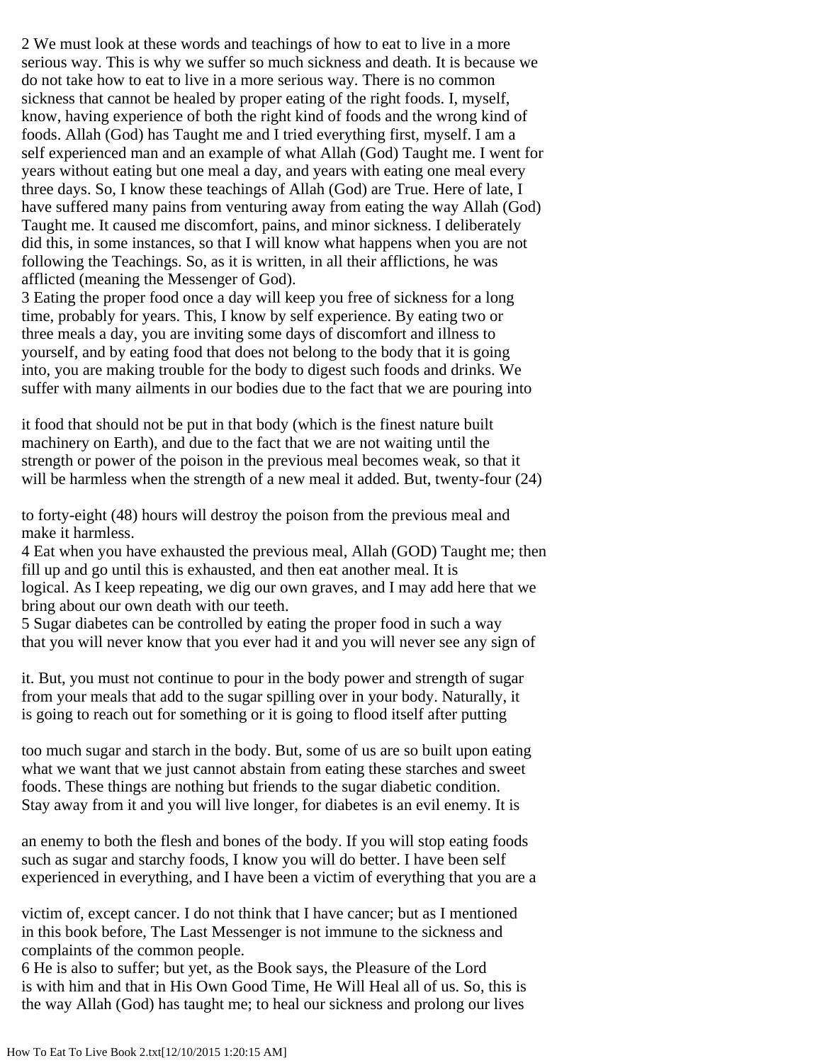2 We must look at these words and teachings of how to eat to live in a more serious way. This is why we suffer so much sickness and death. It is because we do not take how to eat to live in a more serious way. There is no common sickness that cannot be healed by proper eating of the right foods. I, myself, know, having experience of both the right kind of foods and the wrong kind of foods. Allah (God) has Taught me and I tried everything first, myself. I am a self experienced man and an example of what Allah (God) Taught me. I went for years without eating but one meal a day, and years with eating one meal every three days. So, I know these teachings of Allah (God) are True. Here of late, I have suffered many pains from venturing away from eating the way Allah (God) Taught me. It caused me discomfort, pains, and minor sickness. I deliberately did this, in some instances, so that I will know what happens when you are not following the Teachings. So, as it is written, in all their afflictions, he was afflicted (meaning the Messenger of God).

3 Eating the proper food once a day will keep you free of sickness for a long time, probably for years. This, I know by self experience. By eating two or three meals a day, you are inviting some days of discomfort and illness to yourself, and by eating food that does not belong to the body that it is going into, you are making trouble for the body to digest such foods and drinks. We suffer with many ailments in our bodies due to the fact that we are pouring into it food that should not be put in that body (which is the finest nature built machinery on Earth), and due to the fact that we are not waiting until the strength or power of the poison in the previous meal becomes weak, so that it will be harmless when the strength of a new meal it added. But, twenty-four (24) to forty-eight (48) hours will destroy the poison from the previous meal and make it harmless.

4 Eat when you have exhausted the previous meal, Allah (GOD) Taught me; then fill up and go until this is exhausted, and then eat another meal. It is logical. As I keep repeating, we dig our own graves, and I may add here that we bring about our own death with our teeth.

5 Sugar diabetes can be controlled by eating the proper food in such a way that you will never know that you ever had it and you will never see any sign of it. But, you must not continue to pour in the body power and strength of sugar from your meals that add to the sugar spilling over in your body. Naturally, it is going to reach out for something or it is going to flood itself after putting too much sugar and starch in the body. But, some of us are so built upon eating what we want that we just cannot abstain from eating these starches and sweet foods. These things are nothing but friends to the sugar diabetic condition. Stay away from it and you will live longer, for diabetes is an evil enemy. It is an enemy to both the flesh and bones of the body. If you will stop eating foods such as sugar and starchy foods, I know you will do better. I have been self experienced in everything, and I have been a victim of everything that you are a victim of, except cancer. I do not think that I have cancer; but as I mentioned in this book before, The Last Messenger is not immune to the sickness and complaints of the common people.

6 He is also to suffer; but yet, as the Book says, the Pleasure of the Lord is with him and that in His Own Good Time, He Will Heal all of us. So, this is the way Allah (God) has taught me; to heal our sickness and prolong our lives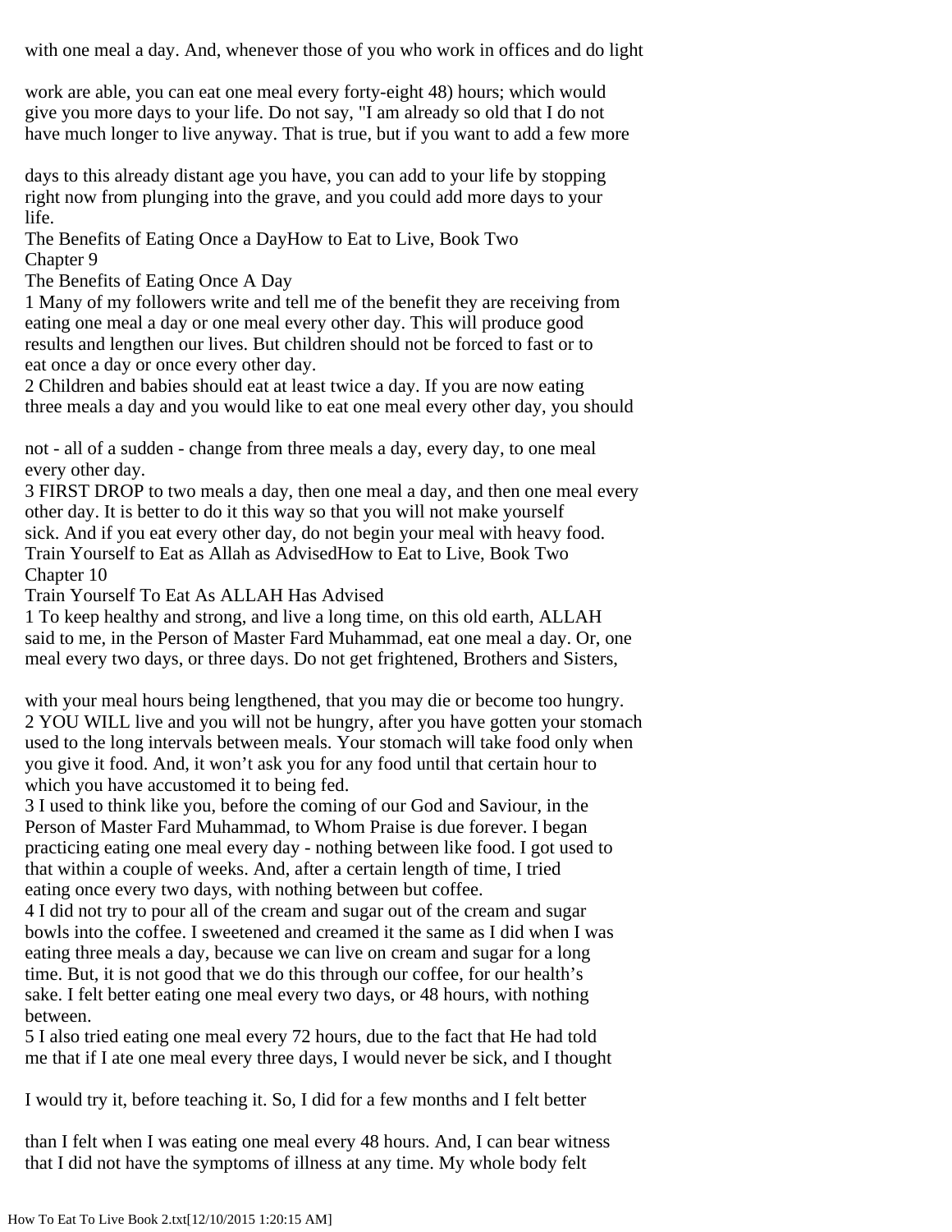with one meal a day. And, whenever those of you who work in offices and do light work are able, you can eat one meal every forty-eight 48) hours; which would give you more days to your life. Do not say, "I am already so old that I do not have much longer to live anyway. That is true, but if you want to add a few more days to this already distant age you have, you can add to your life by stopping right now from plunging into the grave, and you could add more days to your life.

The Benefits of Eating Once a DayHow to Eat to Live, Book Two

## Chapter 9

## The Benefits of Eating Once A Day

1 Many of my followers write and tell me of the benefit they are receiving from eating one meal a day or one meal every other day. This will produce good results and lengthen our lives. But children should not be forced to fast or to eat once a day or once every other day.

2 Children and babies should eat at least twice a day. If you are now eating three meals a day and you would like to eat one meal every other day, you should not - all of a sudden - change from three meals a day, every day, to one meal every other day.

3 FIRST DROP to two meals a day, then one meal a day, and then one meal every other day. It is better to do it this way so that you will not make yourself sick. And if you eat every other day, do not begin your meal with heavy food.

Train Yourself to Eat as Allah as AdvisedHow to Eat to Live, Book Two

## Chapter 10

## Train Yourself To Eat As ALLAH Has Advised

1 To keep healthy and strong, and live a long time, on this old earth, ALLAH said to me, in the Person of Master Fard Muhammad, eat one meal a day. Or, one meal every two days, or three days. Do not get frightened, Brothers and Sisters, with your meal hours being lengthened, that you may die or become too hungry.

2 YOU WILL live and you will not be hungry, after you have gotten your stomach used to the long intervals between meals. Your stomach will take food only when you give it food. And, it won’t ask you for any food until that certain hour to which you have accustomed it to being fed.

3 I used to think like you, before the coming of our God and Saviour, in the Person of Master Fard Muhammad, to Whom Praise is due forever. I began practicing eating one meal every day - nothing between like food. I got used to that within a couple of weeks. And, after a certain length of time, I tried eating once every two days, with nothing between but coffee.

4 I did not try to pour all of the cream and sugar out of the cream and sugar bowls into the coffee. I sweetened and creamed it the same as I did when I was eating three meals a day, because we can live on cream and sugar for a long time. But, it is not good that we do this through our coffee, for our health’s sake. I felt better eating one meal every two days, or 48 hours, with nothing between.

5 I also tried eating one meal every 72 hours, due to the fact that He had told me that if I ate one meal every three days, I would never be sick, and I thought I would try it, before teaching it. So, I did for a few months and I felt better than I felt when I was eating one meal every 48 hours. And, I can bear witness that I did not have the symptoms of illness at any time. My whole body felt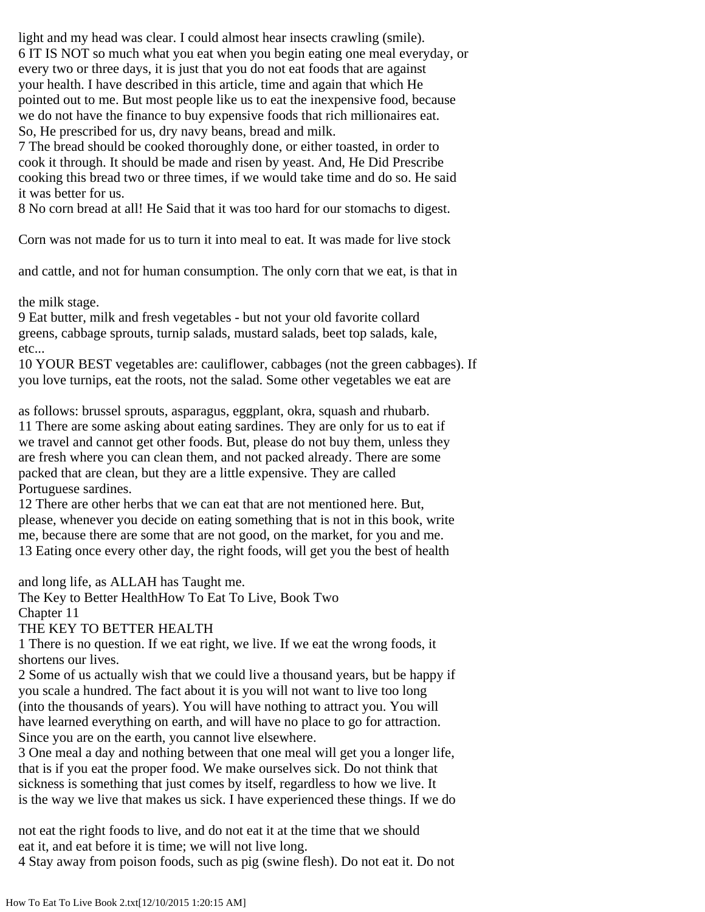light and my head was clear. I could almost hear insects crawling (smile).

6 IT IS NOT so much what you eat when you begin eating one meal everyday, or every two or three days, it is just that you do not eat foods that are against your health. I have described in this article, time and again that which He pointed out to me. But most people like us to eat the inexpensive food, because we do not have the finance to buy expensive foods that rich millionaires eat. So, He prescribed for us, dry navy beans, bread and milk.

7 The bread should be cooked thoroughly done, or either toasted, in order to cook it through. It should be made and risen by yeast. And, He Did Prescribe cooking this bread two or three times, if we would take time and do so. He said it was better for us.

8 No corn bread at all! He Said that it was too hard for our stomachs to digest. Corn was not made for us to turn it into meal to eat. It was made for live stock and cattle, and not for human consumption. The only corn that we eat, is that in the milk stage.

9 Eat butter, milk and fresh vegetables - but not your old favorite collard greens, cabbage sprouts, turnip salads, mustard salads, beet top salads, kale, etc...

10 YOUR BEST vegetables are: cauliflower, cabbages (not the green cabbages). If you love turnips, eat the roots, not the salad. Some other vegetables we eat are as follows: brussel sprouts, asparagus, eggplant, okra, squash and rhubarb.

11 There are some asking about eating sardines. They are only for us to eat if we travel and cannot get other foods. But, please do not buy them, unless they are fresh where you can clean them, and not packed already. There are some packed that are clean, but they are a little expensive. They are called Portuguese sardines.

12 There are other herbs that we can eat that are not mentioned here. But, please, whenever you decide on eating something that is not in this book, write me, because there are some that are not good, on the market, for you and me.

13 Eating once every other day, the right foods, will get you the best of health and long life, as ALLAH has Taught me.

The Key to Better HealthHow To Eat To Live, Book Two

Chapter 11

# THE KEY TO BETTER HEALTH

1 There is no question. If we eat right, we live. If we eat the wrong foods, it shortens our lives.

2 Some of us actually wish that we could live a thousand years, but be happy if you scale a hundred. The fact about it is you will not want to live too long (into the thousands of years). You will have nothing to attract you. You will have learned everything on earth, and will have no place to go for attraction. Since you are on the earth, you cannot live elsewhere.

3 One meal a day and nothing between that one meal will get you a longer life, that is if you eat the proper food. We make ourselves sick. Do not think that sickness is something that just comes by itself, regardless to how we live. It is the way we live that makes us sick. I have experienced these things. If we do not eat the right foods to live, and do not eat it at the time that we should eat it, and eat before it is time; we will not live long.

4 Stay away from poison foods, such as pig (swine flesh). Do not eat it. Do not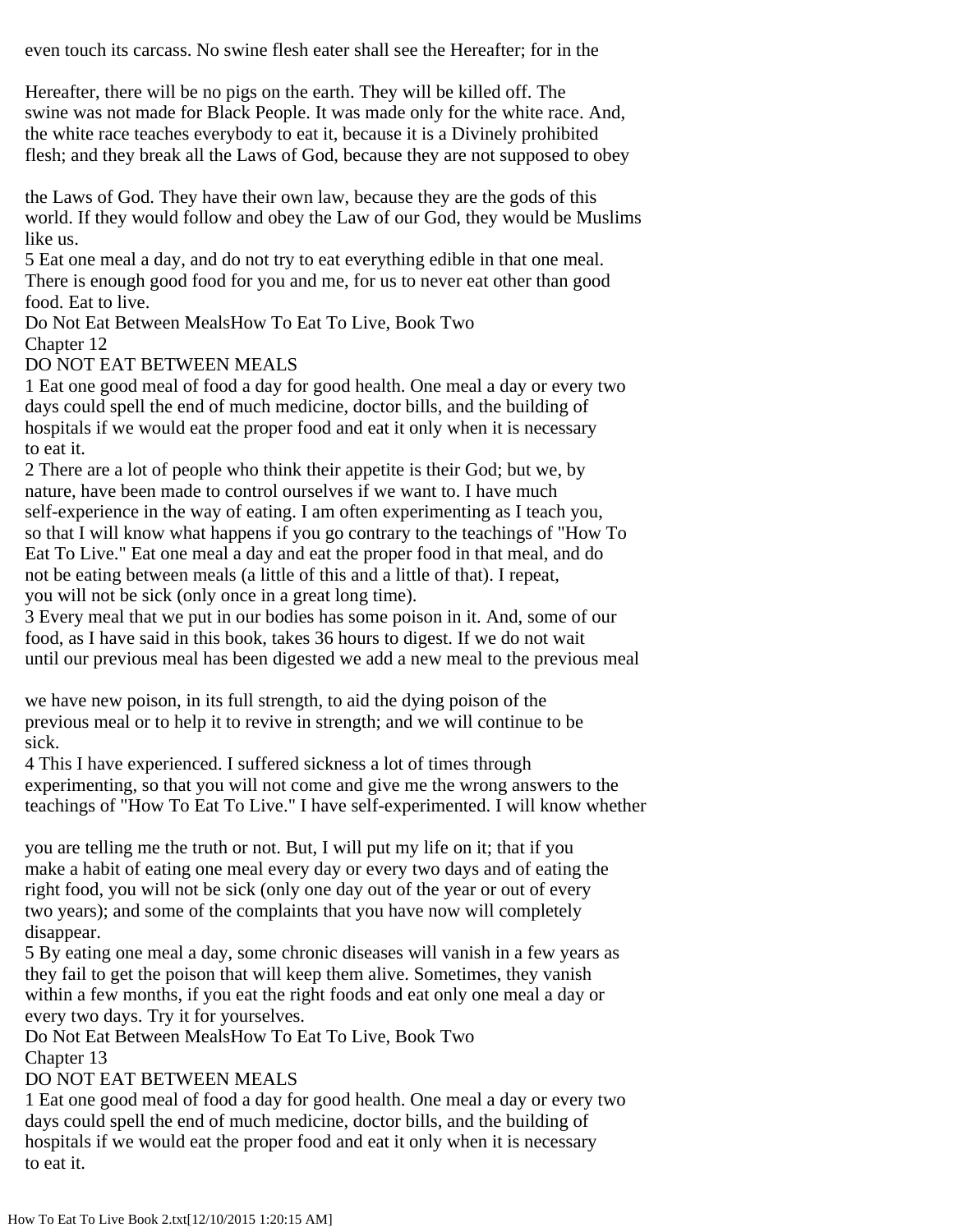even touch its carcass. No swine flesh eater shall see the Hereafter; for in the

Hereafter, there will be no pigs on the earth. They will be killed off. The swine was not made for Black People. It was made only for the white race. And, the white race teaches everybody to eat it, because it is a Divinely prohibited flesh; and they break all the Laws of God, because they are not supposed to obey

the Laws of God. They have their own law, because they are the gods of this world. If they would follow and obey the Law of our God, they would be Muslims like us.

5 Eat one meal a day, and do not try to eat everything edible in that one meal. There is enough good food for you and me, for us to never eat other than good food. Eat to live.

Do Not Eat Between MealsHow To Eat To Live, Book Two

Chapter 12

## DO NOT EAT BETWEEN MEALS

1 Eat one good meal of food a day for good health. One meal a day or every two days could spell the end of much medicine, doctor bills, and the building of hospitals if we would eat the proper food and eat it only when it is necessary to eat it.

2 There are a lot of people who think their appetite is their God; but we, by nature, have been made to control ourselves if we want to. I have much self-experience in the way of eating. I am often experimenting as I teach you, so that I will know what happens if you go contrary to the teachings of "How To Eat To Live." Eat one meal a day and eat the proper food in that meal, and do not be eating between meals (a little of this and a little of that). I repeat, you will not be sick (only once in a great long time).

3 Every meal that we put in our bodies has some poison in it. And, some of our food, as I have said in this book, takes 36 hours to digest. If we do not wait until our previous meal has been digested we add a new meal to the previous meal

we have new poison, in its full strength, to aid the dying poison of the previous meal or to help it to revive in strength; and we will continue to be sick.

4 This I have experienced. I suffered sickness a lot of times through experimenting, so that you will not come and give me the wrong answers to the teachings of "How To Eat To Live." I have self-experimented. I will know whether

you are telling me the truth or not. But, I will put my life on it; that if you make a habit of eating one meal every day or every two days and of eating the right food, you will not be sick (only one day out of the year or out of every two years); and some of the complaints that you have now will completely disappear.

5 By eating one meal a day, some chronic diseases will vanish in a few years as they fail to get the poison that will keep them alive. Sometimes, they vanish within a few months, if you eat the right foods and eat only one meal a day or every two days. Try it for yourselves.

Do Not Eat Between MealsHow To Eat To Live, Book Two

Chapter 13

## DO NOT EAT BETWEEN MEALS

1 Eat one good meal of food a day for good health. One meal a day or every two days could spell the end of much medicine, doctor bills, and the building of hospitals if we would eat the proper food and eat it only when it is necessary to eat it.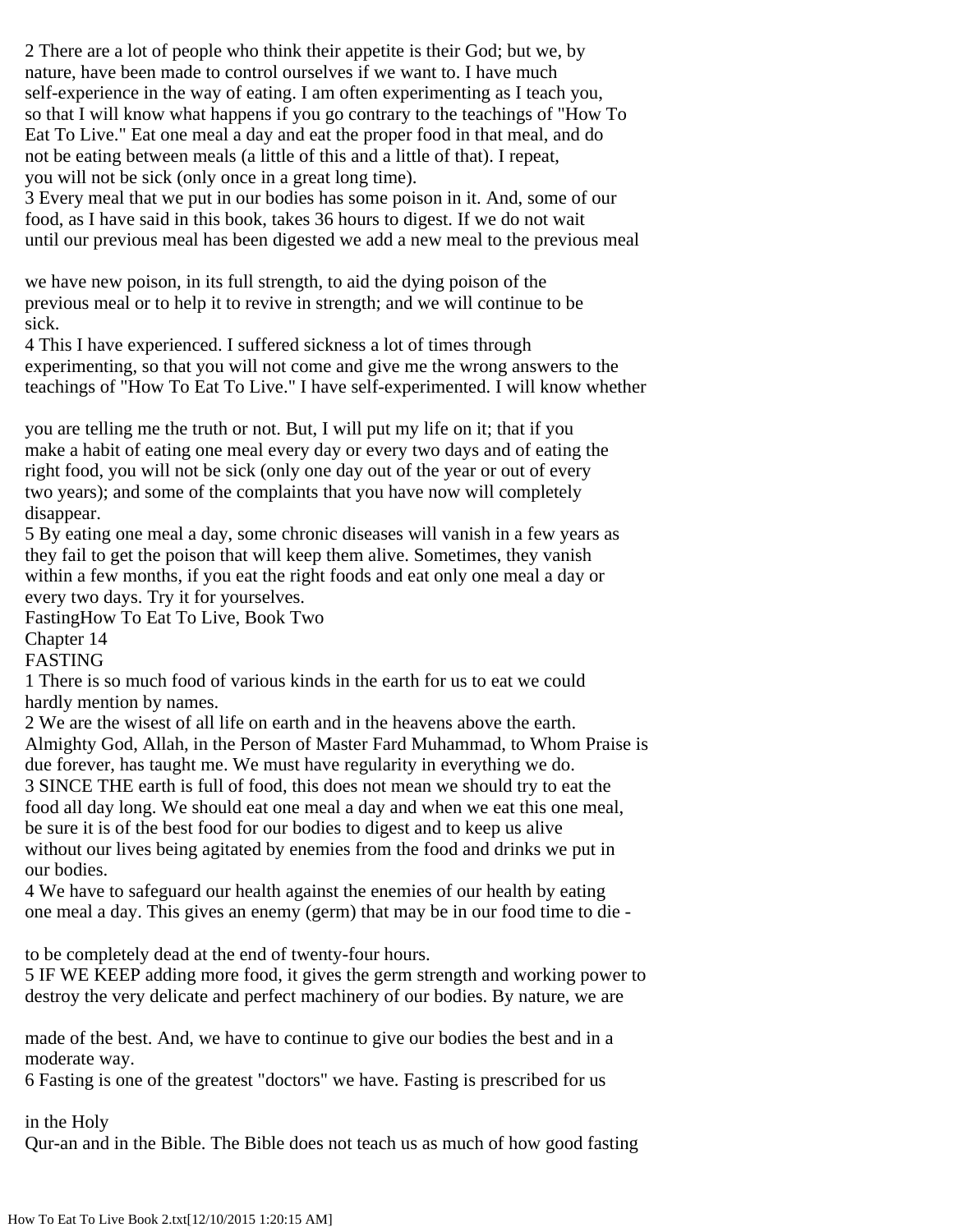2 There are a lot of people who think their appetite is their God; but we, by nature, have been made to control ourselves if we want to. I have much self-experience in the way of eating. I am often experimenting as I teach you, so that I will know what happens if you go contrary to the teachings of "How To Eat To Live." Eat one meal a day and eat the proper food in that meal, and do not be eating between meals (a little of this and a little of that). I repeat, you will not be sick (only once in a great long time).

3 Every meal that we put in our bodies has some poison in it. And, some of our food, as I have said in this book, takes 36 hours to digest. If we do not wait until our previous meal has been digested we add a new meal to the previous meal

we have new poison, in its full strength, to aid the dying poison of the previous meal or to help it to revive in strength; and we will continue to be sick.

4 This I have experienced. I suffered sickness a lot of times through experimenting, so that you will not come and give me the wrong answers to the teachings of "How To Eat To Live." I have self-experimented. I will know whether

you are telling me the truth or not. But, I will put my life on it; that if you make a habit of eating one meal every day or every two days and of eating the right food, you will not be sick (only one day out of the year or out of every two years); and some of the complaints that you have now will completely disappear.

5 By eating one meal a day, some chronic diseases will vanish in a few years as they fail to get the poison that will keep them alive. Sometimes, they vanish within a few months, if you eat the right foods and eat only one meal a day or every two days. Try it for yourselves.

FastingHow To Eat To Live, Book Two

Chapter 14

# FASTING

1 There is so much food of various kinds in the earth for us to eat we could hardly mention by names.

2 We are the wisest of all life on earth and in the heavens above the earth. Almighty God, Allah, in the Person of Master Fard Muhammad, to Whom Praise is due forever, has taught me. We must have regularity in everything we do.

3 SINCE THE earth is full of food, this does not mean we should try to eat the food all day long. We should eat one meal a day and when we eat this one meal, be sure it is of the best food for our bodies to digest and to keep us alive without our lives being agitated by enemies from the food and drinks we put in our bodies.

4 We have to safeguard our health against the enemies of our health by eating one meal a day. This gives an enemy (germ) that may be in our food time to die -

to be completely dead at the end of twenty-four hours.

5 IF WE KEEP adding more food, it gives the germ strength and working power to destroy the very delicate and perfect machinery of our bodies. By nature, we are

made of the best. And, we have to continue to give our bodies the best and in a moderate way.

6 Fasting is one of the greatest "doctors" we have. Fasting is prescribed for us

in the Holy Qur-an and in the Bible. The Bible does not teach us as much of how good fasting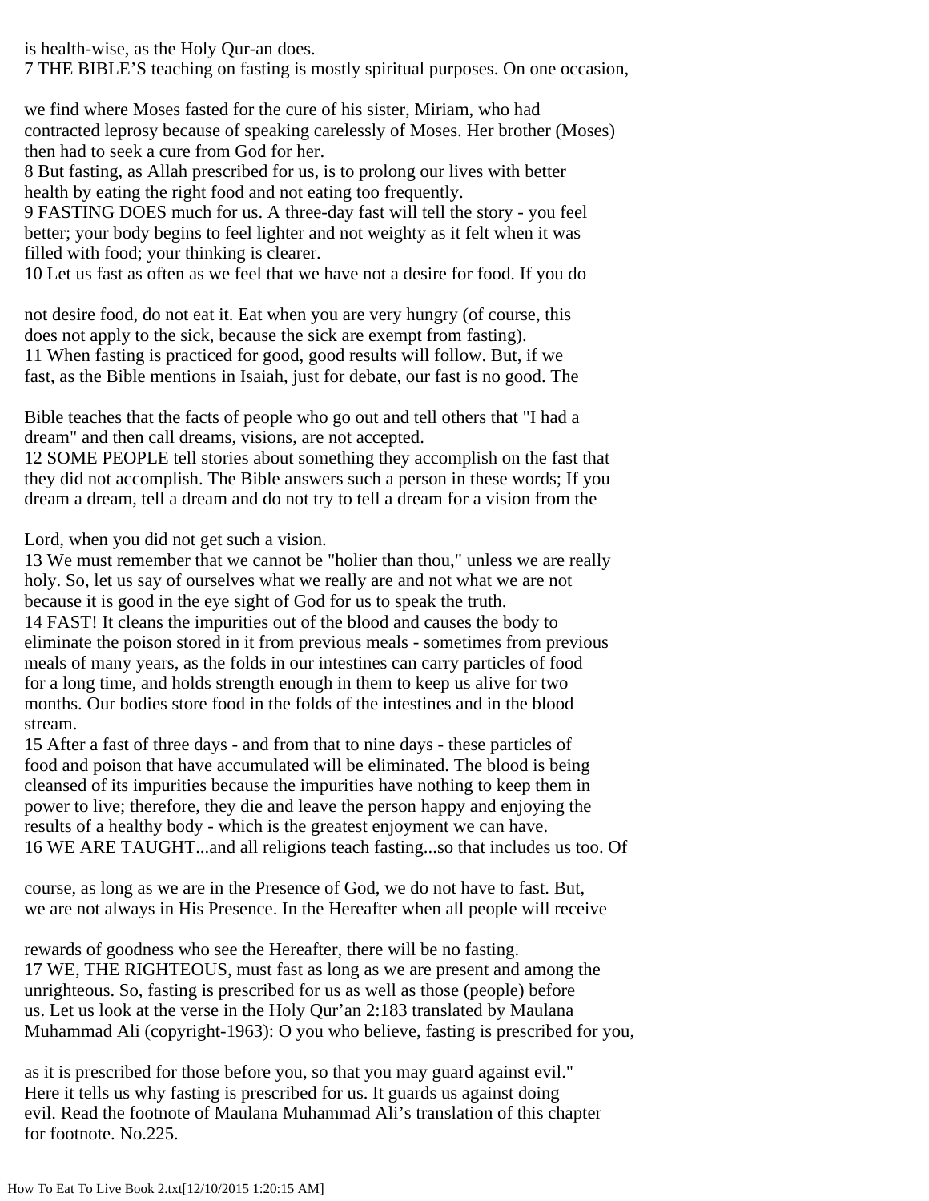is health-wise, as the Holy Qur-an does.

7 THE BIBLE'S teaching on fasting is mostly spiritual purposes. On one occasion, we find where Moses fasted for the cure of his sister, Miriam, who had contracted leprosy because of speaking carelessly of Moses. Her brother (Moses) then had to seek a cure from God for her.

8 But fasting, as Allah prescribed for us, is to prolong our lives with better health by eating the right food and not eating too frequently.

9 FASTING DOES much for us. A three-day fast will tell the story - you feel better; your body begins to feel lighter and not weighty as it felt when it was filled with food; your thinking is clearer.

10 Let us fast as often as we feel that we have not a desire for food. If you do not desire food, do not eat it. Eat when you are very hungry (of course, this does not apply to the sick, because the sick are exempt from fasting).

11 When fasting is practiced for good, good results will follow. But, if we fast, as the Bible mentions in Isaiah, just for debate, our fast is no good. The Bible teaches that the facts of people who go out and tell others that "I had a dream" and then call dreams, visions, are not accepted.

12 SOME PEOPLE tell stories about something they accomplish on the fast that they did not accomplish. The Bible answers such a person in these words; If you dream a dream, tell a dream and do not try to tell a dream for a vision from the Lord, when you did not get such a vision.

13 We must remember that we cannot be "holier than thou," unless we are really holy. So, let us say of ourselves what we really are and not what we are not because it is good in the eye sight of God for us to speak the truth.

14 FAST! It cleans the impurities out of the blood and causes the body to eliminate the poison stored in it from previous meals - sometimes from previous meals of many years, as the folds in our intestines can carry particles of food for a long time, and holds strength enough in them to keep us alive for two months. Our bodies store food in the folds of the intestines and in the blood stream.

15 After a fast of three days - and from that to nine days - these particles of food and poison that have accumulated will be eliminated. The blood is being cleansed of its impurities because the impurities have nothing to keep them in power to live; therefore, they die and leave the person happy and enjoying the results of a healthy body - which is the greatest enjoyment we can have.

16 WE ARE TAUGHT...and all religions teach fasting...so that includes us too. Of course, as long as we are in the Presence of God, we do not have to fast. But, we are not always in His Presence. In the Hereafter when all people will receive rewards of goodness who see the Hereafter, there will be no fasting.

17 WE, THE RIGHTEOUS, must fast as long as we are present and among the unrighteous. So, fasting is prescribed for us as well as those (people) before us. Let us look at the verse in the Holy Qur'an 2:183 translated by Maulana Muhammad Ali (copyright-1963): O you who believe, fasting is prescribed for you, as it is prescribed for those before you, so that you may guard against evil." Here it tells us why fasting is prescribed for us. It guards us against doing evil. Read the footnote of Maulana Muhammad Ali's translation of this chapter for footnote. No.225.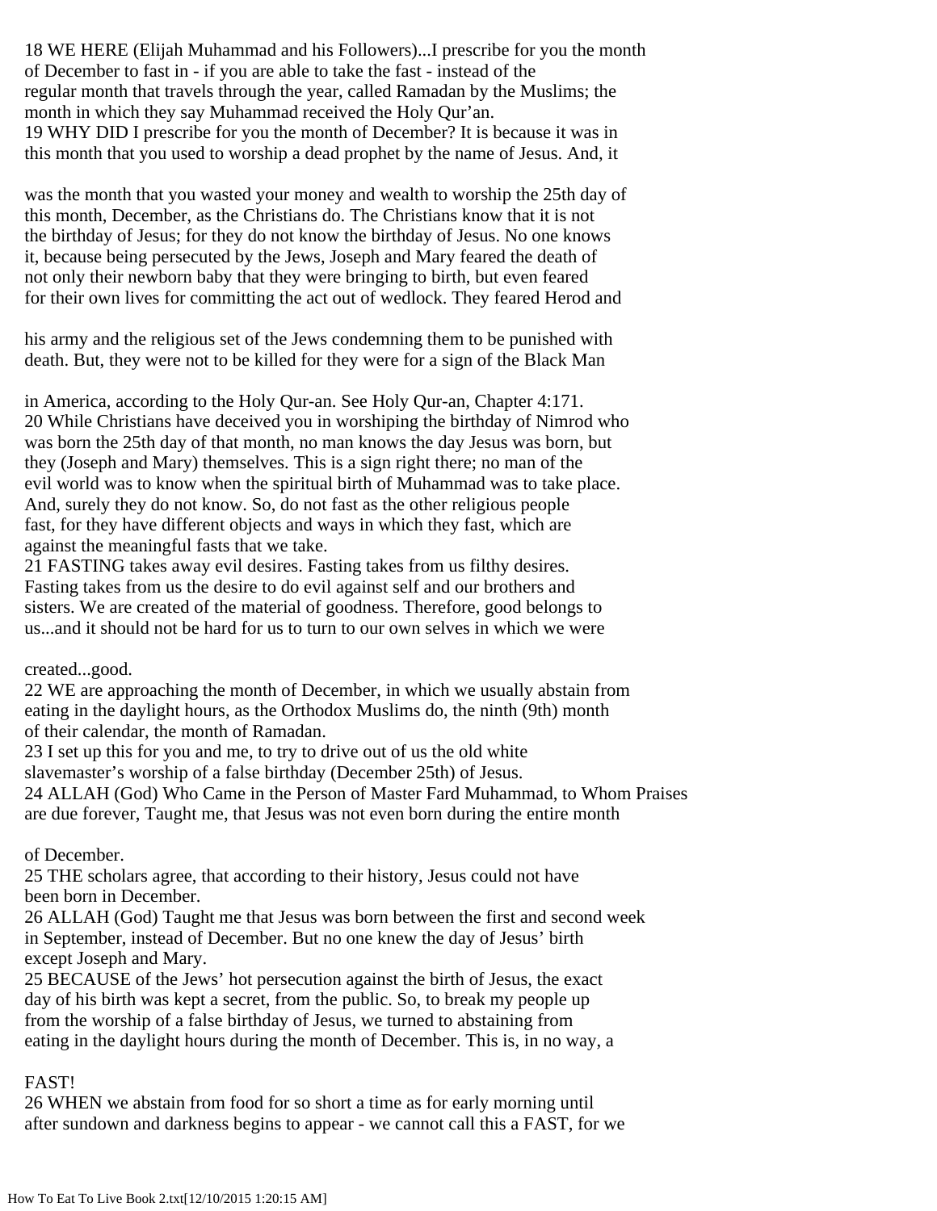18 WE HERE (Elijah Muhammad and his Followers)...I prescribe for you the month of December to fast in - if you are able to take the fast - instead of the regular month that travels through the year, called Ramadan by the Muslims; the month in which they say Muhammad received the Holy Qur'an.

19 WHY DID I prescribe for you the month of December? It is because it was in this month that you used to worship a dead prophet by the name of Jesus. And, it was the month that you wasted your money and wealth to worship the 25th day of this month, December, as the Christians do. The Christians know that it is not the birthday of Jesus; for they do not know the birthday of Jesus. No one knows it, because being persecuted by the Jews, Joseph and Mary feared the death of not only their newborn baby that they were bringing to birth, but even feared for their own lives for committing the act out of wedlock. They feared Herod and his army and the religious set of the Jews condemning them to be punished with death. But, they were not to be killed for they were for a sign of the Black Man in America, according to the Holy Qur-an. See Holy Qur-an, Chapter 4:171.

20 While Christians have deceived you in worshiping the birthday of Nimrod who was born the 25th day of that month, no man knows the day Jesus was born, but they (Joseph and Mary) themselves. This is a sign right there; no man of the evil world was to know when the spiritual birth of Muhammad was to take place. And, surely they do not know. So, do not fast as the other religious people fast, for they have different objects and ways in which they fast, which are against the meaningful fasts that we take.

21 FASTING takes away evil desires. Fasting takes from us filthy desires. Fasting takes from us the desire to do evil against self and our brothers and sisters. We are created of the material of goodness. Therefore, good belongs to us...and it should not be hard for us to turn to our own selves in which we were created...good.

22 WE are approaching the month of December, in which we usually abstain from eating in the daylight hours, as the Orthodox Muslims do, the ninth (9th) month of their calendar, the month of Ramadan.

23 I set up this for you and me, to try to drive out of us the old white slavemaster's worship of a false birthday (December 25th) of Jesus.

24 ALLAH (God) Who Came in the Person of Master Fard Muhammad, to Whom Praises are due forever, Taught me, that Jesus was not even born during the entire month of December.

25 THE scholars agree, that according to their history, Jesus could not have been born in December.

26 ALLAH (God) Taught me that Jesus was born between the first and second week in September, instead of December. But no one knew the day of Jesus' birth except Joseph and Mary.

25 BECAUSE of the Jews' hot persecution against the birth of Jesus, the exact day of his birth was kept a secret, from the public. So, to break my people up from the worship of a false birthday of Jesus, we turned to abstaining from eating in the daylight hours during the month of December. This is, in no way, a FAST!

26 WHEN we abstain from food for so short a time as for early morning until after sundown and darkness begins to appear - we cannot call this a FAST, for we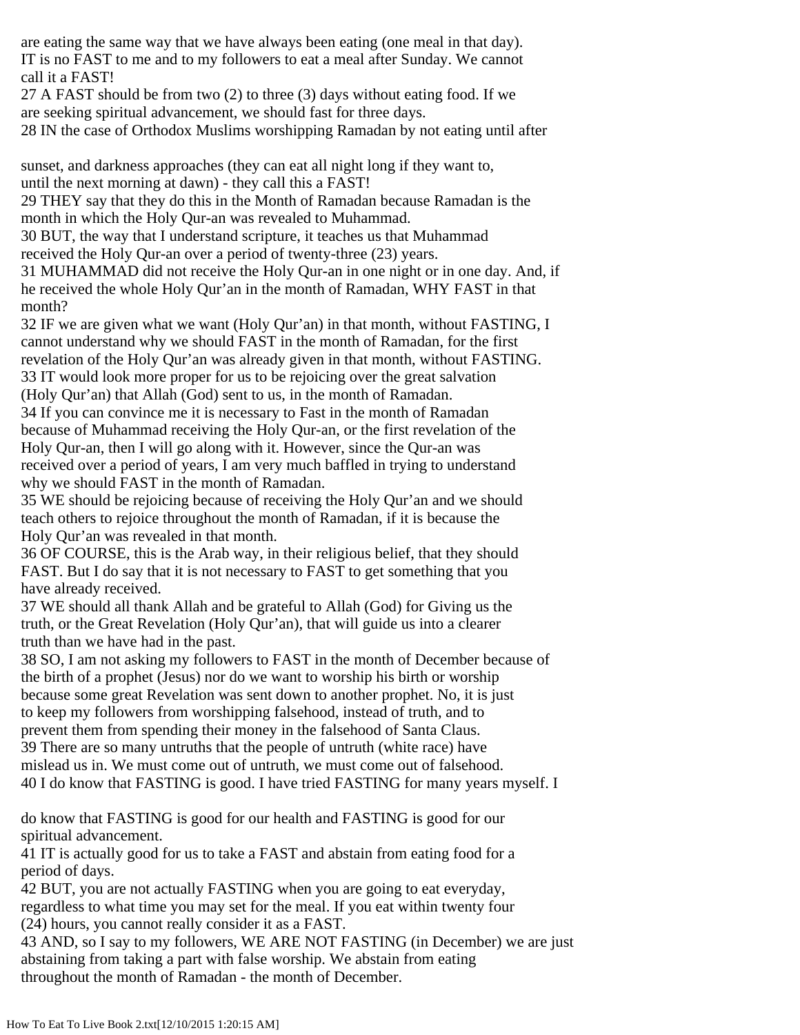are eating the same way that we have always been eating (one meal in that day). IT is no FAST to me and to my followers to eat a meal after Sunday. We cannot call it a FAST!

27 A FAST should be from two (2) to three (3) days without eating food. If we are seeking spiritual advancement, we should fast for three days.

28 IN the case of Orthodox Muslims worshipping Ramadan by not eating until after sunset, and darkness approaches (they can eat all night long if they want to, until the next morning at dawn) - they call this a FAST!

29 THEY say that they do this in the Month of Ramadan because Ramadan is the month in which the Holy Qur-an was revealed to Muhammad.

30 BUT, the way that I understand scripture, it teaches us that Muhammad received the Holy Qur-an over a period of twenty-three (23) years.

31 MUHAMMAD did not receive the Holy Qur-an in one night or in one day. And, if he received the whole Holy Qur'an in the month of Ramadan, WHY FAST in that month?

32 IF we are given what we want (Holy Qur'an) in that month, without FASTING, I cannot understand why we should FAST in the month of Ramadan, for the first revelation of the Holy Qur'an was already given in that month, without FASTING.

33 IT would look more proper for us to be rejoicing over the great salvation (Holy Qur'an) that Allah (God) sent to us, in the month of Ramadan.

34 If you can convince me it is necessary to Fast in the month of Ramadan because of Muhammad receiving the Holy Qur-an, or the first revelation of the Holy Qur-an, then I will go along with it. However, since the Qur-an was received over a period of years, I am very much baffled in trying to understand why we should FAST in the month of Ramadan.

35 WE should be rejoicing because of receiving the Holy Qur'an and we should teach others to rejoice throughout the month of Ramadan, if it is because the Holy Qur'an was revealed in that month.

36 OF COURSE, this is the Arab way, in their religious belief, that they should FAST. But I do say that it is not necessary to FAST to get something that you have already received.

37 WE should all thank Allah and be grateful to Allah (God) for Giving us the truth, or the Great Revelation (Holy Qur'an), that will guide us into a clearer truth than we have had in the past.

38 SO, I am not asking my followers to FAST in the month of December because of the birth of a prophet (Jesus) nor do we want to worship his birth or worship because some great Revelation was sent down to another prophet. No, it is just to keep my followers from worshipping falsehood, instead of truth, and to prevent them from spending their money in the falsehood of Santa Claus.

39 There are so many untruths that the people of untruth (white race) have mislead us in. We must come out of untruth, we must come out of falsehood.

40 I do know that FASTING is good. I have tried FASTING for many years myself. I do know that FASTING is good for our health and FASTING is good for our spiritual advancement.

41 IT is actually good for us to take a FAST and abstain from eating food for a period of days.

42 BUT, you are not actually FASTING when you are going to eat everyday, regardless to what time you may set for the meal. If you eat within twenty four (24) hours, you cannot really consider it as a FAST.

43 AND, so I say to my followers, WE ARE NOT FASTING (in December) we are just abstaining from taking a part with false worship. We abstain from eating throughout the month of Ramadan - the month of December.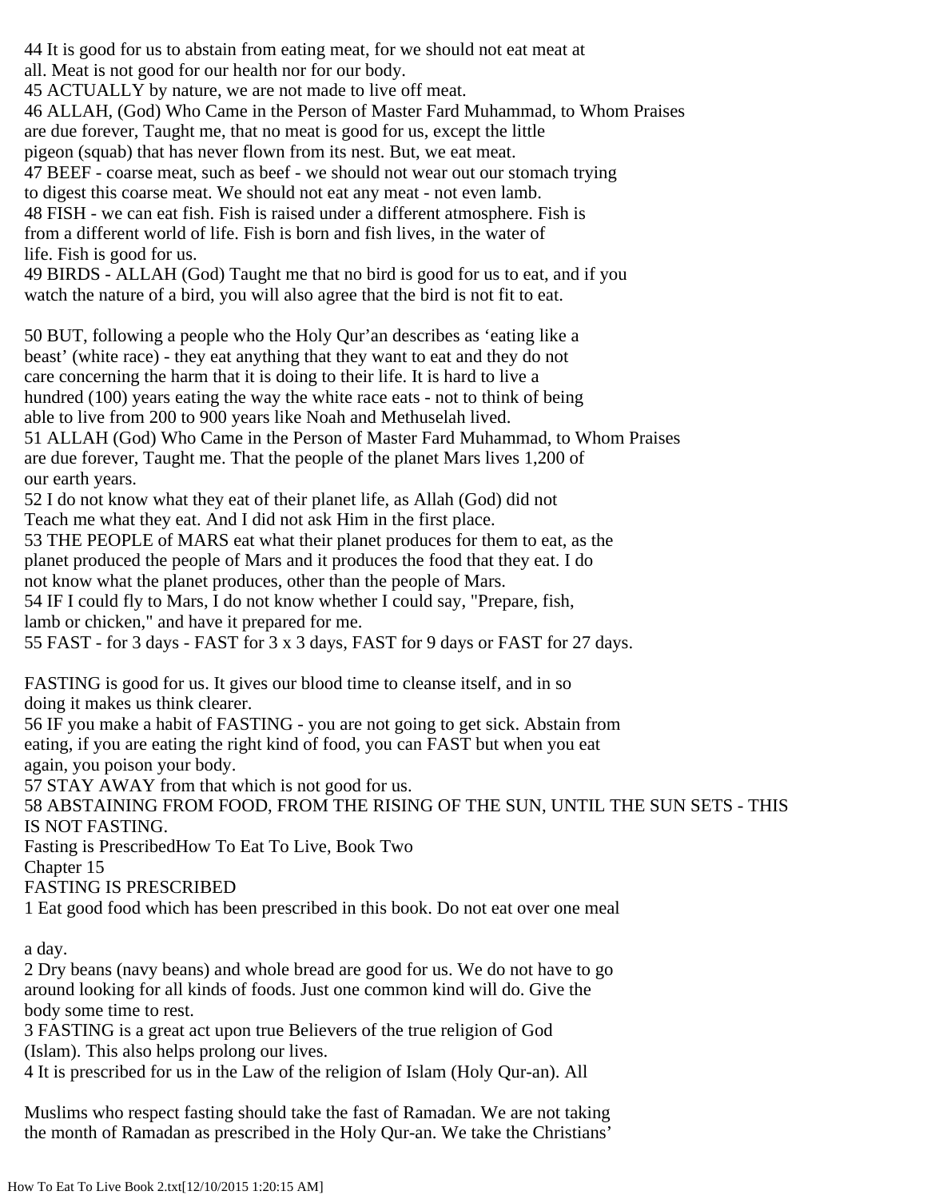44 It is good for us to abstain from eating meat, for we should not eat meat at all. Meat is not good for our health nor for our body.

45 ACTUALLY by nature, we are not made to live off meat.

46 ALLAH, (God) Who Came in the Person of Master Fard Muhammad, to Whom Praises are due forever, Taught me, that no meat is good for us, except the little pigeon (squab) that has never flown from its nest. But, we eat meat.

47 BEEF - coarse meat, such as beef - we should not wear out our stomach trying to digest this coarse meat. We should not eat any meat - not even lamb.

48 FISH - we can eat fish. Fish is raised under a different atmosphere. Fish is from a different world of life. Fish is born and fish lives, in the water of life. Fish is good for us.

49 BIRDS - ALLAH (God) Taught me that no bird is good for us to eat, and if you watch the nature of a bird, you will also agree that the bird is not fit to eat.

50 BUT, following a people who the Holy Qur'an describes as 'eating like a beast' (white race) - they eat anything that they want to eat and they do not care concerning the harm that it is doing to their life. It is hard to live a hundred (100) years eating the way the white race eats - not to think of being able to live from 200 to 900 years like Noah and Methuselah lived.

51 ALLAH (God) Who Came in the Person of Master Fard Muhammad, to Whom Praises are due forever, Taught me. That the people of the planet Mars lives 1,200 of our earth years.

52 I do not know what they eat of their planet life, as Allah (God) did not Teach me what they eat. And I did not ask Him in the first place.

53 THE PEOPLE of MARS eat what their planet produces for them to eat, as the planet produced the people of Mars and it produces the food that they eat. I do not know what the planet produces, other than the people of Mars.

54 IF I could fly to Mars, I do not know whether I could say, "Prepare, fish, lamb or chicken," and have it prepared for me.

55 FAST - for 3 days - FAST for 3 x 3 days, FAST for 9 days or FAST for 27 days.

FASTING is good for us. It gives our blood time to cleanse itself, and in so doing it makes us think clearer.

56 IF you make a habit of FASTING - you are not going to get sick. Abstain from eating, if you are eating the right kind of food, you can FAST but when you eat again, you poison your body.

57 STAY AWAY from that which is not good for us.

58 ABSTAINING FROM FOOD, FROM THE RISING OF THE SUN, UNTIL THE SUN SETS - THIS IS NOT FASTING.

Fasting is PrescribedHow To Eat To Live, Book Two

Chapter 15

## FASTING IS PRESCRIBED

1 Eat good food which has been prescribed in this book. Do not eat over one meal a day.

2 Dry beans (navy beans) and whole bread are good for us. We do not have to go around looking for all kinds of foods. Just one common kind will do. Give the body some time to rest.

3 FASTING is a great act upon true Believers of the true religion of God (Islam). This also helps prolong our lives.

4 It is prescribed for us in the Law of the religion of Islam (Holy Qur-an). All Muslims who respect fasting should take the fast of Ramadan. We are not taking the month of Ramadan as prescribed in the Holy Qur-an. We take the Christians'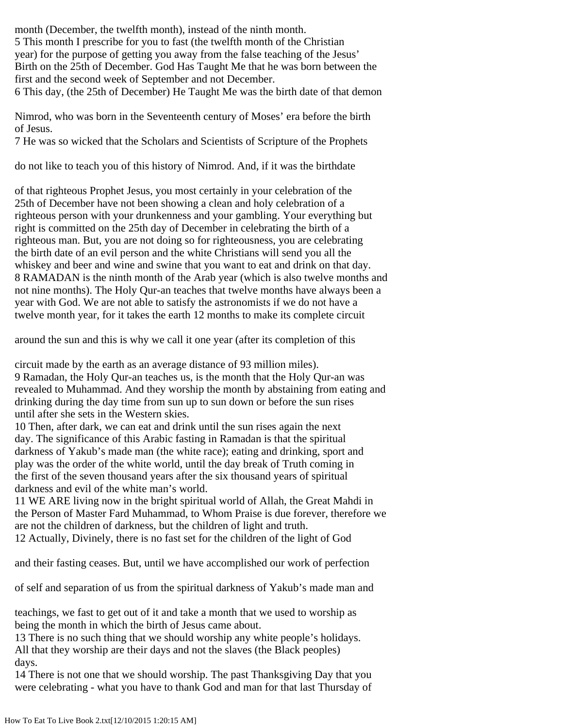month (December, the twelfth month), instead of the ninth month.

5 This month I prescribe for you to fast (the twelfth month of the Christian year) for the purpose of getting you away from the false teaching of the Jesus' Birth on the 25th of December. God Has Taught Me that he was born between the first and the second week of September and not December.

6 This day, (the 25th of December) He Taught Me was the birth date of that demon Nimrod, who was born in the Seventeenth century of Moses' era before the birth of Jesus.

7 He was so wicked that the Scholars and Scientists of Scripture of the Prophets do not like to teach you of this history of Nimrod. And, if it was the birthdate of that righteous Prophet Jesus, you most certainly in your celebration of the 25th of December have not been showing a clean and holy celebration of a righteous person with your drunkenness and your gambling. Your everything but right is committed on the 25th day of December in celebrating the birth of a righteous man. But, you are not doing so for righteousness, you are celebrating the birth date of an evil person and the white Christians will send you all the whiskey and beer and wine and swine that you want to eat and drink on that day.

8 RAMADAN is the ninth month of the Arab year (which is also twelve months and not nine months). The Holy Qur-an teaches that twelve months have always been a year with God. We are not able to satisfy the astronomists if we do not have a twelve month year, for it takes the earth 12 months to make its complete circuit around the sun and this is why we call it one year (after its completion of this circuit made by the earth as an average distance of 93 million miles).

9 Ramadan, the Holy Qur-an teaches us, is the month that the Holy Qur-an was revealed to Muhammad. And they worship the month by abstaining from eating and drinking during the day time from sun up to sun down or before the sun rises until after she sets in the Western skies.

10 Then, after dark, we can eat and drink until the sun rises again the next day. The significance of this Arabic fasting in Ramadan is that the spiritual darkness of Yakub's made man (the white race); eating and drinking, sport and play was the order of the white world, until the day break of Truth coming in the first of the seven thousand years after the six thousand years of spiritual darkness and evil of the white man's world.

11 WE ARE living now in the bright spiritual world of Allah, the Great Mahdi in the Person of Master Fard Muhammad, to Whom Praise is due forever, therefore we are not the children of darkness, but the children of light and truth.

12 Actually, Divinely, there is no fast set for the children of the light of God and their fasting ceases. But, until we have accomplished our work of perfection of self and separation of us from the spiritual darkness of Yakub's made man and teachings, we fast to get out of it and take a month that we used to worship as being the month in which the birth of Jesus came about.

13 There is no such thing that we should worship any white people's holidays. All that they worship are their days and not the slaves (the Black peoples) days.

14 There is not one that we should worship. The past Thanksgiving Day that you were celebrating - what you have to thank God and man for that last Thursday of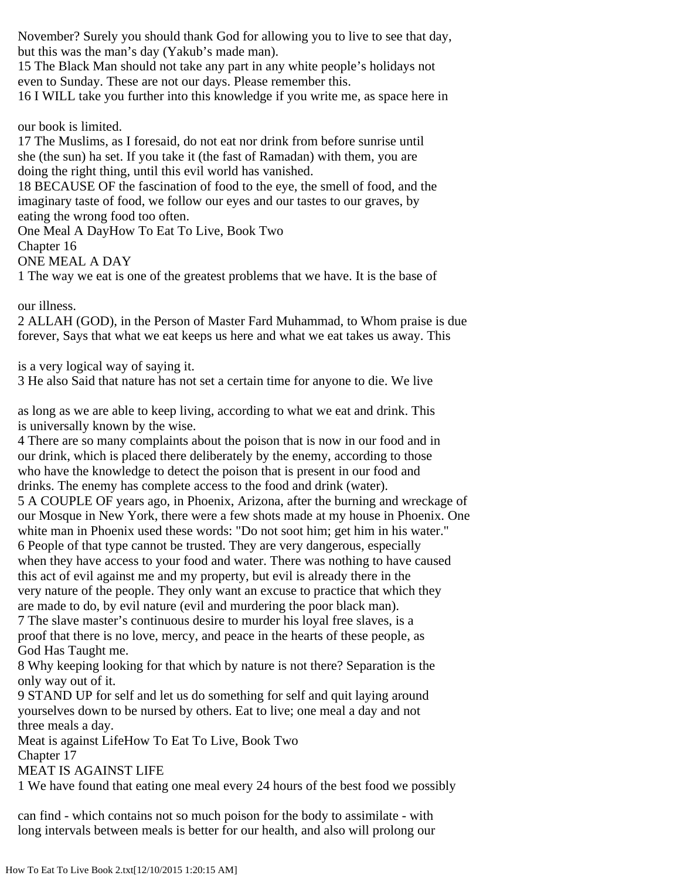November? Surely you should thank God for allowing you to live to see that day, but this was the man's day (Yakub's made man).

15 The Black Man should not take any part in any white people's holidays not even to Sunday. These are not our days. Please remember this.

16 I WILL take you further into this knowledge if you write me, as space here in our book is limited.

17 The Muslims, as I foresaid, do not eat nor drink from before sunrise until she (the sun) ha set. If you take it (the fast of Ramadan) with them, you are doing the right thing, until this evil world has vanished.

18 BECAUSE OF the fascination of food to the eye, the smell of food, and the imaginary taste of food, we follow our eyes and our tastes to our graves, by eating the wrong food too often.

One Meal A DayHow To Eat To Live, Book Two

Chapter 16

## ONE MEAL A DAY

1 The way we eat is one of the greatest problems that we have. It is the base of our illness.

2 ALLAH (GOD), in the Person of Master Fard Muhammad, to Whom praise is due forever, Says that what we eat keeps us here and what we eat takes us away. This is a very logical way of saying it.

3 He also Said that nature has not set a certain time for anyone to die. We live as long as we are able to keep living, according to what we eat and drink. This is universally known by the wise.

4 There are so many complaints about the poison that is now in our food and in our drink, which is placed there deliberately by the enemy, according to those who have the knowledge to detect the poison that is present in our food and drinks. The enemy has complete access to the food and drink (water).

5 A COUPLE OF years ago, in Phoenix, Arizona, after the burning and wreckage of our Mosque in New York, there were a few shots made at my house in Phoenix. One white man in Phoenix used these words: "Do not soot him; get him in his water."

6 People of that type cannot be trusted. They are very dangerous, especially when they have access to your food and water. There was nothing to have caused this act of evil against me and my property, but evil is already there in the very nature of the people. They only want an excuse to practice that which they are made to do, by evil nature (evil and murdering the poor black man).

7 The slave master's continuous desire to murder his loyal free slaves, is a proof that there is no love, mercy, and peace in the hearts of these people, as God Has Taught me.

8 Why keeping looking for that which by nature is not there? Separation is the only way out of it.

9 STAND UP for self and let us do something for self and quit laying around yourselves down to be nursed by others. Eat to live; one meal a day and not three meals a day.

Meat is against LifeHow To Eat To Live, Book Two

Chapter 17

## MEAT IS AGAINST LIFE

1 We have found that eating one meal every 24 hours of the best food we possibly can find - which contains not so much poison for the body to assimilate - with long intervals between meals is better for our health, and also will prolong our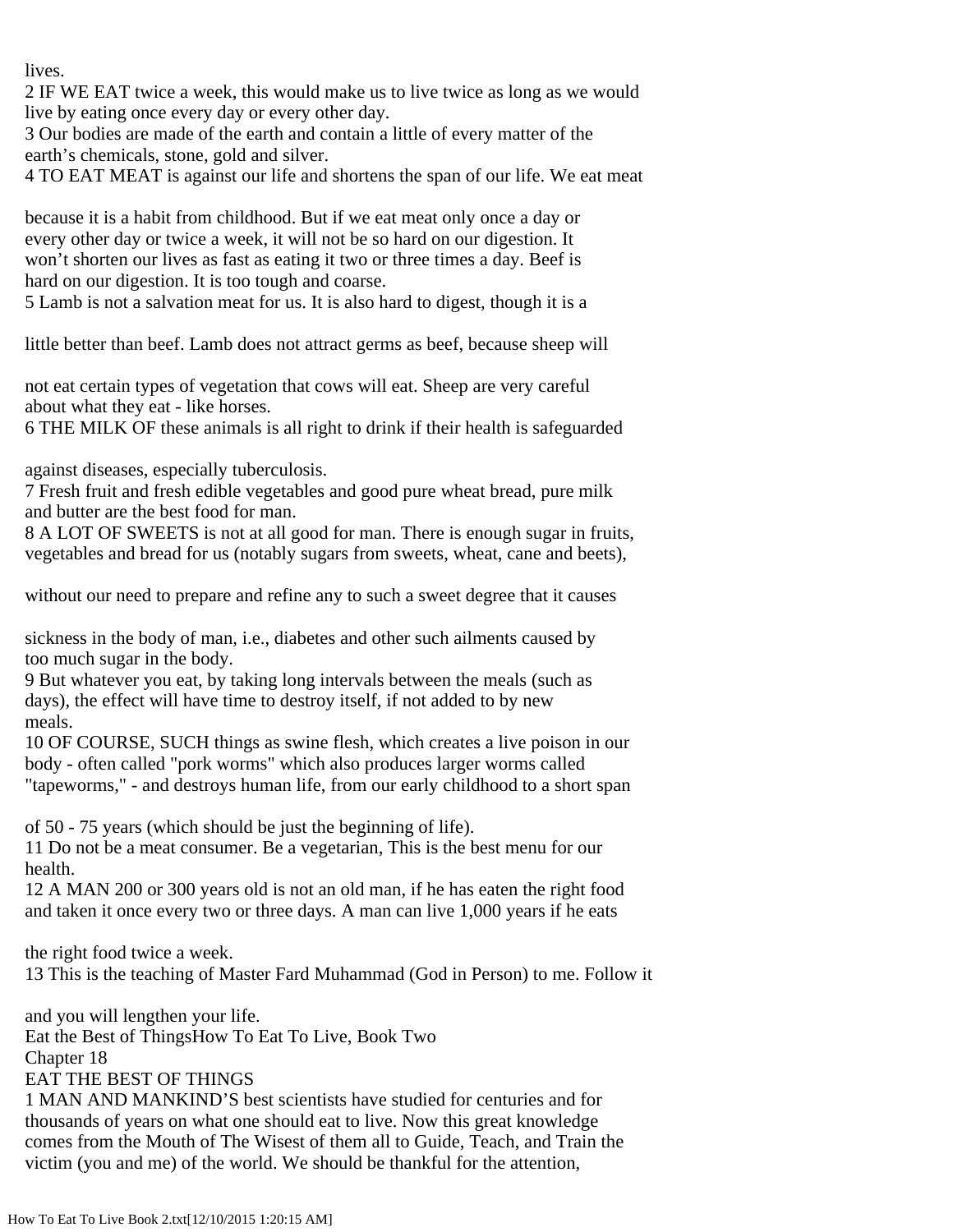lives.

2 IF WE EAT twice a week, this would make us to live twice as long as we would live by eating once every day or every other day.

3 Our bodies are made of the earth and contain a little of every matter of the earth's chemicals, stone, gold and silver.

4 TO EAT MEAT is against our life and shortens the span of our life. We eat meat because it is a habit from childhood. But if we eat meat only once a day or every other day or twice a week, it will not be so hard on our digestion. It won't shorten our lives as fast as eating it two or three times a day. Beef is hard on our digestion. It is too tough and coarse.

5 Lamb is not a salvation meat for us. It is also hard to digest, though it is a little better than beef. Lamb does not attract germs as beef, because sheep will not eat certain types of vegetation that cows will eat. Sheep are very careful about what they eat - like horses.

6 THE MILK OF these animals is all right to drink if their health is safeguarded against diseases, especially tuberculosis.

7 Fresh fruit and fresh edible vegetables and good pure wheat bread, pure milk and butter are the best food for man.

8 A LOT OF SWEETS is not at all good for man. There is enough sugar in fruits, vegetables and bread for us (notably sugars from sweets, wheat, cane and beets), without our need to prepare and refine any to such a sweet degree that it causes sickness in the body of man, i.e., diabetes and other such ailments caused by too much sugar in the body.

9 But whatever you eat, by taking long intervals between the meals (such as days), the effect will have time to destroy itself, if not added to by new meals.

10 OF COURSE, SUCH things as swine flesh, which creates a live poison in our body - often called "pork worms" which also produces larger worms called "tapeworms," - and destroys human life, from our early childhood to a short span of 50 - 75 years (which should be just the beginning of life).

11 Do not be a meat consumer. Be a vegetarian, This is the best menu for our health.

12 A MAN 200 or 300 years old is not an old man, if he has eaten the right food and taken it once every two or three days. A man can live 1,000 years if he eats the right food twice a week.

13 This is the teaching of Master Fard Muhammad (God in Person) to me. Follow it and you will lengthen your life.

Eat the Best of ThingsHow To Eat To Live, Book Two

Chapter 18

# EAT THE BEST OF THINGS

1 MAN AND MANKIND'S best scientists have studied for centuries and for thousands of years on what one should eat to live. Now this great knowledge comes from the Mouth of The Wisest of them all to Guide, Teach, and Train the victim (you and me) of the world. We should be thankful for the attention,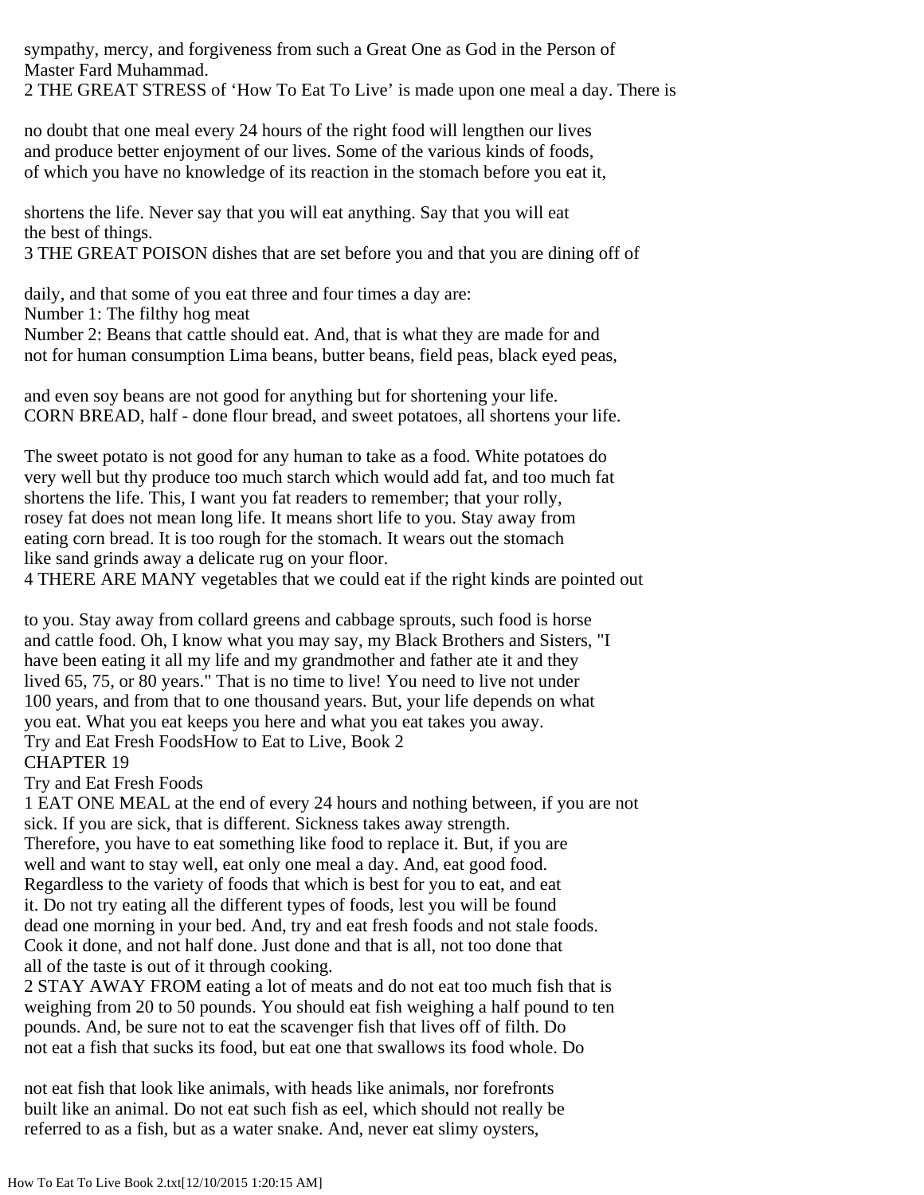sympathy, mercy, and forgiveness from such a Great One as God in the Person of Master Fard Muhammad.

2 THE GREAT STRESS of 'How To Eat To Live' is made upon one meal a day. There is no doubt that one meal every 24 hours of the right food will lengthen our lives and produce better enjoyment of our lives. Some of the various kinds of foods, of which you have no knowledge of its reaction in the stomach before you eat it, shortens the life. Never say that you will eat anything. Say that you will eat the best of things.

3 THE GREAT POISON dishes that are set before you and that you are dining off of daily, and that some of you eat three and four times a day are:

Number 1: The filthy hog meat

Number 2: Beans that cattle should eat. And, that is what they are made for and not for human consumption Lima beans, butter beans, field peas, black eyed peas, and even soy beans are not good for anything but for shortening your life.

CORN BREAD, half - done flour bread, and sweet potatoes, all shortens your life. The sweet potato is not good for any human to take as a food. White potatoes do very well but thy produce too much starch which would add fat, and too much fat shortens the life. This, I want you fat readers to remember; that your rolly, rosey fat does not mean long life. It means short life to you. Stay away from eating corn bread. It is too rough for the stomach. It wears out the stomach like sand grinds away a delicate rug on your floor.

4 THERE ARE MANY vegetables that we could eat if the right kinds are pointed out to you. Stay away from collard greens and cabbage sprouts, such food is horse and cattle food. Oh, I know what you may say, my Black Brothers and Sisters, "I have been eating it all my life and my grandmother and father ate it and they lived 65, 75, or 80 years." That is no time to live! You need to live not under 100 years, and from that to one thousand years. But, your life depends on what you eat. What you eat keeps you here and what you eat takes you away.

## CHAPTER 19

### Try and Eat Fresh Foods

1 EAT ONE MEAL at the end of every 24 hours and nothing between, if you are not sick. If you are sick, that is different. Sickness takes away strength. Therefore, you have to eat something like food to replace it. But, if you are well and want to stay well, eat only one meal a day. And, eat good food. Regardless to the variety of foods that which is best for you to eat, and eat it. Do not try eating all the different types of foods, lest you will be found dead one morning in your bed. And, try and eat fresh foods and not stale foods. Cook it done, and not half done. Just done and that is all, not too done that all of the taste is out of it through cooking.

2 STAY AWAY FROM eating a lot of meats and do not eat too much fish that is weighing from 20 to 50 pounds. You should eat fish weighing a half pound to ten pounds. And, be sure not to eat the scavenger fish that lives off of filth. Do not eat a fish that sucks its food, but eat one that swallows its food whole. Do not eat fish that look like animals, with heads like animals, nor forefronts built like an animal. Do not eat such fish as eel, which should not really be referred to as a fish, but as a water snake. And, never eat slimy oysters,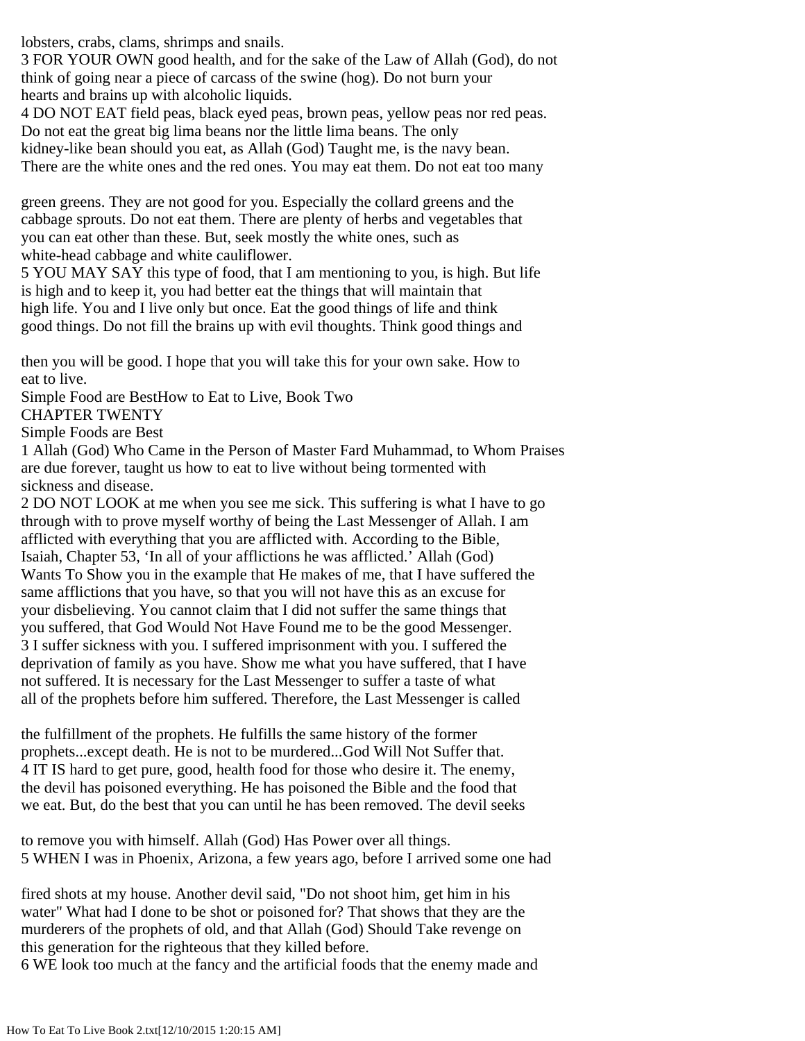lobsters, crabs, clams, shrimps and snails.

3 FOR YOUR OWN good health, and for the sake of the Law of Allah (God), do not think of going near a piece of carcass of the swine (hog). Do not burn your hearts and brains up with alcoholic liquids.

4 DO NOT EAT field peas, black eyed peas, brown peas, yellow peas nor red peas. Do not eat the great big lima beans nor the little lima beans. The only kidney-like bean should you eat, as Allah (God) Taught me, is the navy bean. There are the white ones and the red ones. You may eat them. Do not eat too many green greens. They are not good for you. Especially the collard greens and the cabbage sprouts. Do not eat them. There are plenty of herbs and vegetables that you can eat other than these. But, seek mostly the white ones, such as white-head cabbage and white cauliflower.

5 YOU MAY SAY this type of food, that I am mentioning to you, is high. But life is high and to keep it, you had better eat the things that will maintain that high life. You and I live only but once. Eat the good things of life and think good things. Do not fill the brains up with evil thoughts. Think good things and then you will be good. I hope that you will take this for your own sake. How to eat to live.

Simple Food are BestHow to Eat to Live, Book Two

# CHAPTER TWENTY

## Simple Foods are Best

1 Allah (God) Who Came in the Person of Master Fard Muhammad, to Whom Praises are due forever, taught us how to eat to live without being tormented with sickness and disease.

2 DO NOT LOOK at me when you see me sick. This suffering is what I have to go through with to prove myself worthy of being the Last Messenger of Allah. I am afflicted with everything that you are afflicted with. According to the Bible, Isaiah, Chapter 53, ‘In all of your afflictions he was afflicted.’ Allah (God) Wants To Show you in the example that He makes of me, that I have suffered the same afflictions that you have, so that you will not have this as an excuse for your disbelieving. You cannot claim that I did not suffer the same things that you suffered, that God Would Not Have Found me to be the good Messenger.

3 I suffer sickness with you. I suffered imprisonment with you. I suffered the deprivation of family as you have. Show me what you have suffered, that I have not suffered. It is necessary for the Last Messenger to suffer a taste of what all of the prophets before him suffered. Therefore, the Last Messenger is called the fulfillment of the prophets. He fulfills the same history of the former prophets...except death. He is not to be murdered...God Will Not Suffer that.

4 IT IS hard to get pure, good, health food for those who desire it. The enemy, the devil has poisoned everything. He has poisoned the Bible and the food that we eat. But, do the best that you can until he has been removed. The devil seeks to remove you with himself. Allah (God) Has Power over all things.

5 WHEN I was in Phoenix, Arizona, a few years ago, before I arrived some one had fired shots at my house. Another devil said, "Do not shoot him, get him in his water" What had I done to be shot or poisoned for? That shows that they are the murderers of the prophets of old, and that Allah (God) Should Take revenge on this generation for the righteous that they killed before.

6 WE look too much at the fancy and the artificial foods that the enemy made and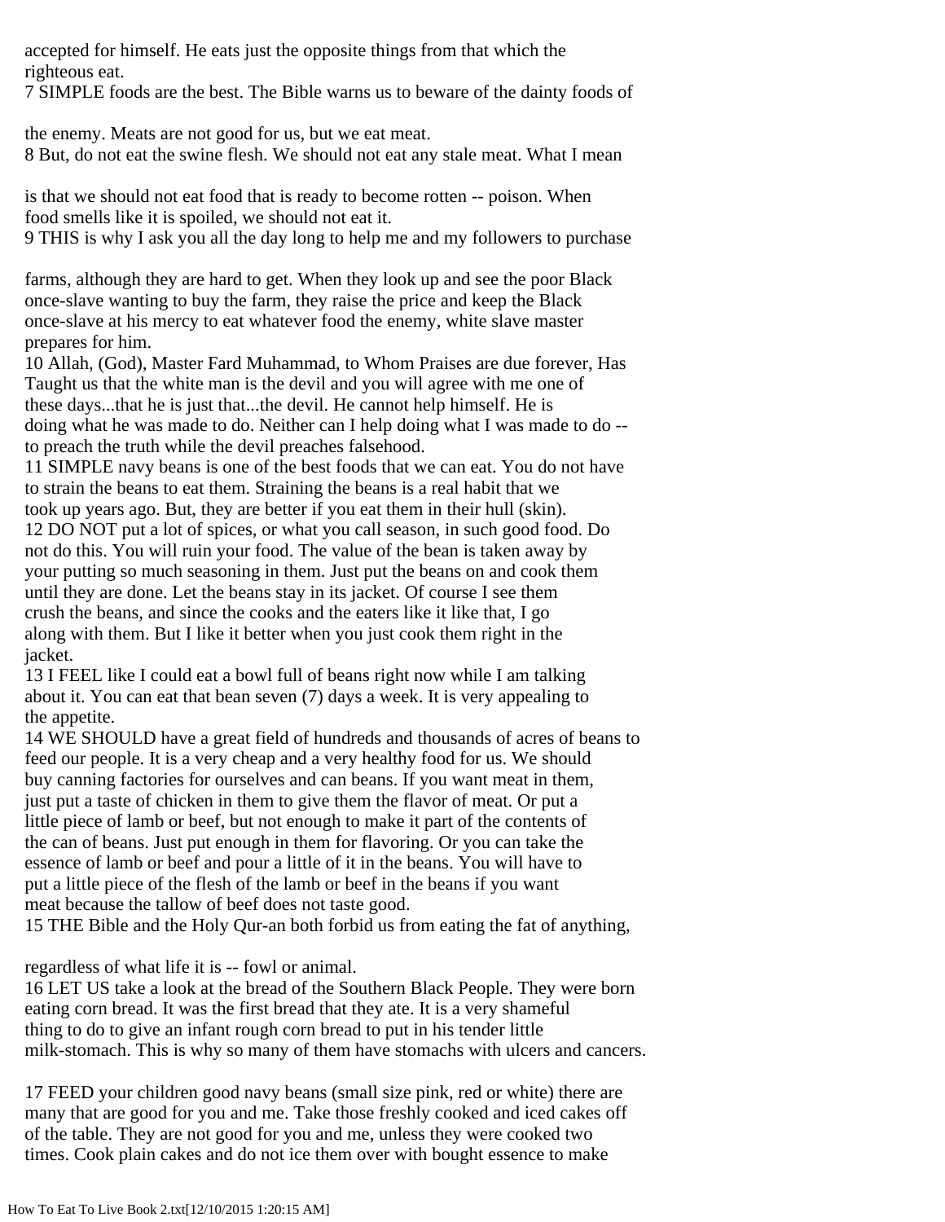accepted for himself. He eats just the opposite things from that which the righteous eat.

7 SIMPLE foods are the best. The Bible warns us to beware of the dainty foods of the enemy. Meats are not good for us, but we eat meat.

8 But, do not eat the swine flesh. We should not eat any stale meat. What I mean is that we should not eat food that is ready to become rotten -- poison. When food smells like it is spoiled, we should not eat it.

9 THIS is why I ask you all the day long to help me and my followers to purchase farms, although they are hard to get. When they look up and see the poor Black once-slave wanting to buy the farm, they raise the price and keep the Black once-slave at his mercy to eat whatever food the enemy, white slave master prepares for him.

10 Allah, (God), Master Fard Muhammad, to Whom Praises are due forever, Has Taught us that the white man is the devil and you will agree with me one of these days...that he is just that...the devil. He cannot help himself. He is doing what he was made to do. Neither can I help doing what I was made to do -- to preach the truth while the devil preaches falsehood.

11 SIMPLE navy beans is one of the best foods that we can eat. You do not have to strain the beans to eat them. Straining the beans is a real habit that we took up years ago. But, they are better if you eat them in their hull (skin).

12 DO NOT put a lot of spices, or what you call season, in such good food. Do not do this. You will ruin your food. The value of the bean is taken away by your putting so much seasoning in them. Just put the beans on and cook them until they are done. Let the beans stay in its jacket. Of course I see them crush the beans, and since the cooks and the eaters like it like that, I go along with them. But I like it better when you just cook them right in the jacket.

13 I FEEL like I could eat a bowl full of beans right now while I am talking about it. You can eat that bean seven (7) days a week. It is very appealing to the appetite.

14 WE SHOULD have a great field of hundreds and thousands of acres of beans to feed our people. It is a very cheap and a very healthy food for us. We should buy canning factories for ourselves and can beans. If you want meat in them, just put a taste of chicken in them to give them the flavor of meat. Or put a little piece of lamb or beef, but not enough to make it part of the contents of the can of beans. Just put enough in them for flavoring. Or you can take the essence of lamb or beef and pour a little of it in the beans. You will have to put a little piece of the flesh of the lamb or beef in the beans if you want meat because the tallow of beef does not taste good.

15 THE Bible and the Holy Qur-an both forbid us from eating the fat of anything, regardless of what life it is -- fowl or animal.

16 LET US take a look at the bread of the Southern Black People. They were born eating corn bread. It was the first bread that they ate. It is a very shameful thing to do to give an infant rough corn bread to put in his tender little milk-stomach. This is why so many of them have stomachs with ulcers and cancers.

17 FEED your children good navy beans (small size pink, red or white) there are many that are good for you and me. Take those freshly cooked and iced cakes off of the table. They are not good for you and me, unless they were cooked two times. Cook plain cakes and do not ice them over with bought essence to make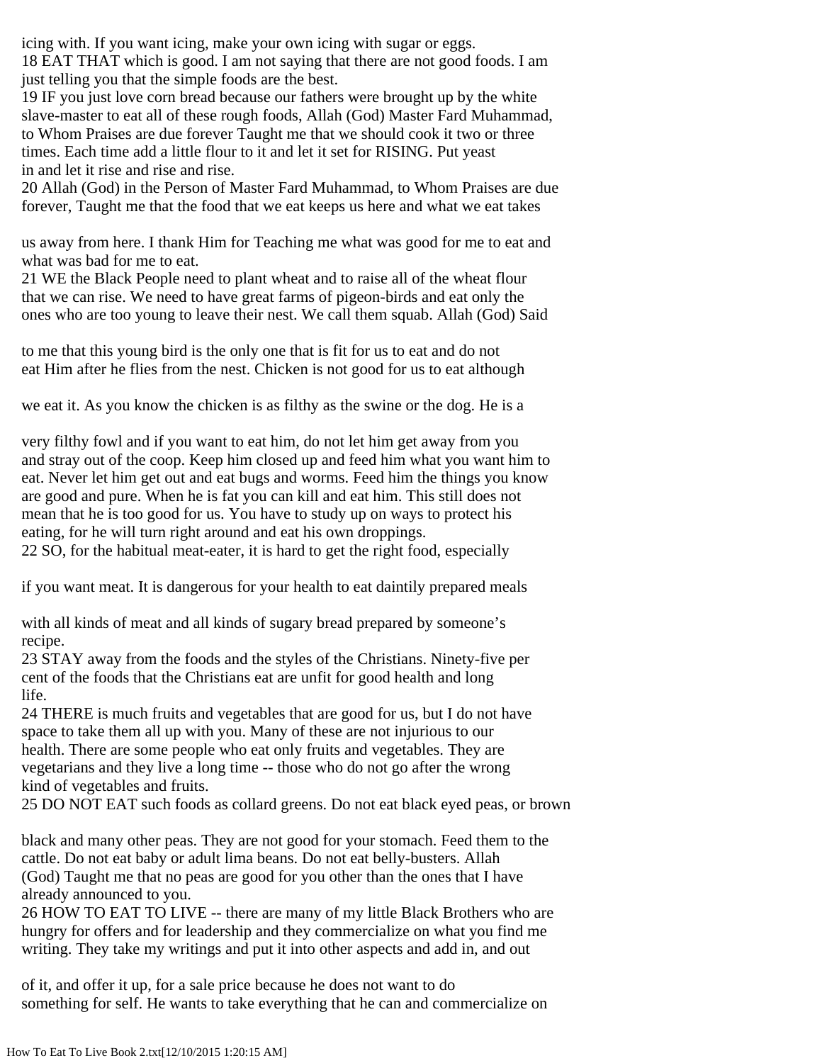icing with. If you want icing, make your own icing with sugar or eggs.

18 EAT THAT which is good. I am not saying that there are not good foods. I am just telling you that the simple foods are the best.

19 IF you just love corn bread because our fathers were brought up by the white slave-master to eat all of these rough foods, Allah (God) Master Fard Muhammad, to Whom Praises are due forever Taught me that we should cook it two or three times. Each time add a little flour to it and let it set for RISING. Put yeast in and let it rise and rise and rise.

20 Allah (God) in the Person of Master Fard Muhammad, to Whom Praises are due forever, Taught me that the food that we eat keeps us here and what we eat takes us away from here. I thank Him for Teaching me what was good for me to eat and what was bad for me to eat.

21 WE the Black People need to plant wheat and to raise all of the wheat flour that we can rise. We need to have great farms of pigeon-birds and eat only the ones who are too young to leave their nest. We call them squab. Allah (God) Said to me that this young bird is the only one that is fit for us to eat and do not eat Him after he flies from the nest. Chicken is not good for us to eat although we eat it. As you know the chicken is as filthy as the swine or the dog. He is a very filthy fowl and if you want to eat him, do not let him get away from you and stray out of the coop. Keep him closed up and feed him what you want him to eat. Never let him get out and eat bugs and worms. Feed him the things you know are good and pure. When he is fat you can kill and eat him. This still does not mean that he is too good for us. You have to study up on ways to protect his eating, for he will turn right around and eat his own droppings.

22 SO, for the habitual meat-eater, it is hard to get the right food, especially if you want meat. It is dangerous for your health to eat daintily prepared meals with all kinds of meat and all kinds of sugary bread prepared by someone's recipe.

23 STAY away from the foods and the styles of the Christians. Ninety-five per cent of the foods that the Christians eat are unfit for good health and long life.

24 THERE is much fruits and vegetables that are good for us, but I do not have space to take them all up with you. Many of these are not injurious to our health. There are some people who eat only fruits and vegetables. They are vegetarians and they live a long time -- those who do not go after the wrong kind of vegetables and fruits.

25 DO NOT EAT such foods as collard greens. Do not eat black eyed peas, or brown black and many other peas. They are not good for your stomach. Feed them to the cattle. Do not eat baby or adult lima beans. Do not eat belly-busters. Allah (God) Taught me that no peas are good for you other than the ones that I have already announced to you.

26 HOW TO EAT TO LIVE -- there are many of my little Black Brothers who are hungry for offers and for leadership and they commercialize on what you find me writing. They take my writings and put it into other aspects and add in, and out of it, and offer it up, for a sale price because he does not want to do something for self. He wants to take everything that he can and commercialize on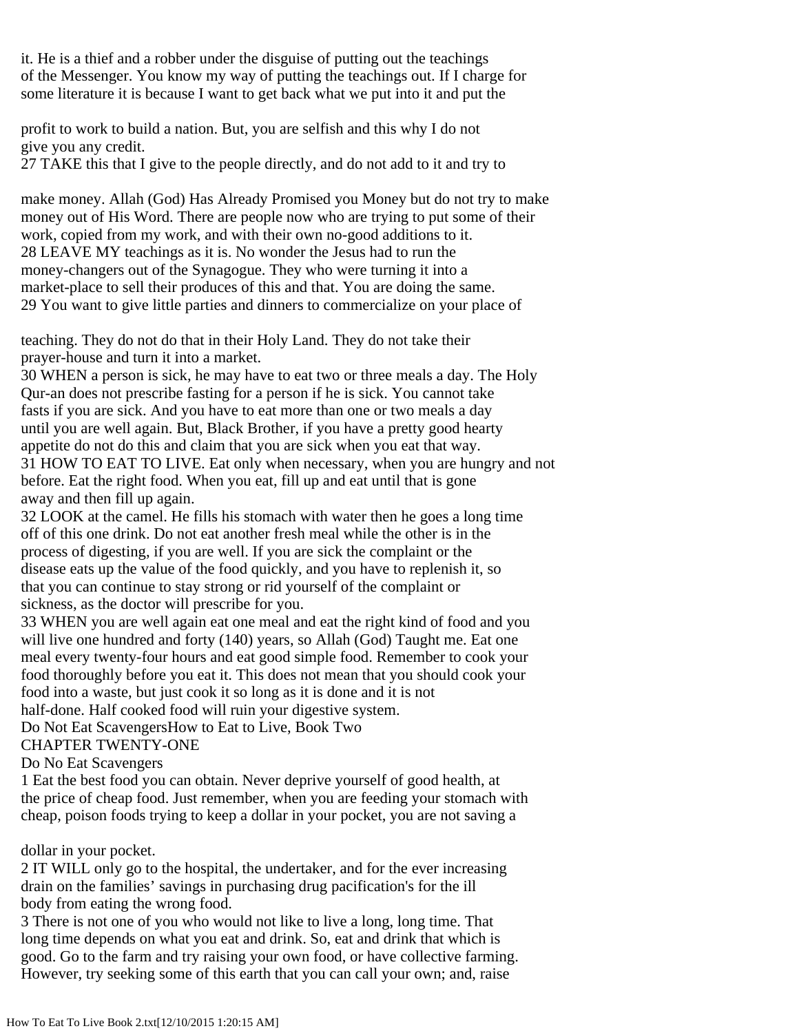it. He is a thief and a robber under the disguise of putting out the teachings of the Messenger. You know my way of putting the teachings out. If I charge for some literature it is because I want to get back what we put into it and put the

profit to work to build a nation. But, you are selfish and this why I do not give you any credit.

27 TAKE this that I give to the people directly, and do not add to it and try to

make money. Allah (God) Has Already Promised you Money but do not try to make money out of His Word. There are people now who are trying to put some of their work, copied from my work, and with their own no-good additions to it.

28 LEAVE MY teachings as it is. No wonder the Jesus had to run the money-changers out of the Synagogue. They who were turning it into a market-place to sell their produces of this and that. You are doing the same.

29 You want to give little parties and dinners to commercialize on your place of

teaching. They do not do that in their Holy Land. They do not take their prayer-house and turn it into a market.

30 WHEN a person is sick, he may have to eat two or three meals a day. The Holy Qur-an does not prescribe fasting for a person if he is sick. You cannot take fasts if you are sick. And you have to eat more than one or two meals a day until you are well again. But, Black Brother, if you have a pretty good hearty appetite do not do this and claim that you are sick when you eat that way.

31 HOW TO EAT TO LIVE. Eat only when necessary, when you are hungry and not before. Eat the right food. When you eat, fill up and eat until that is gone away and then fill up again.

32 LOOK at the camel. He fills his stomach with water then he goes a long time off of this one drink. Do not eat another fresh meal while the other is in the process of digesting, if you are well. If you are sick the complaint or the disease eats up the value of the food quickly, and you have to replenish it, so that you can continue to stay strong or rid yourself of the complaint or sickness, as the doctor will prescribe for you.

33 WHEN you are well again eat one meal and eat the right kind of food and you will live one hundred and forty (140) years, so Allah (God) Taught me. Eat one meal every twenty-four hours and eat good simple food. Remember to cook your food thoroughly before you eat it. This does not mean that you should cook your food into a waste, but just cook it so long as it is done and it is not half-done. Half cooked food will ruin your digestive system.

Do Not Eat ScavengersHow to Eat to Live, Book Two

## CHAPTER TWENTY-ONE

## Do No Eat Scavengers

1 Eat the best food you can obtain. Never deprive yourself of good health, at the price of cheap food. Just remember, when you are feeding your stomach with cheap, poison foods trying to keep a dollar in your pocket, you are not saving a

dollar in your pocket.

2 IT WILL only go to the hospital, the undertaker, and for the ever increasing drain on the families' savings in purchasing drug pacification's for the ill body from eating the wrong food.

3 There is not one of you who would not like to live a long, long time. That long time depends on what you eat and drink. So, eat and drink that which is good. Go to the farm and try raising your own food, or have collective farming. However, try seeking some of this earth that you can call your own; and, raise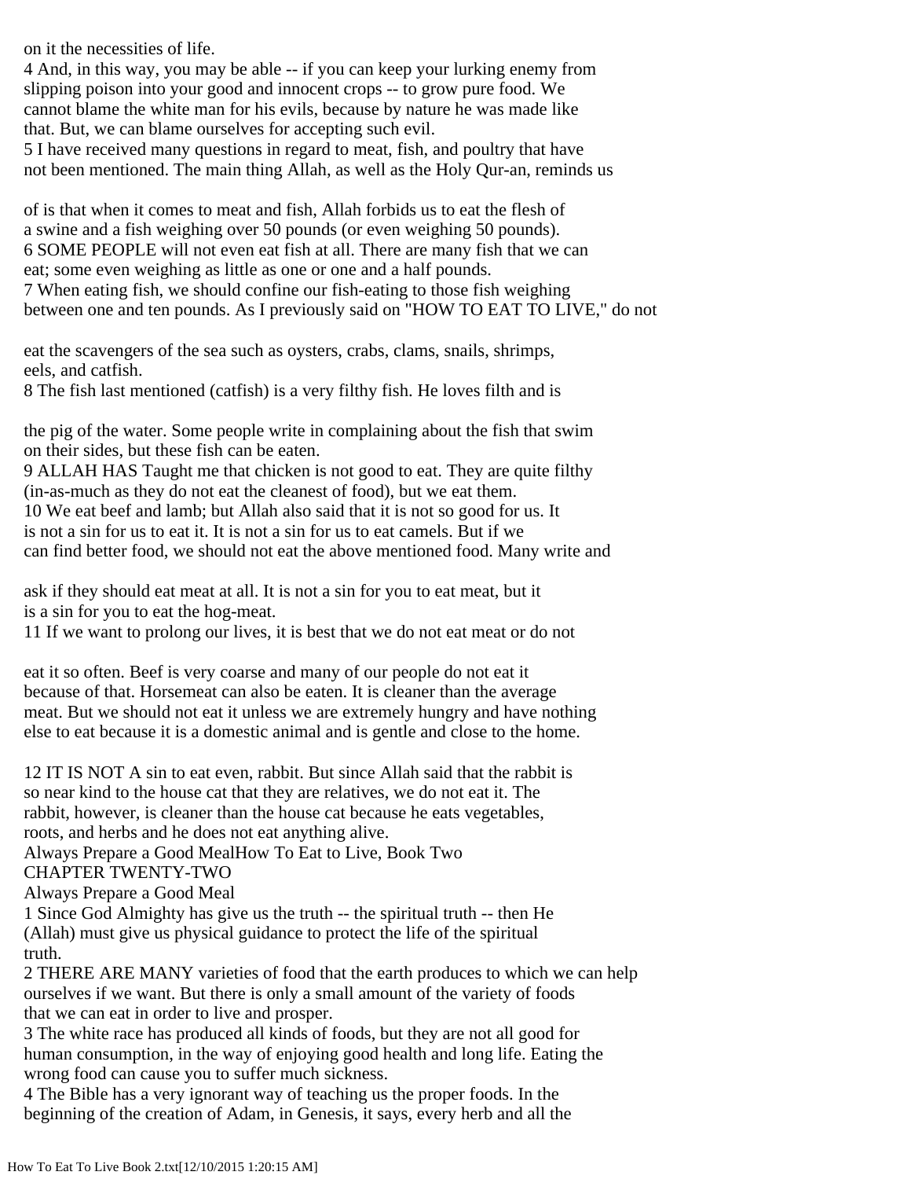on it the necessities of life.

4 And, in this way, you may be able -- if you can keep your lurking enemy from slipping poison into your good and innocent crops -- to grow pure food. We cannot blame the white man for his evils, because by nature he was made like that. But, we can blame ourselves for accepting such evil.

5 I have received many questions in regard to meat, fish, and poultry that have not been mentioned. The main thing Allah, as well as the Holy Qur-an, reminds us of is that when it comes to meat and fish, Allah forbids us to eat the flesh of a swine and a fish weighing over 50 pounds (or even weighing 50 pounds).

6 SOME PEOPLE will not even eat fish at all. There are many fish that we can eat; some even weighing as little as one or one and a half pounds.

7 When eating fish, we should confine our fish-eating to those fish weighing between one and ten pounds. As I previously said on "HOW TO EAT TO LIVE," do not eat the scavengers of the sea such as oysters, crabs, clams, snails, shrimps, eels, and catfish.

8 The fish last mentioned (catfish) is a very filthy fish. He loves filth and is the pig of the water. Some people write in complaining about the fish that swim on their sides, but these fish can be eaten.

9 ALLAH HAS Taught me that chicken is not good to eat. They are quite filthy (in-as-much as they do not eat the cleanest of food), but we eat them.

10 We eat beef and lamb; but Allah also said that it is not so good for us. It is not a sin for us to eat it. It is not a sin for us to eat camels. But if we can find better food, we should not eat the above mentioned food. Many write and ask if they should eat meat at all. It is not a sin for you to eat meat, but it is a sin for you to eat the hog-meat.

11 If we want to prolong our lives, it is best that we do not eat meat or do not eat it so often. Beef is very coarse and many of our people do not eat it because of that. Horsemeat can also be eaten. It is cleaner than the average meat. But we should not eat it unless we are extremely hungry and have nothing else to eat because it is a domestic animal and is gentle and close to the home.

12 IT IS NOT A sin to eat even, rabbit. But since Allah said that the rabbit is so near kind to the house cat that they are relatives, we do not eat it. The rabbit, however, is cleaner than the house cat because he eats vegetables, roots, and herbs and he does not eat anything alive.

Always Prepare a Good MealHow To Eat to Live, Book Two

## CHAPTER TWENTY-TWO

## Always Prepare a Good Meal

1 Since God Almighty has give us the truth -- the spiritual truth -- then He (Allah) must give us physical guidance to protect the life of the spiritual truth.

2 THERE ARE MANY varieties of food that the earth produces to which we can help ourselves if we want. But there is only a small amount of the variety of foods that we can eat in order to live and prosper.

3 The white race has produced all kinds of foods, but they are not all good for human consumption, in the way of enjoying good health and long life. Eating the wrong food can cause you to suffer much sickness.

4 The Bible has a very ignorant way of teaching us the proper foods. In the beginning of the creation of Adam, in Genesis, it says, every herb and all the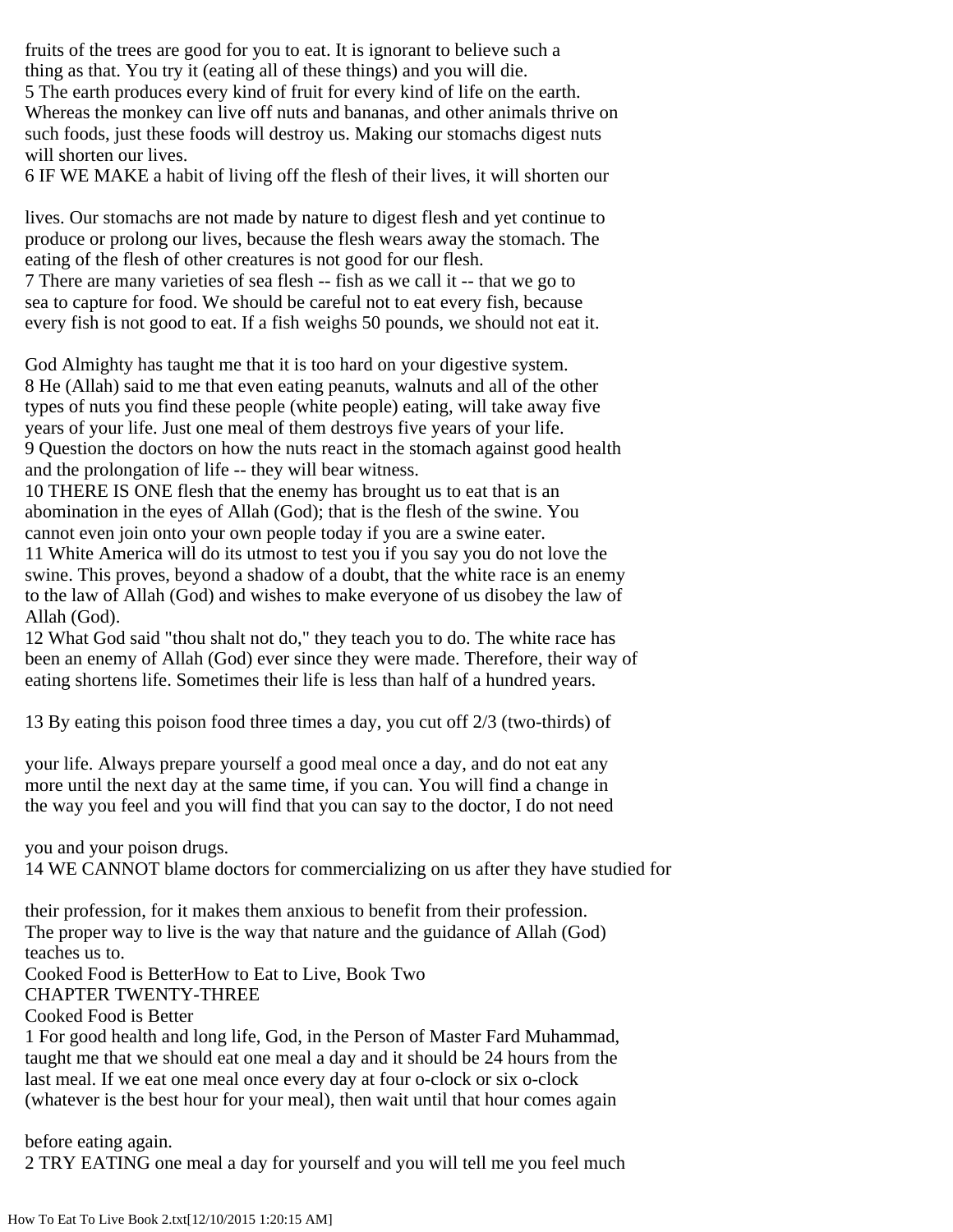fruits of the trees are good for you to eat. It is ignorant to believe such a thing as that. You try it (eating all of these things) and you will die.
5 The earth produces every kind of fruit for every kind of life on the earth. Whereas the monkey can live off nuts and bananas, and other animals thrive on such foods, just these foods will destroy us. Making our stomachs digest nuts will shorten our lives.
6 IF WE MAKE a habit of living off the flesh of their lives, it will shorten our

lives. Our stomachs are not made by nature to digest flesh and yet continue to produce or prolong our lives, because the flesh wears away the stomach. The eating of the flesh of other creatures is not good for our flesh.
7 There are many varieties of sea flesh -- fish as we call it -- that we go to sea to capture for food. We should be careful not to eat every fish, because every fish is not good to eat. If a fish weighs 50 pounds, we should not eat it.

God Almighty has taught me that it is too hard on your digestive system.
8 He (Allah) said to me that even eating peanuts, walnuts and all of the other types of nuts you find these people (white people) eating, will take away five years of your life. Just one meal of them destroys five years of your life.
9 Question the doctors on how the nuts react in the stomach against good health and the prolongation of life -- they will bear witness.
10 THERE IS ONE flesh that the enemy has brought us to eat that is an abomination in the eyes of Allah (God); that is the flesh of the swine. You cannot even join onto your own people today if you are a swine eater.
11 White America will do its utmost to test you if you say you do not love the swine. This proves, beyond a shadow of a doubt, that the white race is an enemy to the law of Allah (God) and wishes to make everyone of us disobey the law of Allah (God).
12 What God said "thou shalt not do," they teach you to do. The white race has been an enemy of Allah (God) ever since they were made. Therefore, their way of eating shortens life. Sometimes their life is less than half of a hundred years.

13 By eating this poison food three times a day, you cut off 2/3 (two-thirds) of

your life. Always prepare yourself a good meal once a day, and do not eat any more until the next day at the same time, if you can. You will find a change in the way you feel and you will find that you can say to the doctor, I do not need

you and your poison drugs.
14 WE CANNOT blame doctors for commercializing on us after they have studied for

their profession, for it makes them anxious to benefit from their profession. The proper way to live is the way that nature and the guidance of Allah (God) teaches us to.
Cooked Food is BetterHow to Eat to Live, Book Two

## CHAPTER TWENTY-THREE

## Cooked Food is Better

1 For good health and long life, God, in the Person of Master Fard Muhammad, taught me that we should eat one meal a day and it should be 24 hours from the last meal. If we eat one meal once every day at four o-clock or six o-clock (whatever is the best hour for your meal), then wait until that hour comes again

before eating again.
2 TRY EATING one meal a day for yourself and you will tell me you feel much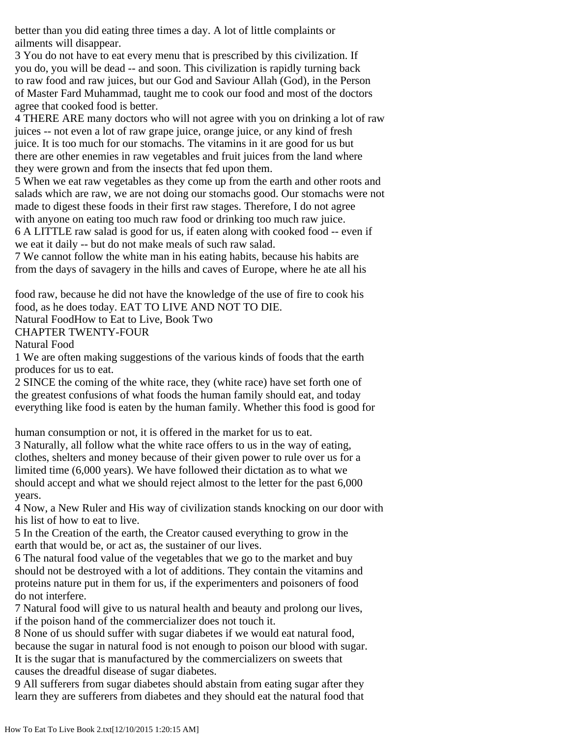better than you did eating three times a day. A lot of little complaints or ailments will disappear.

3 You do not have to eat every menu that is prescribed by this civilization. If you do, you will be dead -- and soon. This civilization is rapidly turning back to raw food and raw juices, but our God and Saviour Allah (God), in the Person of Master Fard Muhammad, taught me to cook our food and most of the doctors agree that cooked food is better.

4 THERE ARE many doctors who will not agree with you on drinking a lot of raw juices -- not even a lot of raw grape juice, orange juice, or any kind of fresh juice. It is too much for our stomachs. The vitamins in it are good for us but there are other enemies in raw vegetables and fruit juices from the land where they were grown and from the insects that fed upon them.

5 When we eat raw vegetables as they come up from the earth and other roots and salads which are raw, we are not doing our stomachs good. Our stomachs were not made to digest these foods in their first raw stages. Therefore, I do not agree with anyone on eating too much raw food or drinking too much raw juice.

6 A LITTLE raw salad is good for us, if eaten along with cooked food -- even if we eat it daily -- but do not make meals of such raw salad.

7 We cannot follow the white man in his eating habits, because his habits are from the days of savagery in the hills and caves of Europe, where he ate all his food raw, because he did not have the knowledge of the use of fire to cook his food, as he does today. EAT TO LIVE AND NOT TO DIE.

Natural FoodHow to Eat to Live, Book Two

## CHAPTER TWENTY-FOUR

## Natural Food

1 We are often making suggestions of the various kinds of foods that the earth produces for us to eat.

2 SINCE the coming of the white race, they (white race) have set forth one of the greatest confusions of what foods the human family should eat, and today everything like food is eaten by the human family. Whether this food is good for human consumption or not, it is offered in the market for us to eat.

3 Naturally, all follow what the white race offers to us in the way of eating, clothes, shelters and money because of their given power to rule over us for a limited time (6,000 years). We have followed their dictation as to what we should accept and what we should reject almost to the letter for the past 6,000 years.

4 Now, a New Ruler and His way of civilization stands knocking on our door with his list of how to eat to live.

5 In the Creation of the earth, the Creator caused everything to grow in the earth that would be, or act as, the sustainer of our lives.

6 The natural food value of the vegetables that we go to the market and buy should not be destroyed with a lot of additions. They contain the vitamins and proteins nature put in them for us, if the experimenters and poisoners of food do not interfere.

7 Natural food will give to us natural health and beauty and prolong our lives, if the poison hand of the commercializer does not touch it.

8 None of us should suffer with sugar diabetes if we would eat natural food, because the sugar in natural food is not enough to poison our blood with sugar. It is the sugar that is manufactured by the commercializers on sweets that causes the dreadful disease of sugar diabetes.

9 All sufferers from sugar diabetes should abstain from eating sugar after they learn they are sufferers from diabetes and they should eat the natural food that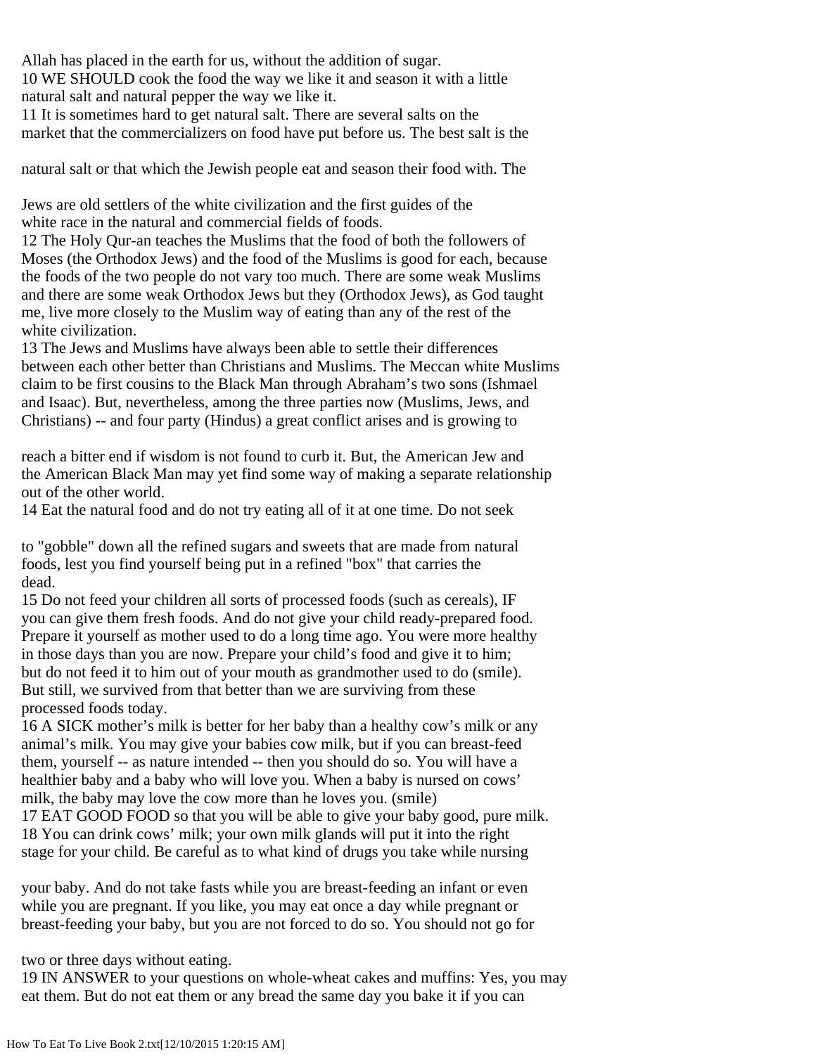Allah has placed in the earth for us, without the addition of sugar.

10 WE SHOULD cook the food the way we like it and season it with a little natural salt and natural pepper the way we like it.

11 It is sometimes hard to get natural salt. There are several salts on the market that the commercializers on food have put before us. The best salt is the natural salt or that which the Jewish people eat and season their food with. The Jews are old settlers of the white civilization and the first guides of the white race in the natural and commercial fields of foods.

12 The Holy Qur-an teaches the Muslims that the food of both the followers of Moses (the Orthodox Jews) and the food of the Muslims is good for each, because the foods of the two people do not vary too much. There are some weak Muslims and there are some weak Orthodox Jews but they (Orthodox Jews), as God taught me, live more closely to the Muslim way of eating than any of the rest of the white civilization.

13 The Jews and Muslims have always been able to settle their differences between each other better than Christians and Muslims. The Meccan white Muslims claim to be first cousins to the Black Man through Abraham's two sons (Ishmael and Isaac). But, nevertheless, among the three parties now (Muslims, Jews, and Christians) -- and four party (Hindus) a great conflict arises and is growing to reach a bitter end if wisdom is not found to curb it. But, the American Jew and the American Black Man may yet find some way of making a separate relationship out of the other world.

14 Eat the natural food and do not try eating all of it at one time. Do not seek to "gobble" down all the refined sugars and sweets that are made from natural foods, lest you find yourself being put in a refined "box" that carries the dead.

15 Do not feed your children all sorts of processed foods (such as cereals), IF you can give them fresh foods. And do not give your child ready-prepared food. Prepare it yourself as mother used to do a long time ago. You were more healthy in those days than you are now. Prepare your child's food and give it to him; but do not feed it to him out of your mouth as grandmother used to do (smile). But still, we survived from that better than we are surviving from these processed foods today.

16 A SICK mother's milk is better for her baby than a healthy cow's milk or any animal's milk. You may give your babies cow milk, but if you can breast-feed them, yourself -- as nature intended -- then you should do so. You will have a healthier baby and a baby who will love you. When a baby is nursed on cows' milk, the baby may love the cow more than he loves you. (smile)

17 EAT GOOD FOOD so that you will be able to give your baby good, pure milk.

18 You can drink cows' milk; your own milk glands will put it into the right stage for your child. Be careful as to what kind of drugs you take while nursing your baby. And do not take fasts while you are breast-feeding an infant or even while you are pregnant. If you like, you may eat once a day while pregnant or breast-feeding your baby, but you are not forced to do so. You should not go for two or three days without eating.

19 IN ANSWER to your questions on whole-wheat cakes and muffins: Yes, you may eat them. But do not eat them or any bread the same day you bake it if you can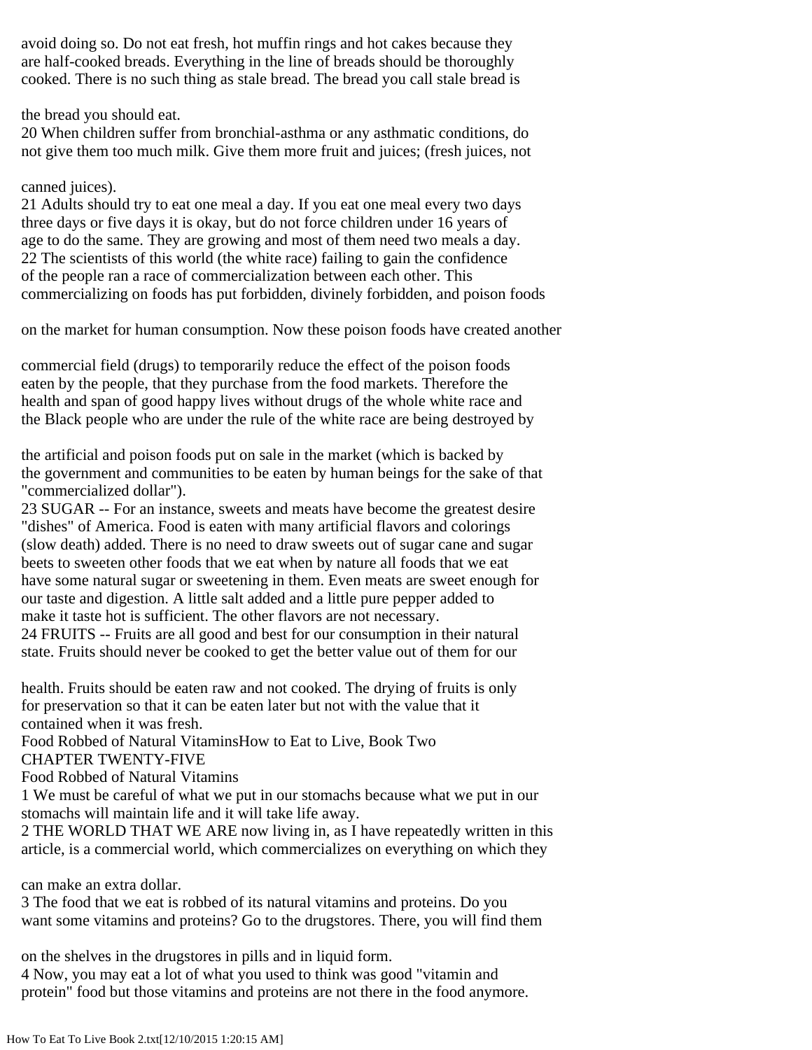avoid doing so. Do not eat fresh, hot muffin rings and hot cakes because they are half-cooked breads. Everything in the line of breads should be thoroughly cooked. There is no such thing as stale bread. The bread you call stale bread is the bread you should eat.

20 When children suffer from bronchial-asthma or any asthmatic conditions, do not give them too much milk. Give them more fruit and juices; (fresh juices, not canned juices).

21 Adults should try to eat one meal a day. If you eat one meal every two days three days or five days it is okay, but do not force children under 16 years of age to do the same. They are growing and most of them need two meals a day.

22 The scientists of this world (the white race) failing to gain the confidence of the people ran a race of commercialization between each other. This commercializing on foods has put forbidden, divinely forbidden, and poison foods on the market for human consumption. Now these poison foods have created another commercial field (drugs) to temporarily reduce the effect of the poison foods eaten by the people, that they purchase from the food markets. Therefore the health and span of good happy lives without drugs of the whole white race and the Black people who are under the rule of the white race are being destroyed by the artificial and poison foods put on sale in the market (which is backed by the government and communities to be eaten by human beings for the sake of that "commercialized dollar").

23 SUGAR -- For an instance, sweets and meats have become the greatest desire "dishes" of America. Food is eaten with many artificial flavors and colorings (slow death) added. There is no need to draw sweets out of sugar cane and sugar beets to sweeten other foods that we eat when by nature all foods that we eat have some natural sugar or sweetening in them. Even meats are sweet enough for our taste and digestion. A little salt added and a little pure pepper added to make it taste hot is sufficient. The other flavors are not necessary.

24 FRUITS -- Fruits are all good and best for our consumption in their natural state. Fruits should never be cooked to get the better value out of them for our health. Fruits should be eaten raw and not cooked. The drying of fruits is only for preservation so that it can be eaten later but not with the value that it contained when it was fresh.

Food Robbed of Natural VitaminsHow to Eat to Live, Book Two

## CHAPTER TWENTY-FIVE

## Food Robbed of Natural Vitamins

1 We must be careful of what we put in our stomachs because what we put in our stomachs will maintain life and it will take life away.

2 THE WORLD THAT WE ARE now living in, as I have repeatedly written in this article, is a commercial world, which commercializes on everything on which they can make an extra dollar.

3 The food that we eat is robbed of its natural vitamins and proteins. Do you want some vitamins and proteins? Go to the drugstores. There, you will find them on the shelves in the drugstores in pills and in liquid form.

4 Now, you may eat a lot of what you used to think was good "vitamin and protein" food but those vitamins and proteins are not there in the food anymore.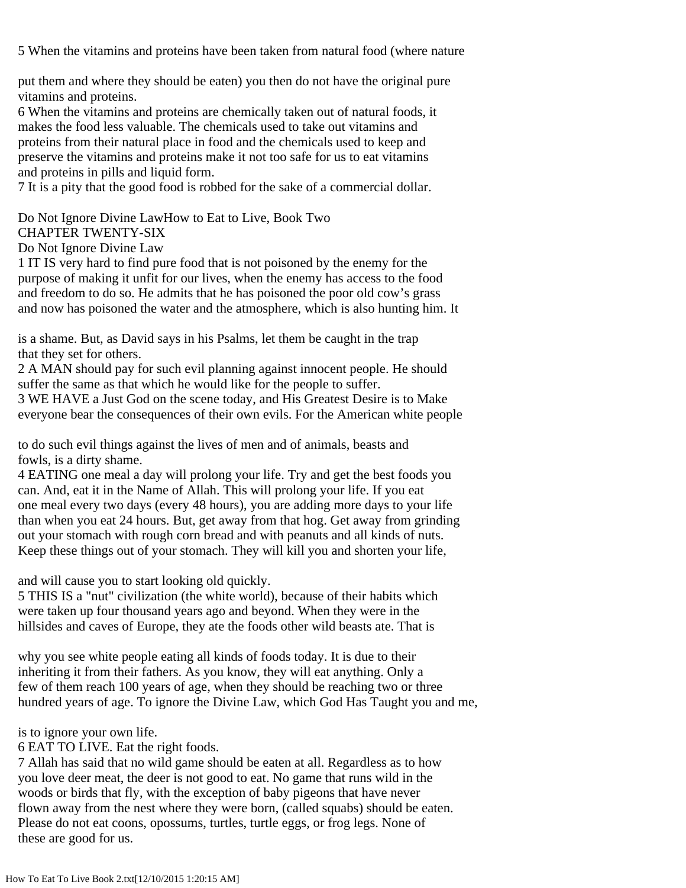5 When the vitamins and proteins have been taken from natural food (where nature put them and where they should be eaten) you then do not have the original pure vitamins and proteins.

6 When the vitamins and proteins are chemically taken out of natural foods, it makes the food less valuable. The chemicals used to take out vitamins and proteins from their natural place in food and the chemicals used to keep and preserve the vitamins and proteins make it not too safe for us to eat vitamins and proteins in pills and liquid form.

7 It is a pity that the good food is robbed for the sake of a commercial dollar.

Do Not Ignore Divine LawHow to Eat to Live, Book Two

## CHAPTER TWENTY-SIX

## Do Not Ignore Divine Law

1 IT IS very hard to find pure food that is not poisoned by the enemy for the purpose of making it unfit for our lives, when the enemy has access to the food and freedom to do so. He admits that he has poisoned the poor old cow's grass and now has poisoned the water and the atmosphere, which is also hunting him. It is a shame. But, as David says in his Psalms, let them be caught in the trap that they set for others.

2 A MAN should pay for such evil planning against innocent people. He should suffer the same as that which he would like for the people to suffer.

3 WE HAVE a Just God on the scene today, and His Greatest Desire is to Make everyone bear the consequences of their own evils. For the American white people to do such evil things against the lives of men and of animals, beasts and fowls, is a dirty shame.

4 EATING one meal a day will prolong your life. Try and get the best foods you can. And, eat it in the Name of Allah. This will prolong your life. If you eat one meal every two days (every 48 hours), you are adding more days to your life than when you eat 24 hours. But, get away from that hog. Get away from grinding out your stomach with rough corn bread and with peanuts and all kinds of nuts. Keep these things out of your stomach. They will kill you and shorten your life, and will cause you to start looking old quickly.

5 THIS IS a "nut" civilization (the white world), because of their habits which were taken up four thousand years ago and beyond. When they were in the hillsides and caves of Europe, they ate the foods other wild beasts ate. That is why you see white people eating all kinds of foods today. It is due to their inheriting it from their fathers. As you know, they will eat anything. Only a few of them reach 100 years of age, when they should be reaching two or three hundred years of age. To ignore the Divine Law, which God Has Taught you and me, is to ignore your own life.

6 EAT TO LIVE. Eat the right foods.

7 Allah has said that no wild game should be eaten at all. Regardless as to how you love deer meat, the deer is not good to eat. No game that runs wild in the woods or birds that fly, with the exception of baby pigeons that have never flown away from the nest where they were born, (called squabs) should be eaten. Please do not eat coons, opossums, turtles, turtle eggs, or frog legs. None of these are good for us.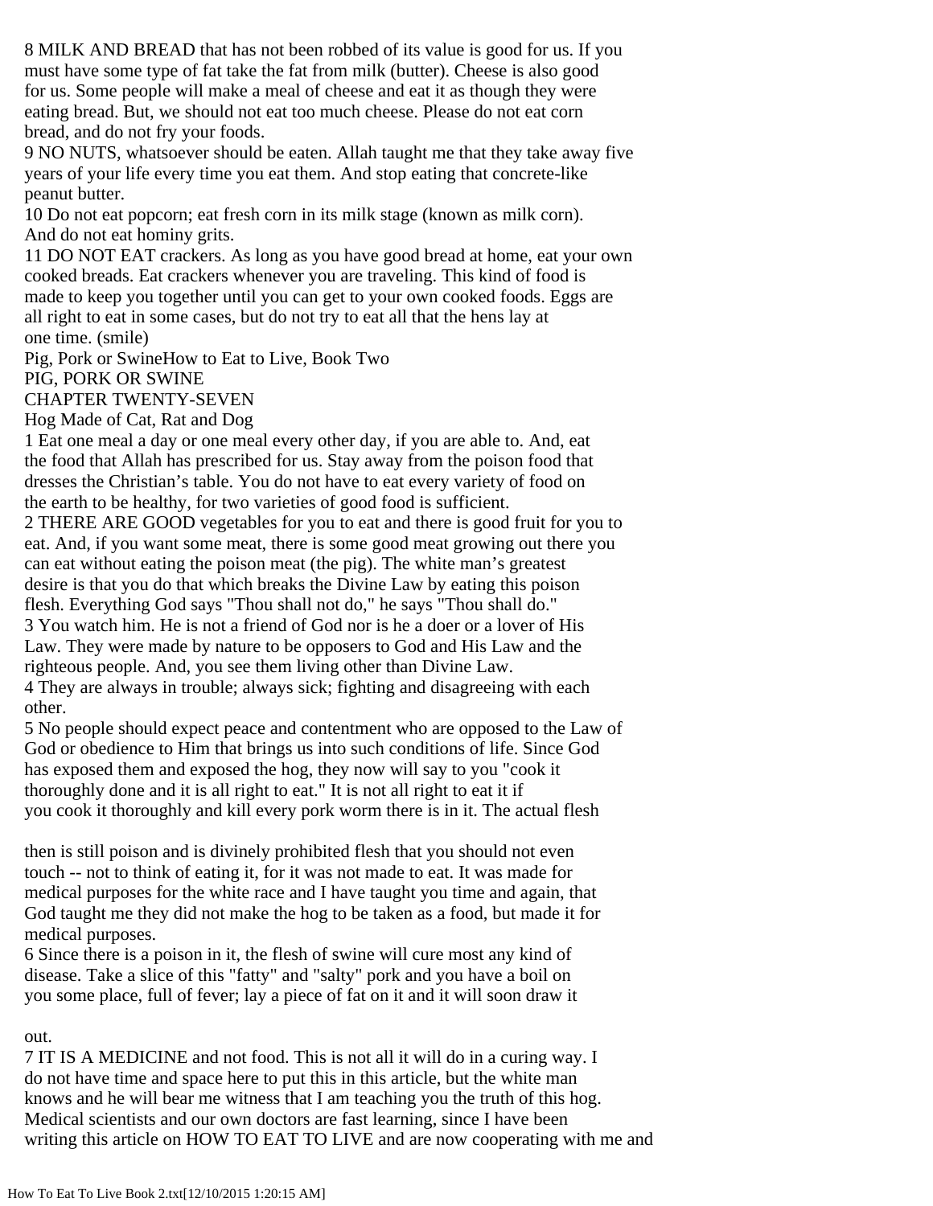8 MILK AND BREAD that has not been robbed of its value is good for us. If you must have some type of fat take the fat from milk (butter). Cheese is also good for us. Some people will make a meal of cheese and eat it as though they were eating bread. But, we should not eat too much cheese. Please do not eat corn bread, and do not fry your foods.

9 NO NUTS, whatsoever should be eaten. Allah taught me that they take away five years of your life every time you eat them. And stop eating that concrete-like peanut butter.

10 Do not eat popcorn; eat fresh corn in its milk stage (known as milk corn). And do not eat hominy grits.

11 DO NOT EAT crackers. As long as you have good bread at home, eat your own cooked breads. Eat crackers whenever you are traveling. This kind of food is made to keep you together until you can get to your own cooked foods. Eggs are all right to eat in some cases, but do not try to eat all that the hens lay at one time. (smile)

Pig, Pork or SwineHow to Eat to Live, Book Two

# PIG, PORK OR SWINE

## CHAPTER TWENTY-SEVEN

### Hog Made of Cat, Rat and Dog

1 Eat one meal a day or one meal every other day, if you are able to. And, eat the food that Allah has prescribed for us. Stay away from the poison food that dresses the Christian's table. You do not have to eat every variety of food on the earth to be healthy, for two varieties of good food is sufficient.

2 THERE ARE GOOD vegetables for you to eat and there is good fruit for you to eat. And, if you want some meat, there is some good meat growing out there you can eat without eating the poison meat (the pig). The white man's greatest desire is that you do that which breaks the Divine Law by eating this poison flesh. Everything God says "Thou shall not do," he says "Thou shall do."

3 You watch him. He is not a friend of God nor is he a doer or a lover of His Law. They were made by nature to be opposers to God and His Law and the righteous people. And, you see them living other than Divine Law.

4 They are always in trouble; always sick; fighting and disagreeing with each other.

5 No people should expect peace and contentment who are opposed to the Law of God or obedience to Him that brings us into such conditions of life. Since God has exposed them and exposed the hog, they now will say to you "cook it thoroughly done and it is all right to eat." It is not all right to eat it if you cook it thoroughly and kill every pork worm there is in it. The actual flesh then is still poison and is divinely prohibited flesh that you should not even touch -- not to think of eating it, for it was not made to eat. It was made for medical purposes for the white race and I have taught you time and again, that God taught me they did not make the hog to be taken as a food, but made it for medical purposes.

6 Since there is a poison in it, the flesh of swine will cure most any kind of disease. Take a slice of this "fatty" and "salty" pork and you have a boil on you some place, full of fever; lay a piece of fat on it and it will soon draw it out.

7 IT IS A MEDICINE and not food. This is not all it will do in a curing way. I do not have time and space here to put this in this article, but the white man knows and he will bear me witness that I am teaching you the truth of this hog. Medical scientists and our own doctors are fast learning, since I have been writing this article on HOW TO EAT TO LIVE and are now cooperating with me and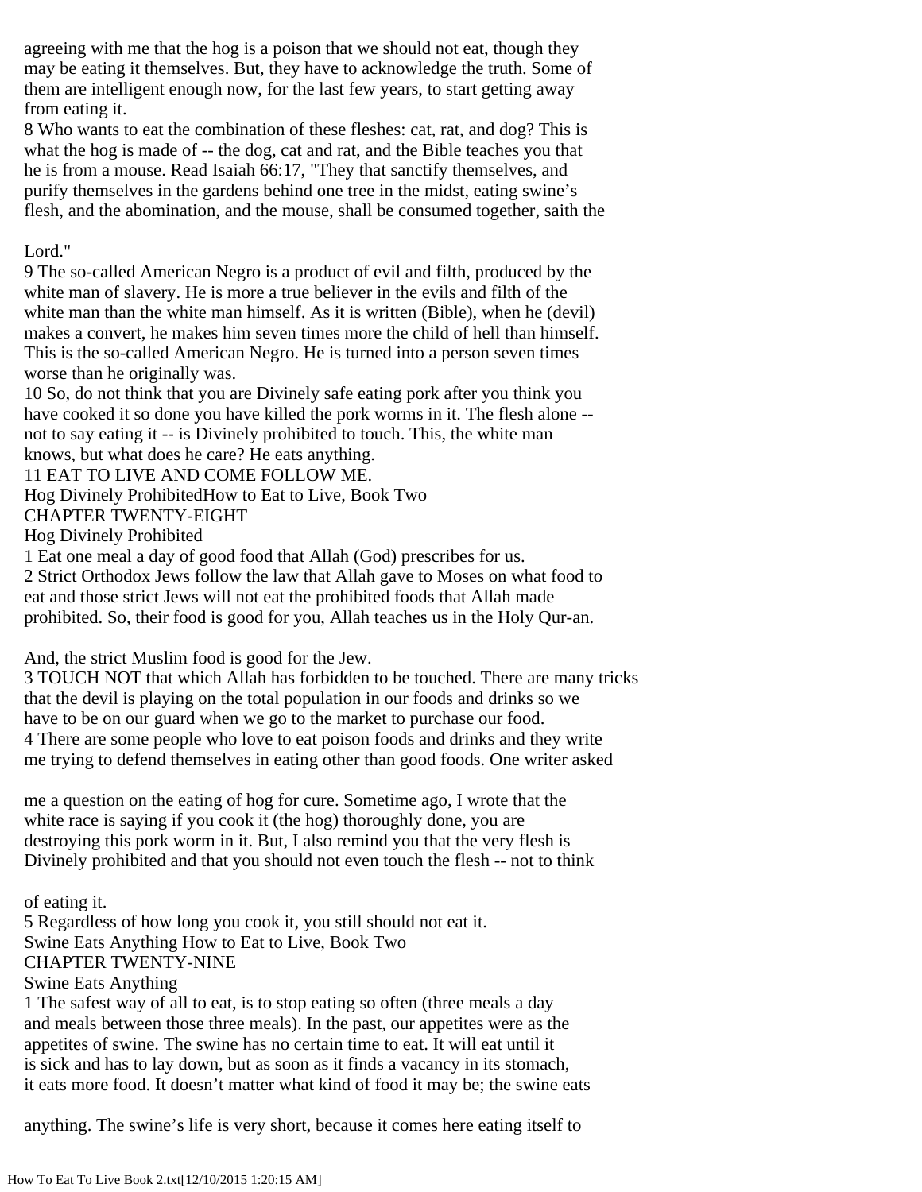agreeing with me that the hog is a poison that we should not eat, though they may be eating it themselves. But, they have to acknowledge the truth. Some of them are intelligent enough now, for the last few years, to start getting away from eating it.

8 Who wants to eat the combination of these fleshes: cat, rat, and dog? This is what the hog is made of -- the dog, cat and rat, and the Bible teaches you that he is from a mouse. Read Isaiah 66:17, "They that sanctify themselves, and purify themselves in the gardens behind one tree in the midst, eating swine's flesh, and the abomination, and the mouse, shall be consumed together, saith the Lord."

9 The so-called American Negro is a product of evil and filth, produced by the white man of slavery. He is more a true believer in the evils and filth of the white man than the white man himself. As it is written (Bible), when he (devil) makes a convert, he makes him seven times more the child of hell than himself. This is the so-called American Negro. He is turned into a person seven times worse than he originally was.

10 So, do not think that you are Divinely safe eating pork after you think you have cooked it so done you have killed the pork worms in it. The flesh alone -- not to say eating it -- is Divinely prohibited to touch. This, the white man knows, but what does he care? He eats anything.

11 EAT TO LIVE AND COME FOLLOW ME.

Hog Divinely ProhibitedHow to Eat to Live, Book Two

## CHAPTER TWENTY-EIGHT

### Hog Divinely Prohibited

1 Eat one meal a day of good food that Allah (God) prescribes for us.

2 Strict Orthodox Jews follow the law that Allah gave to Moses on what food to eat and those strict Jews will not eat the prohibited foods that Allah made prohibited. So, their food is good for you, Allah teaches us in the Holy Qur-an.

And, the strict Muslim food is good for the Jew.

3 TOUCH NOT that which Allah has forbidden to be touched. There are many tricks that the devil is playing on the total population in our foods and drinks so we have to be on our guard when we go to the market to purchase our food.

4 There are some people who love to eat poison foods and drinks and they write me trying to defend themselves in eating other than good foods. One writer asked me a question on the eating of hog for cure. Sometime ago, I wrote that the white race is saying if you cook it (the hog) thoroughly done, you are destroying this pork worm in it. But, I also remind you that the very flesh is Divinely prohibited and that you should not even touch the flesh -- not to think of eating it.

5 Regardless of how long you cook it, you still should not eat it.

Swine Eats Anything How to Eat to Live, Book Two

## CHAPTER TWENTY-NINE

### Swine Eats Anything

1 The safest way of all to eat, is to stop eating so often (three meals a day and meals between those three meals). In the past, our appetites were as the appetites of swine. The swine has no certain time to eat. It will eat until it is sick and has to lay down, but as soon as it finds a vacancy in its stomach, it eats more food. It doesn't matter what kind of food it may be; the swine eats anything. The swine's life is very short, because it comes here eating itself to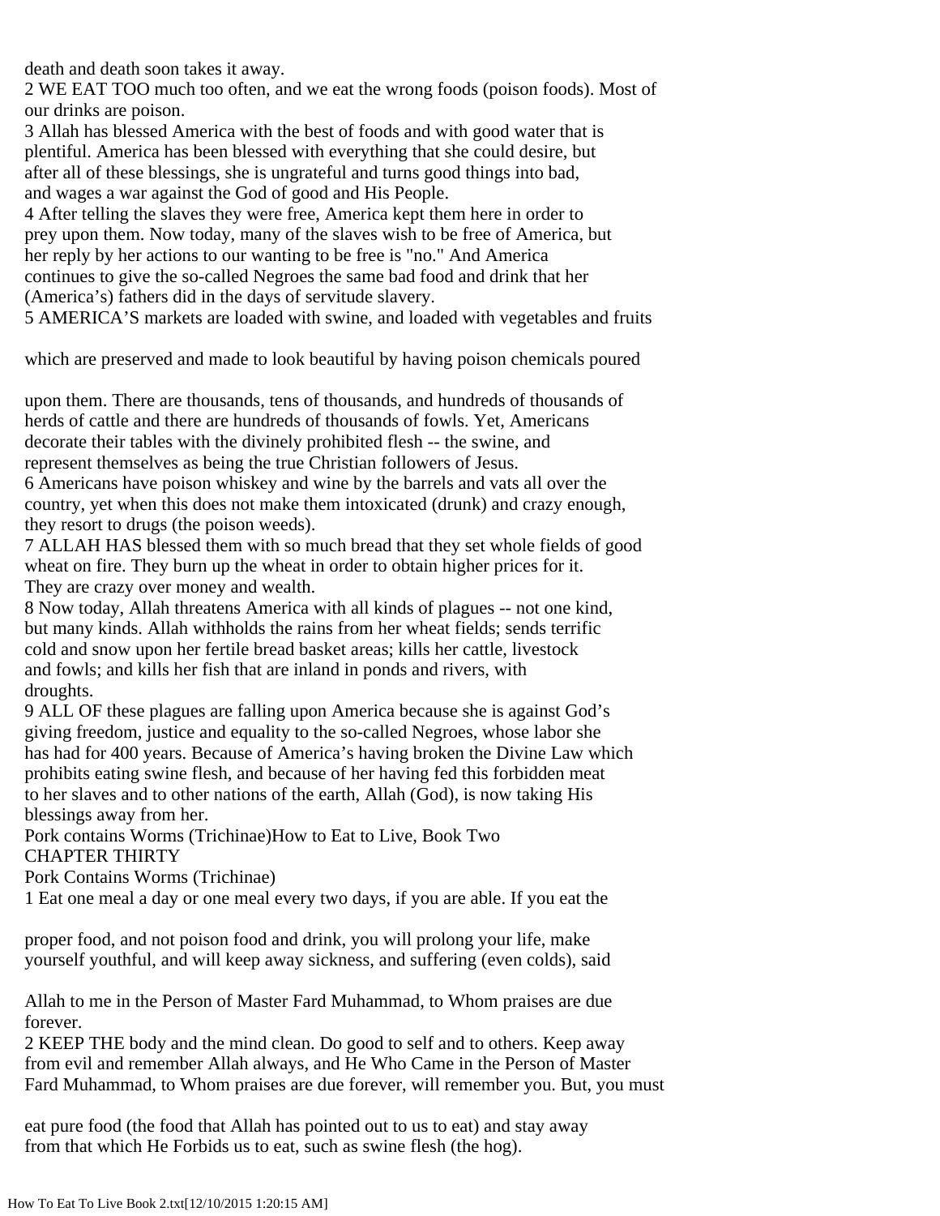death and death soon takes it away.

2 WE EAT TOO much too often, and we eat the wrong foods (poison foods). Most of our drinks are poison.

3 Allah has blessed America with the best of foods and with good water that is plentiful. America has been blessed with everything that she could desire, but after all of these blessings, she is ungrateful and turns good things into bad, and wages a war against the God of good and His People.

4 After telling the slaves they were free, America kept them here in order to prey upon them. Now today, many of the slaves wish to be free of America, but her reply by her actions to our wanting to be free is "no." And America continues to give the so-called Negroes the same bad food and drink that her (America's) fathers did in the days of servitude slavery.

5 AMERICA'S markets are loaded with swine, and loaded with vegetables and fruits which are preserved and made to look beautiful by having poison chemicals poured upon them. There are thousands, tens of thousands, and hundreds of thousands of herds of cattle and there are hundreds of thousands of fowls. Yet, Americans decorate their tables with the divinely prohibited flesh -- the swine, and represent themselves as being the true Christian followers of Jesus.

6 Americans have poison whiskey and wine by the barrels and vats all over the country, yet when this does not make them intoxicated (drunk) and crazy enough, they resort to drugs (the poison weeds).

7 ALLAH HAS blessed them with so much bread that they set whole fields of good wheat on fire. They burn up the wheat in order to obtain higher prices for it. They are crazy over money and wealth.

8 Now today, Allah threatens America with all kinds of plagues -- not one kind, but many kinds. Allah withholds the rains from her wheat fields; sends terrific cold and snow upon her fertile bread basket areas; kills her cattle, livestock and fowls; and kills her fish that are inland in ponds and rivers, with droughts.

9 ALL OF these plagues are falling upon America because she is against God's giving freedom, justice and equality to the so-called Negroes, whose labor she has had for 400 years. Because of America's having broken the Divine Law which prohibits eating swine flesh, and because of her having fed this forbidden meat to her slaves and to other nations of the earth, Allah (God), is now taking His blessings away from her.

Pork contains Worms (Trichinae)How to Eat to Live, Book Two

## CHAPTER THIRTY

## Pork Contains Worms (Trichinae)

1 Eat one meal a day or one meal every two days, if you are able. If you eat the proper food, and not poison food and drink, you will prolong your life, make yourself youthful, and will keep away sickness, and suffering (even colds), said Allah to me in the Person of Master Fard Muhammad, to Whom praises are due forever.

2 KEEP THE body and the mind clean. Do good to self and to others. Keep away from evil and remember Allah always, and He Who Came in the Person of Master Fard Muhammad, to Whom praises are due forever, will remember you. But, you must eat pure food (the food that Allah has pointed out to us to eat) and stay away from that which He Forbids us to eat, such as swine flesh (the hog).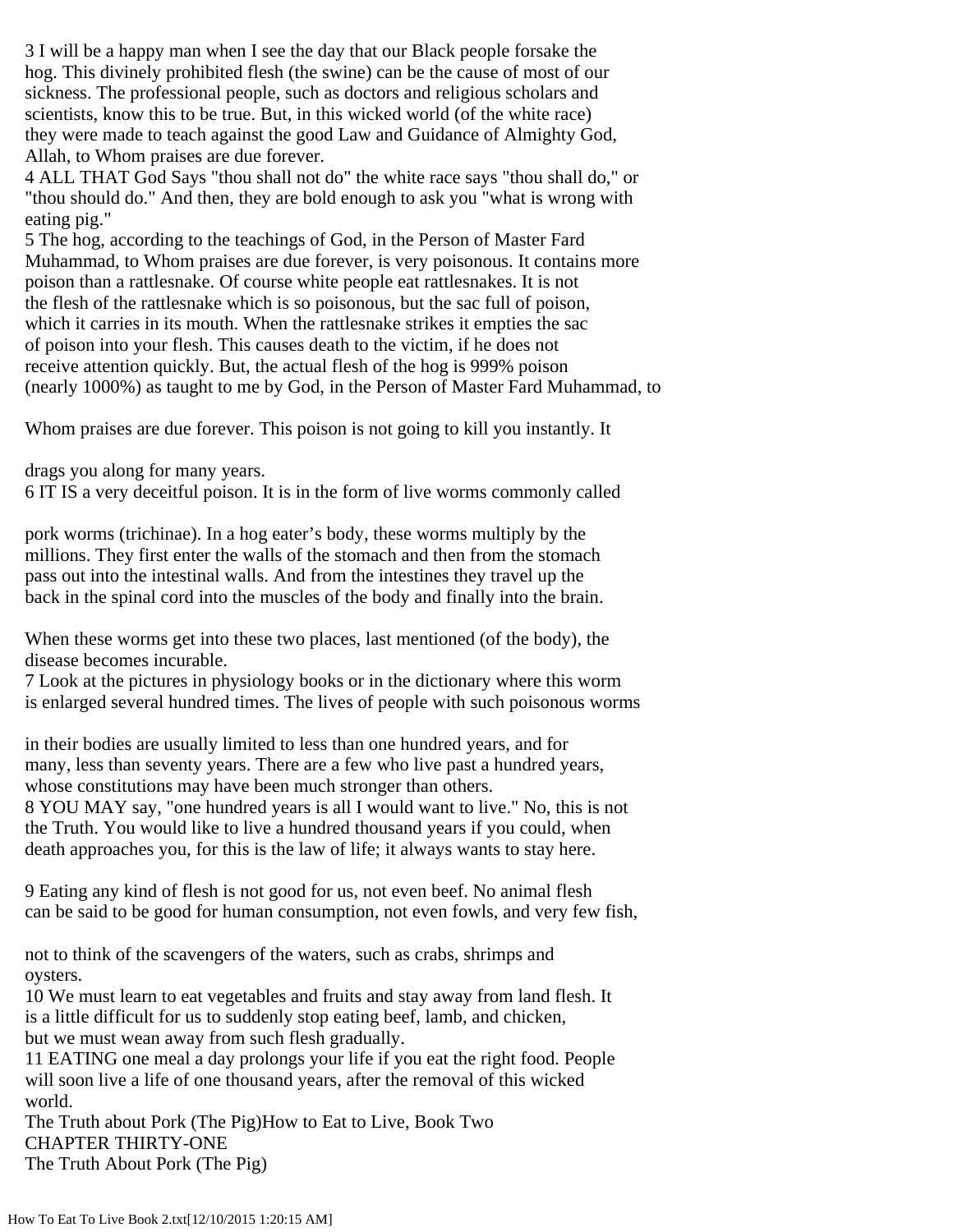3 I will be a happy man when I see the day that our Black people forsake the hog. This divinely prohibited flesh (the swine) can be the cause of most of our sickness. The professional people, such as doctors and religious scholars and scientists, know this to be true. But, in this wicked world (of the white race) they were made to teach against the good Law and Guidance of Almighty God, Allah, to Whom praises are due forever.

4 ALL THAT God Says "thou shall not do" the white race says "thou shall do," or "thou should do." And then, they are bold enough to ask you "what is wrong with eating pig."

5 The hog, according to the teachings of God, in the Person of Master Fard Muhammad, to Whom praises are due forever, is very poisonous. It contains more poison than a rattlesnake. Of course white people eat rattlesnakes. It is not the flesh of the rattlesnake which is so poisonous, but the sac full of poison, which it carries in its mouth. When the rattlesnake strikes it empties the sac of poison into your flesh. This causes death to the victim, if he does not receive attention quickly. But, the actual flesh of the hog is 999% poison (nearly 1000%) as taught to me by God, in the Person of Master Fard Muhammad, to Whom praises are due forever. This poison is not going to kill you instantly. It drags you along for many years.

6 IT IS a very deceitful poison. It is in the form of live worms commonly called pork worms (trichinae). In a hog eater's body, these worms multiply by the millions. They first enter the walls of the stomach and then from the stomach pass out into the intestinal walls. And from the intestines they travel up the back in the spinal cord into the muscles of the body and finally into the brain. When these worms get into these two places, last mentioned (of the body), the disease becomes incurable.

7 Look at the pictures in physiology books or in the dictionary where this worm is enlarged several hundred times. The lives of people with such poisonous worms in their bodies are usually limited to less than one hundred years, and for many, less than seventy years. There are a few who live past a hundred years, whose constitutions may have been much stronger than others.

8 YOU MAY say, "one hundred years is all I would want to live." No, this is not the Truth. You would like to live a hundred thousand years if you could, when death approaches you, for this is the law of life; it always wants to stay here.

9 Eating any kind of flesh is not good for us, not even beef. No animal flesh can be said to be good for human consumption, not even fowls, and very few fish, not to think of the scavengers of the waters, such as crabs, shrimps and oysters.

10 We must learn to eat vegetables and fruits and stay away from land flesh. It is a little difficult for us to suddenly stop eating beef, lamb, and chicken, but we must wean away from such flesh gradually.

11 EATING one meal a day prolongs your life if you eat the right food. People will soon live a life of one thousand years, after the removal of this wicked world.

The Truth about Pork (The Pig)How to Eat to Live, Book Two

CHAPTER THIRTY-ONE

The Truth About Pork (The Pig)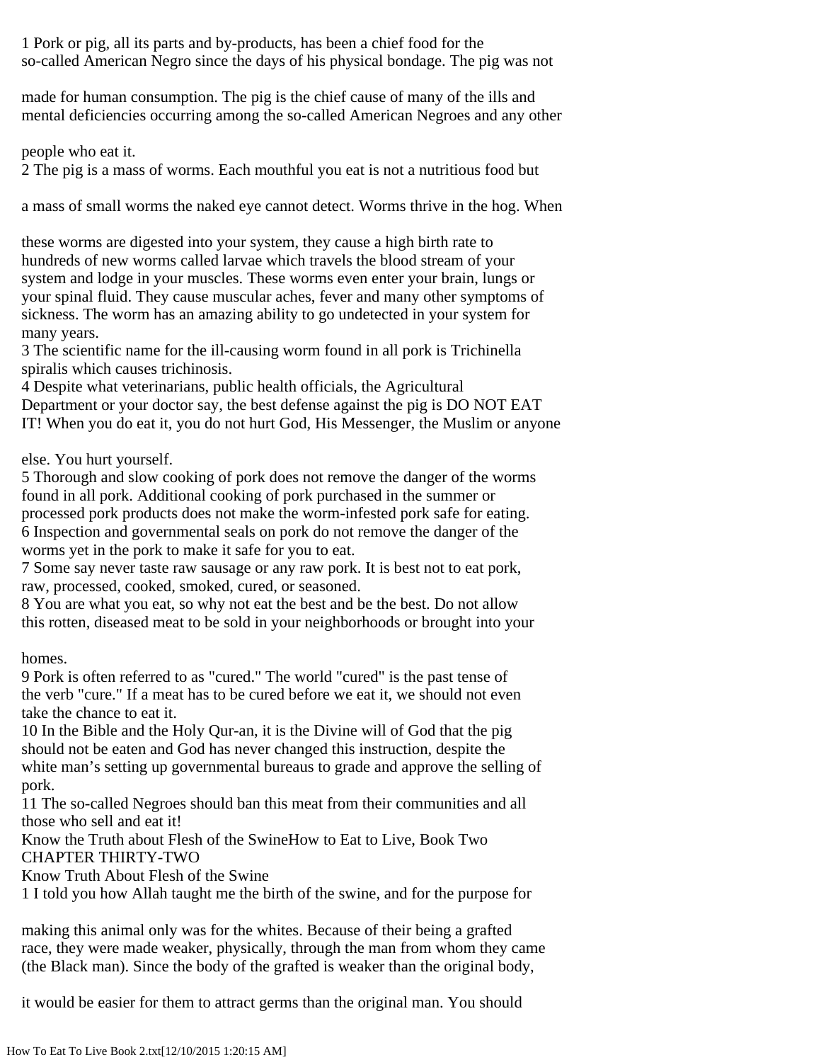1 Pork or pig, all its parts and by-products, has been a chief food for the so-called American Negro since the days of his physical bondage. The pig was not made for human consumption. The pig is the chief cause of many of the ills and mental deficiencies occurring among the so-called American Negroes and any other people who eat it.

2 The pig is a mass of worms. Each mouthful you eat is not a nutritious food but a mass of small worms the naked eye cannot detect. Worms thrive in the hog. When these worms are digested into your system, they cause a high birth rate to hundreds of new worms called larvae which travels the blood stream of your system and lodge in your muscles. These worms even enter your brain, lungs or your spinal fluid. They cause muscular aches, fever and many other symptoms of sickness. The worm has an amazing ability to go undetected in your system for many years.

3 The scientific name for the ill-causing worm found in all pork is Trichinella spiralis which causes trichinosis.

4 Despite what veterinarians, public health officials, the Agricultural Department or your doctor say, the best defense against the pig is DO NOT EAT IT! When you do eat it, you do not hurt God, His Messenger, the Muslim or anyone else. You hurt yourself.

5 Thorough and slow cooking of pork does not remove the danger of the worms found in all pork. Additional cooking of pork purchased in the summer or processed pork products does not make the worm-infested pork safe for eating.

6 Inspection and governmental seals on pork do not remove the danger of the worms yet in the pork to make it safe for you to eat.

7 Some say never taste raw sausage or any raw pork. It is best not to eat pork, raw, processed, cooked, smoked, cured, or seasoned.

8 You are what you eat, so why not eat the best and be the best. Do not allow this rotten, diseased meat to be sold in your neighborhoods or brought into your homes.

9 Pork is often referred to as "cured." The world "cured" is the past tense of the verb "cure." If a meat has to be cured before we eat it, we should not even take the chance to eat it.

10 In the Bible and the Holy Qur-an, it is the Divine will of God that the pig should not be eaten and God has never changed this instruction, despite the white man's setting up governmental bureaus to grade and approve the selling of pork.

11 The so-called Negroes should ban this meat from their communities and all those who sell and eat it!

Know the Truth about Flesh of the SwineHow to Eat to Live, Book Two

## CHAPTER THIRTY-TWO

## Know Truth About Flesh of the Swine

1 I told you how Allah taught me the birth of the swine, and for the purpose for making this animal only was for the whites. Because of their being a grafted race, they were made weaker, physically, through the man from whom they came (the Black man). Since the body of the grafted is weaker than the original body, it would be easier for them to attract germs than the original man. You should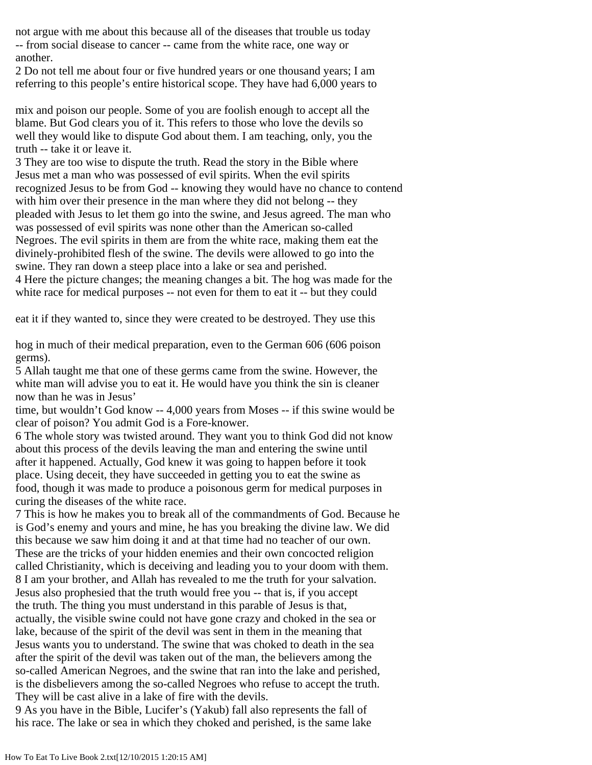not argue with me about this because all of the diseases that trouble us today -- from social disease to cancer -- came from the white race, one way or another.

2 Do not tell me about four or five hundred years or one thousand years; I am referring to this people's entire historical scope. They have had 6,000 years to

mix and poison our people. Some of you are foolish enough to accept all the blame. But God clears you of it. This refers to those who love the devils so well they would like to dispute God about them. I am teaching, only, you the truth -- take it or leave it.

3 They are too wise to dispute the truth. Read the story in the Bible where Jesus met a man who was possessed of evil spirits. When the evil spirits recognized Jesus to be from God -- knowing they would have no chance to contend with him over their presence in the man where they did not belong -- they pleaded with Jesus to let them go into the swine, and Jesus agreed. The man who was possessed of evil spirits was none other than the American so-called Negroes. The evil spirits in them are from the white race, making them eat the divinely-prohibited flesh of the swine. The devils were allowed to go into the swine. They ran down a steep place into a lake or sea and perished.

4 Here the picture changes; the meaning changes a bit. The hog was made for the white race for medical purposes -- not even for them to eat it -- but they could

eat it if they wanted to, since they were created to be destroyed. They use this

hog in much of their medical preparation, even to the German 606 (606 poison germs).

5 Allah taught me that one of these germs came from the swine. However, the white man will advise you to eat it. He would have you think the sin is cleaner now than he was in Jesus'
time, but wouldn't God know -- 4,000 years from Moses -- if this swine would be clear of poison? You admit God is a Fore-knower.

6 The whole story was twisted around. They want you to think God did not know about this process of the devils leaving the man and entering the swine until after it happened. Actually, God knew it was going to happen before it took place. Using deceit, they have succeeded in getting you to eat the swine as food, though it was made to produce a poisonous germ for medical purposes in curing the diseases of the white race.

7 This is how he makes you to break all of the commandments of God. Because he is God's enemy and yours and mine, he has you breaking the divine law. We did this because we saw him doing it and at that time had no teacher of our own. These are the tricks of your hidden enemies and their own concocted religion called Christianity, which is deceiving and leading you to your doom with them.

8 I am your brother, and Allah has revealed to me the truth for your salvation. Jesus also prophesied that the truth would free you -- that is, if you accept the truth. The thing you must understand in this parable of Jesus is that, actually, the visible swine could not have gone crazy and choked in the sea or lake, because of the spirit of the devil was sent in them in the meaning that Jesus wants you to understand. The swine that was choked to death in the sea after the spirit of the devil was taken out of the man, the believers among the so-called American Negroes, and the swine that ran into the lake and perished, is the disbelievers among the so-called Negroes who refuse to accept the truth. They will be cast alive in a lake of fire with the devils.

9 As you have in the Bible, Lucifer's (Yakub) fall also represents the fall of his race. The lake or sea in which they choked and perished, is the same lake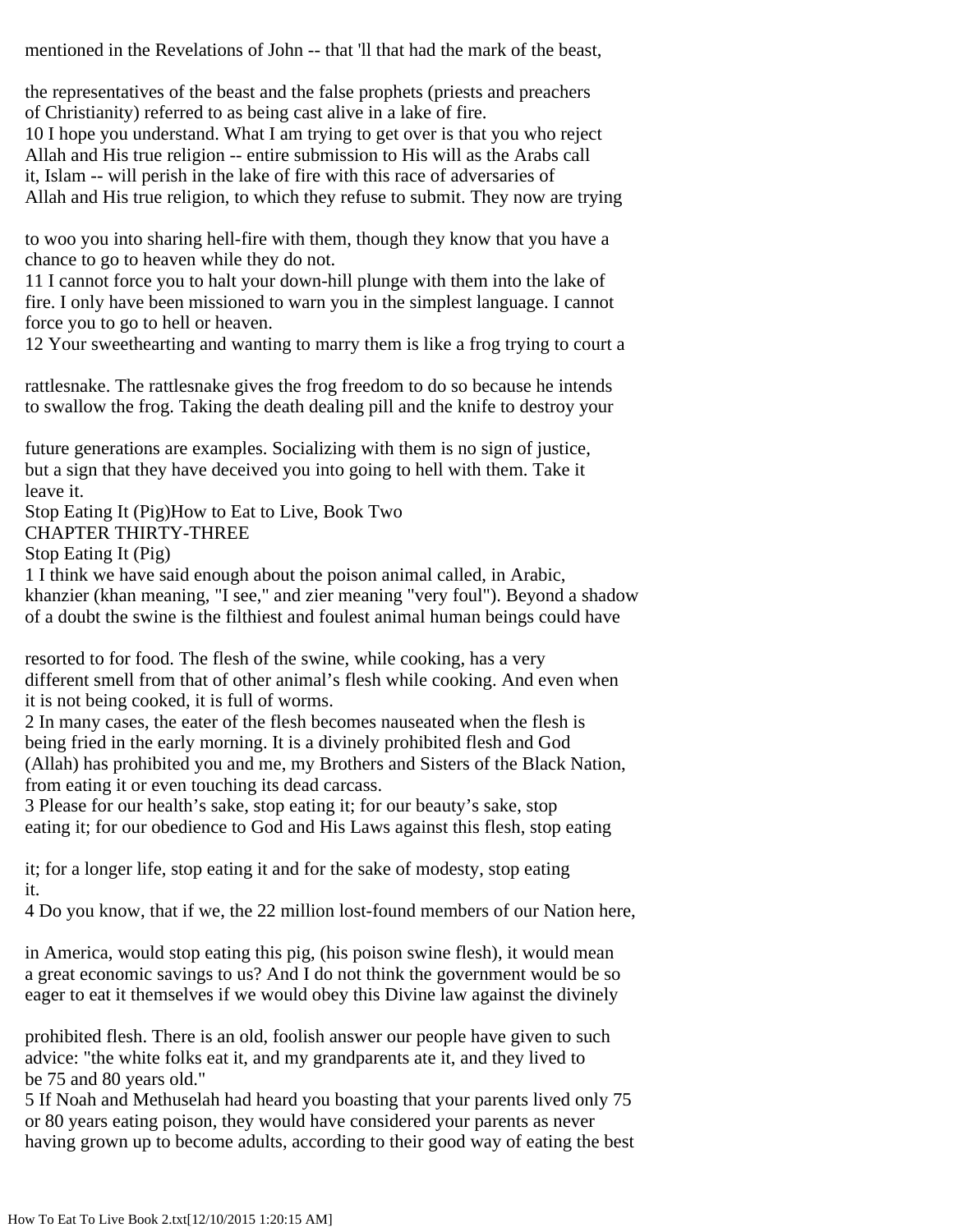mentioned in the Revelations of John -- that 'll that had the mark of the beast,

the representatives of the beast and the false prophets (priests and preachers of Christianity) referred to as being cast alive in a lake of fire.

10 I hope you understand. What I am trying to get over is that you who reject Allah and His true religion -- entire submission to His will as the Arabs call it, Islam -- will perish in the lake of fire with this race of adversaries of Allah and His true religion, to which they refuse to submit. They now are trying

to woo you into sharing hell-fire with them, though they know that you have a chance to go to heaven while they do not.

11 I cannot force you to halt your down-hill plunge with them into the lake of fire. I only have been missioned to warn you in the simplest language. I cannot force you to go to hell or heaven.

12 Your sweethearting and wanting to marry them is like a frog trying to court a

rattlesnake. The rattlesnake gives the frog freedom to do so because he intends to swallow the frog. Taking the death dealing pill and the knife to destroy your

future generations are examples. Socializing with them is no sign of justice, but a sign that they have deceived you into going to hell with them. Take it leave it.

Stop Eating It (Pig)How to Eat to Live, Book Two

## CHAPTER THIRTY-THREE

## Stop Eating It (Pig)

1 I think we have said enough about the poison animal called, in Arabic, khanzier (khan meaning, "I see," and zier meaning "very foul"). Beyond a shadow of a doubt the swine is the filthiest and foulest animal human beings could have

resorted to for food. The flesh of the swine, while cooking, has a very different smell from that of other animal's flesh while cooking. And even when it is not being cooked, it is full of worms.

2 In many cases, the eater of the flesh becomes nauseated when the flesh is being fried in the early morning. It is a divinely prohibited flesh and God (Allah) has prohibited you and me, my Brothers and Sisters of the Black Nation, from eating it or even touching its dead carcass.

3 Please for our health's sake, stop eating it; for our beauty's sake, stop eating it; for our obedience to God and His Laws against this flesh, stop eating

it; for a longer life, stop eating it and for the sake of modesty, stop eating it.

4 Do you know, that if we, the 22 million lost-found members of our Nation here,

in America, would stop eating this pig, (his poison swine flesh), it would mean a great economic savings to us? And I do not think the government would be so eager to eat it themselves if we would obey this Divine law against the divinely

prohibited flesh. There is an old, foolish answer our people have given to such advice: "the white folks eat it, and my grandparents ate it, and they lived to be 75 and 80 years old."

5 If Noah and Methuselah had heard you boasting that your parents lived only 75 or 80 years eating poison, they would have considered your parents as never having grown up to become adults, according to their good way of eating the best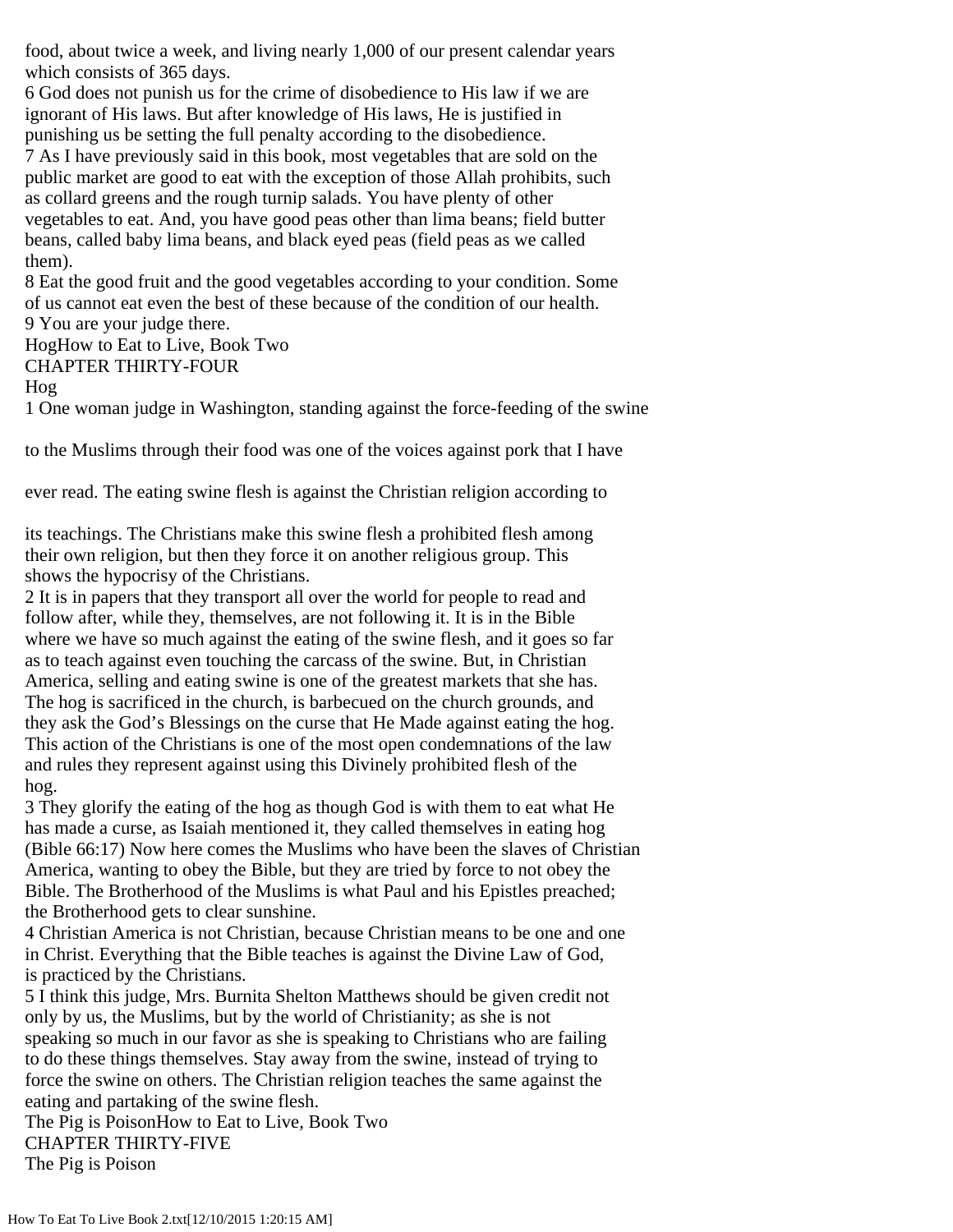food, about twice a week, and living nearly 1,000 of our present calendar years which consists of 365 days.

6 God does not punish us for the crime of disobedience to His law if we are ignorant of His laws. But after knowledge of His laws, He is justified in punishing us be setting the full penalty according to the disobedience.

7 As I have previously said in this book, most vegetables that are sold on the public market are good to eat with the exception of those Allah prohibits, such as collard greens and the rough turnip salads. You have plenty of other vegetables to eat. And, you have good peas other than lima beans; field butter beans, called baby lima beans, and black eyed peas (field peas as we called them).

8 Eat the good fruit and the good vegetables according to your condition. Some of us cannot eat even the best of these because of the condition of our health.

9 You are your judge there.

HogHow to Eat to Live, Book Two

## CHAPTER THIRTY-FOUR

## Hog

1 One woman judge in Washington, standing against the force-feeding of the swine to the Muslims through their food was one of the voices against pork that I have ever read. The eating swine flesh is against the Christian religion according to its teachings. The Christians make this swine flesh a prohibited flesh among their own religion, but then they force it on another religious group. This shows the hypocrisy of the Christians.

2 It is in papers that they transport all over the world for people to read and follow after, while they, themselves, are not following it. It is in the Bible where we have so much against the eating of the swine flesh, and it goes so far as to teach against even touching the carcass of the swine. But, in Christian America, selling and eating swine is one of the greatest markets that she has. The hog is sacrificed in the church, is barbecued on the church grounds, and they ask the God's Blessings on the curse that He Made against eating the hog. This action of the Christians is one of the most open condemnations of the law and rules they represent against using this Divinely prohibited flesh of the hog.

3 They glorify the eating of the hog as though God is with them to eat what He has made a curse, as Isaiah mentioned it, they called themselves in eating hog (Bible 66:17) Now here comes the Muslims who have been the slaves of Christian America, wanting to obey the Bible, but they are tried by force to not obey the Bible. The Brotherhood of the Muslims is what Paul and his Epistles preached; the Brotherhood gets to clear sunshine.

4 Christian America is not Christian, because Christian means to be one and one in Christ. Everything that the Bible teaches is against the Divine Law of God, is practiced by the Christians.

5 I think this judge, Mrs. Burnita Shelton Matthews should be given credit not only by us, the Muslims, but by the world of Christianity; as she is not speaking so much in our favor as she is speaking to Christians who are failing to do these things themselves. Stay away from the swine, instead of trying to force the swine on others. The Christian religion teaches the same against the eating and partaking of the swine flesh.

The Pig is PoisonHow to Eat to Live, Book Two

## CHAPTER THIRTY-FIVE

## The Pig is Poison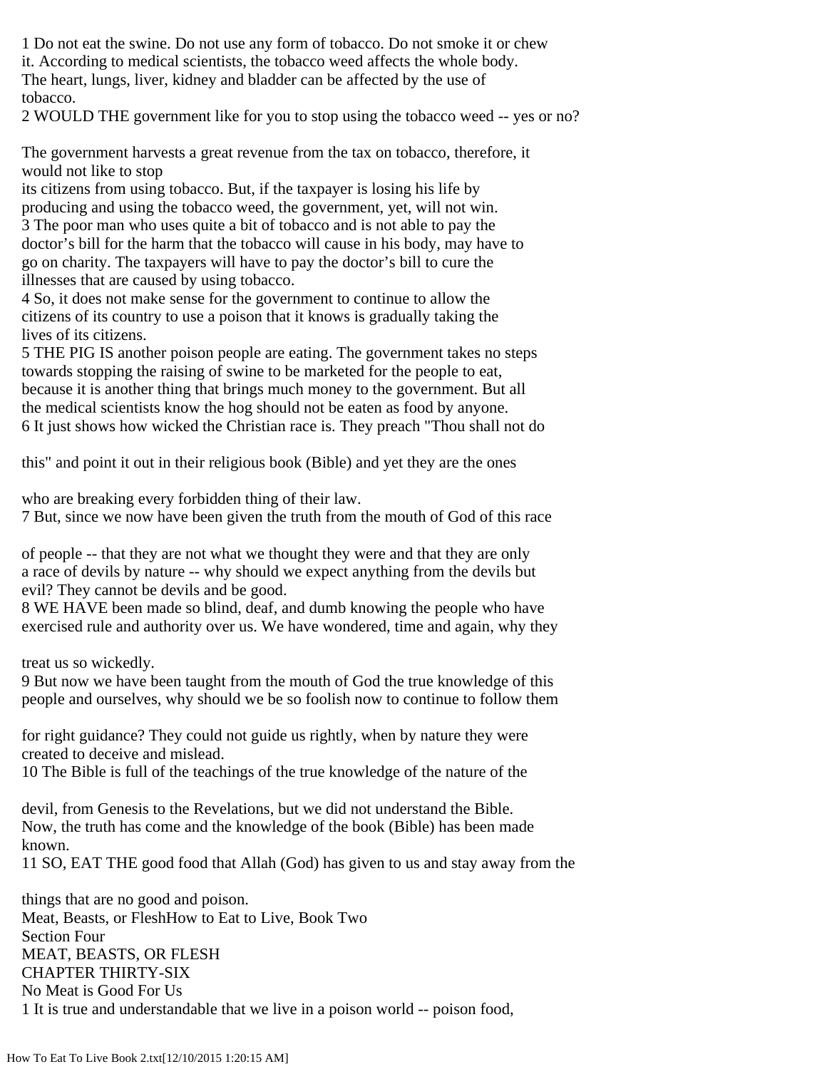1 Do not eat the swine. Do not use any form of tobacco. Do not smoke it or chew it. According to medical scientists, the tobacco weed affects the whole body. The heart, lungs, liver, kidney and bladder can be affected by the use of tobacco.

2 WOULD THE government like for you to stop using the tobacco weed -- yes or no?

The government harvests a great revenue from the tax on tobacco, therefore, it would not like to stop its citizens from using tobacco. But, if the taxpayer is losing his life by producing and using the tobacco weed, the government, yet, will not win.

3 The poor man who uses quite a bit of tobacco and is not able to pay the doctor's bill for the harm that the tobacco will cause in his body, may have to go on charity. The taxpayers will have to pay the doctor's bill to cure the illnesses that are caused by using tobacco.

4 So, it does not make sense for the government to continue to allow the citizens of its country to use a poison that it knows is gradually taking the lives of its citizens.

5 THE PIG IS another poison people are eating. The government takes no steps towards stopping the raising of swine to be marketed for the people to eat, because it is another thing that brings much money to the government. But all the medical scientists know the hog should not be eaten as food by anyone.

6 It just shows how wicked the Christian race is. They preach "Thou shall not do this" and point it out in their religious book (Bible) and yet they are the ones who are breaking every forbidden thing of their law.

7 But, since we now have been given the truth from the mouth of God of this race of people -- that they are not what we thought they were and that they are only a race of devils by nature -- why should we expect anything from the devils but evil? They cannot be devils and be good.

8 WE HAVE been made so blind, deaf, and dumb knowing the people who have exercised rule and authority over us. We have wondered, time and again, why they treat us so wickedly.

9 But now we have been taught from the mouth of God the true knowledge of this people and ourselves, why should we be so foolish now to continue to follow them for right guidance? They could not guide us rightly, when by nature they were created to deceive and mislead.

10 The Bible is full of the teachings of the true knowledge of the nature of the devil, from Genesis to the Revelations, but we did not understand the Bible. Now, the truth has come and the knowledge of the book (Bible) has been made known.

11 SO, EAT THE good food that Allah (God) has given to us and stay away from the things that are no good and poison.

Meat, Beasts, or FleshHow to Eat to Live, Book Two

Section Four

## MEAT, BEASTS, OR FLESH

### CHAPTER THIRTY-SIX

### No Meat is Good For Us

1 It is true and understandable that we live in a poison world -- poison food,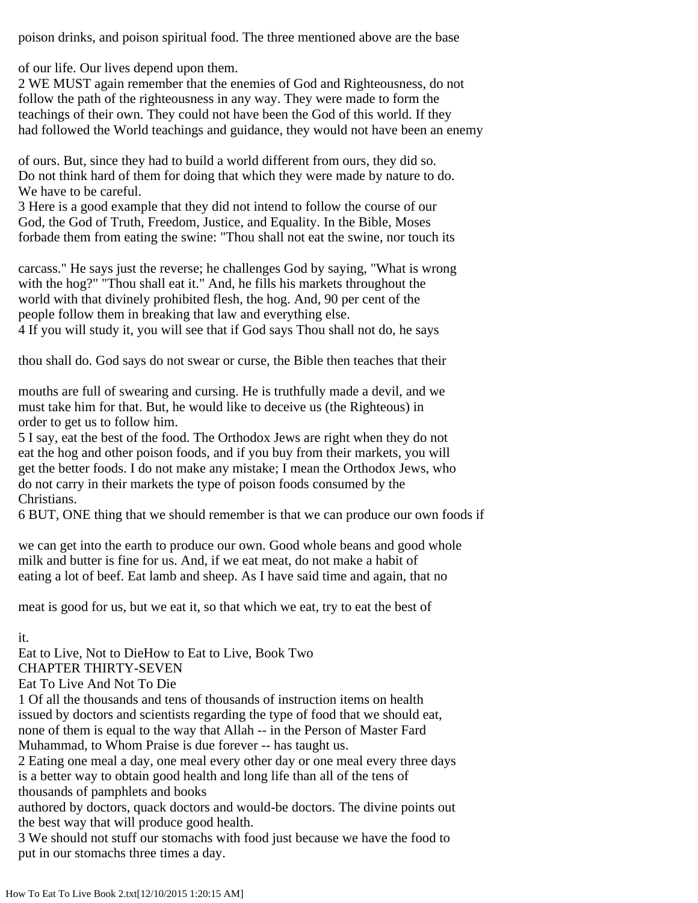poison drinks, and poison spiritual food. The three mentioned above are the base of our life. Our lives depend upon them.

2 WE MUST again remember that the enemies of God and Righteousness, do not follow the path of the righteousness in any way. They were made to form the teachings of their own. They could not have been the God of this world. If they had followed the World teachings and guidance, they would not have been an enemy of ours. But, since they had to build a world different from ours, they did so. Do not think hard of them for doing that which they were made by nature to do. We have to be careful.

3 Here is a good example that they did not intend to follow the course of our God, the God of Truth, Freedom, Justice, and Equality. In the Bible, Moses forbade them from eating the swine: "Thou shall not eat the swine, nor touch its carcass." He says just the reverse; he challenges God by saying, "What is wrong with the hog?" "Thou shall eat it." And, he fills his markets throughout the world with that divinely prohibited flesh, the hog. And, 90 per cent of the people follow them in breaking that law and everything else.

4 If you will study it, you will see that if God says Thou shall not do, he says thou shall do. God says do not swear or curse, the Bible then teaches that their mouths are full of swearing and cursing. He is truthfully made a devil, and we must take him for that. But, he would like to deceive us (the Righteous) in order to get us to follow him.

5 I say, eat the best of the food. The Orthodox Jews are right when they do not eat the hog and other poison foods, and if you buy from their markets, you will get the better foods. I do not make any mistake; I mean the Orthodox Jews, who do not carry in their markets the type of poison foods consumed by the Christians.

6 BUT, ONE thing that we should remember is that we can produce our own foods if we can get into the earth to produce our own. Good whole beans and good whole milk and butter is fine for us. And, if we eat meat, do not make a habit of eating a lot of beef. Eat lamb and sheep. As I have said time and again, that no meat is good for us, but we eat it, so that which we eat, try to eat the best of it.

Eat to Live, Not to DieHow to Eat to Live, Book Two

## CHAPTER THIRTY-SEVEN

## Eat To Live And Not To Die

1 Of all the thousands and tens of thousands of instruction items on health issued by doctors and scientists regarding the type of food that we should eat, none of them is equal to the way that Allah -- in the Person of Master Fard Muhammad, to Whom Praise is due forever -- has taught us.

2 Eating one meal a day, one meal every other day or one meal every three days is a better way to obtain good health and long life than all of the tens of thousands of pamphlets and books authored by doctors, quack doctors and would-be doctors. The divine points out the best way that will produce good health.

3 We should not stuff our stomachs with food just because we have the food to put in our stomachs three times a day.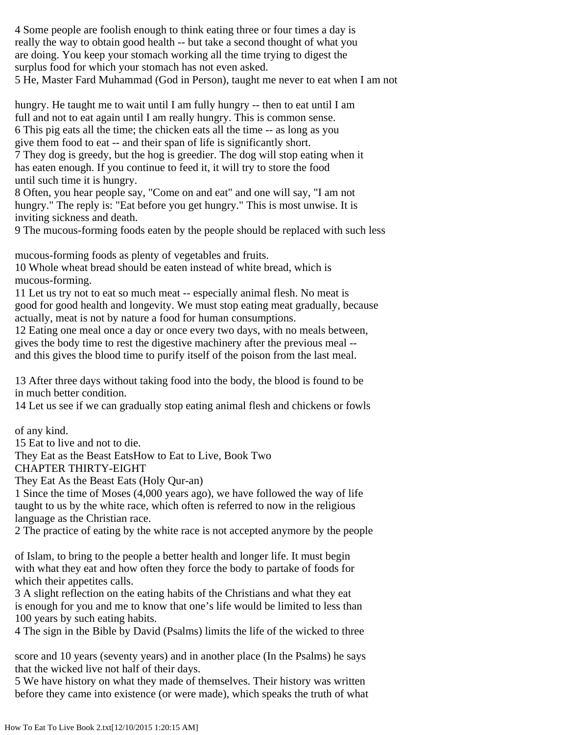4 Some people are foolish enough to think eating three or four times a day is really the way to obtain good health -- but take a second thought of what you are doing. You keep your stomach working all the time trying to digest the surplus food for which your stomach has not even asked.

5 He, Master Fard Muhammad (God in Person), taught me never to eat when I am not hungry. He taught me to wait until I am fully hungry -- then to eat until I am full and not to eat again until I am really hungry. This is common sense.

6 This pig eats all the time; the chicken eats all the time -- as long as you give them food to eat -- and their span of life is significantly short.

7 They dog is greedy, but the hog is greedier. The dog will stop eating when it has eaten enough. If you continue to feed it, it will try to store the food until such time it is hungry.

8 Often, you hear people say, "Come on and eat" and one will say, "I am not hungry." The reply is: "Eat before you get hungry." This is most unwise. It is inviting sickness and death.

9 The mucous-forming foods eaten by the people should be replaced with such less mucous-forming foods as plenty of vegetables and fruits.

10 Whole wheat bread should be eaten instead of white bread, which is mucous-forming.

11 Let us try not to eat so much meat -- especially animal flesh. No meat is good for good health and longevity. We must stop eating meat gradually, because actually, meat is not by nature a food for human consumptions.

12 Eating one meal once a day or once every two days, with no meals between, gives the body time to rest the digestive machinery after the previous meal -- and this gives the blood time to purify itself of the poison from the last meal.

13 After three days without taking food into the body, the blood is found to be in much better condition.

14 Let us see if we can gradually stop eating animal flesh and chickens or fowls of any kind.

15 Eat to live and not to die.

They Eat as the Beast EatsHow to Eat to Live, Book Two

## CHAPTER THIRTY-EIGHT

## They Eat As the Beast Eats (Holy Qur-an)

1 Since the time of Moses (4,000 years ago), we have followed the way of life taught to us by the white race, which often is referred to now in the religious language as the Christian race.

2 The practice of eating by the white race is not accepted anymore by the people of Islam, to bring to the people a better health and longer life. It must begin with what they eat and how often they force the body to partake of foods for which their appetites calls.

3 A slight reflection on the eating habits of the Christians and what they eat is enough for you and me to know that one's life would be limited to less than 100 years by such eating habits.

4 The sign in the Bible by David (Psalms) limits the life of the wicked to three score and 10 years (seventy years) and in another place (In the Psalms) he says that the wicked live not half of their days.

5 We have history on what they made of themselves. Their history was written before they came into existence (or were made), which speaks the truth of what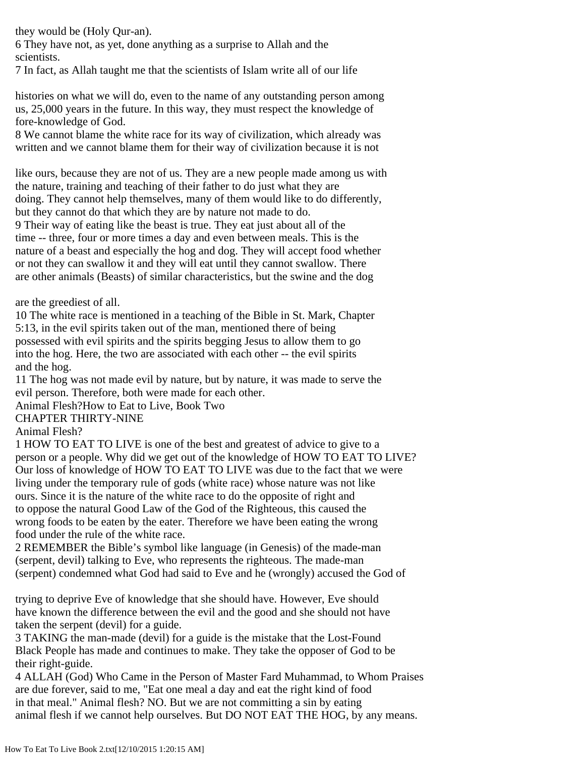they would be (Holy Qur-an).

6 They have not, as yet, done anything as a surprise to Allah and the scientists.

7 In fact, as Allah taught me that the scientists of Islam write all of our life histories on what we will do, even to the name of any outstanding person among us, 25,000 years in the future. In this way, they must respect the knowledge of fore-knowledge of God.

8 We cannot blame the white race for its way of civilization, which already was written and we cannot blame them for their way of civilization because it is not like ours, because they are not of us. They are a new people made among us with the nature, training and teaching of their father to do just what they are doing. They cannot help themselves, many of them would like to do differently, but they cannot do that which they are by nature not made to do.

9 Their way of eating like the beast is true. They eat just about all of the time -- three, four or more times a day and even between meals. This is the nature of a beast and especially the hog and dog. They will accept food whether or not they can swallow it and they will eat until they cannot swallow. There are other animals (Beasts) of similar characteristics, but the swine and the dog are the greediest of all.

10 The white race is mentioned in a teaching of the Bible in St. Mark, Chapter 5:13, in the evil spirits taken out of the man, mentioned there of being possessed with evil spirits and the spirits begging Jesus to allow them to go into the hog. Here, the two are associated with each other -- the evil spirits and the hog.

11 The hog was not made evil by nature, but by nature, it was made to serve the evil person. Therefore, both were made for each other.

Animal Flesh?How to Eat to Live, Book Two

## CHAPTER THIRTY-NINE

## Animal Flesh?

1 HOW TO EAT TO LIVE is one of the best and greatest of advice to give to a person or a people. Why did we get out of the knowledge of HOW TO EAT TO LIVE? Our loss of knowledge of HOW TO EAT TO LIVE was due to the fact that we were living under the temporary rule of gods (white race) whose nature was not like ours. Since it is the nature of the white race to do the opposite of right and to oppose the natural Good Law of the God of the Righteous, this caused the wrong foods to be eaten by the eater. Therefore we have been eating the wrong food under the rule of the white race.

2 REMEMBER the Bible's symbol like language (in Genesis) of the made-man (serpent, devil) talking to Eve, who represents the righteous. The made-man (serpent) condemned what God had said to Eve and he (wrongly) accused the God of trying to deprive Eve of knowledge that she should have. However, Eve should have known the difference between the evil and the good and she should not have taken the serpent (devil) for a guide.

3 TAKING the man-made (devil) for a guide is the mistake that the Lost-Found Black People has made and continues to make. They take the opposer of God to be their right-guide.

4 ALLAH (God) Who Came in the Person of Master Fard Muhammad, to Whom Praises are due forever, said to me, "Eat one meal a day and eat the right kind of food in that meal." Animal flesh? NO. But we are not committing a sin by eating animal flesh if we cannot help ourselves. But DO NOT EAT THE HOG, by any means.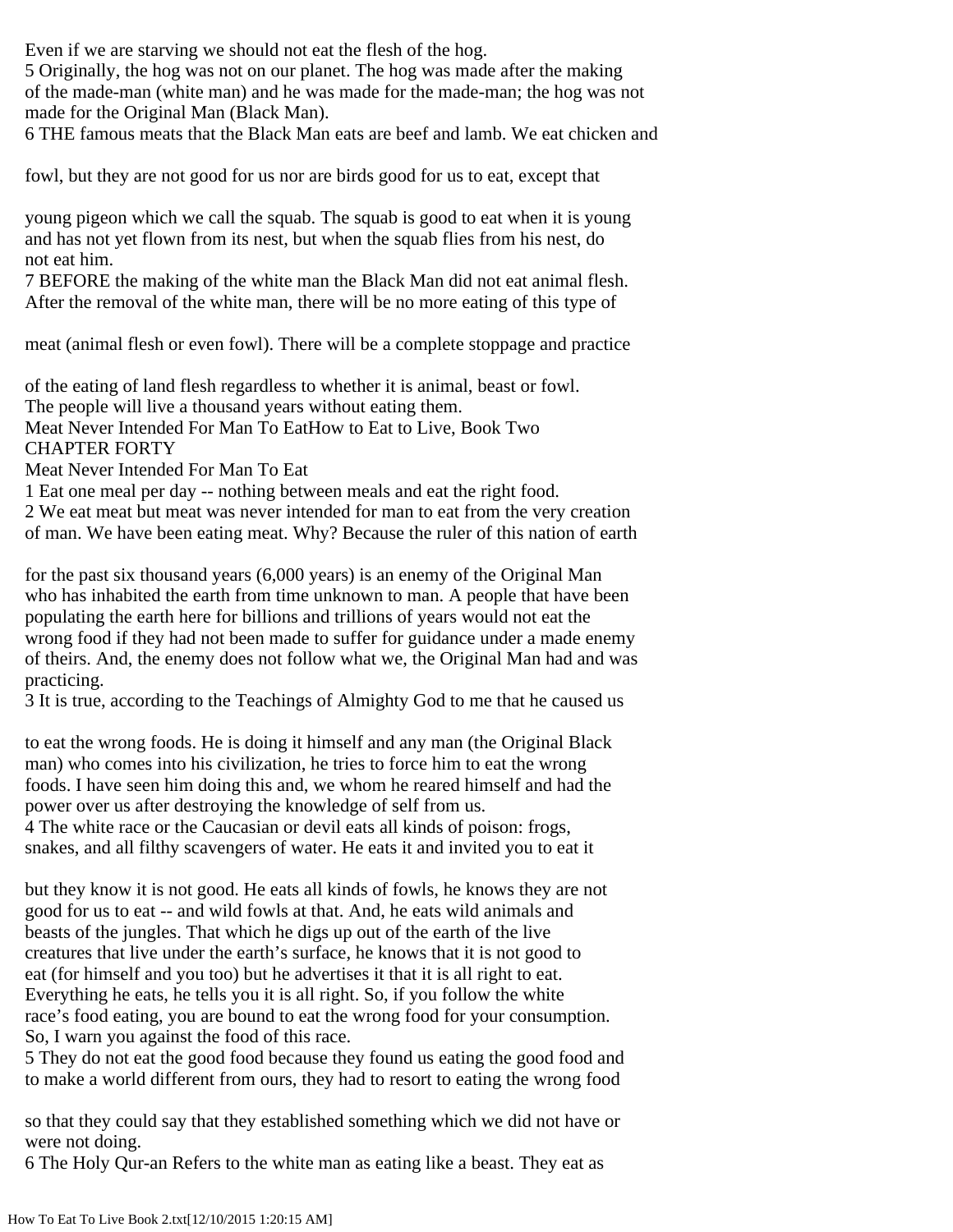Even if we are starving we should not eat the flesh of the hog.

5 Originally, the hog was not on our planet. The hog was made after the making of the made-man (white man) and he was made for the made-man; the hog was not made for the Original Man (Black Man).

6 THE famous meats that the Black Man eats are beef and lamb. We eat chicken and fowl, but they are not good for us nor are birds good for us to eat, except that young pigeon which we call the squab. The squab is good to eat when it is young and has not yet flown from its nest, but when the squab flies from his nest, do not eat him.

7 BEFORE the making of the white man the Black Man did not eat animal flesh. After the removal of the white man, there will be no more eating of this type of meat (animal flesh or even fowl). There will be a complete stoppage and practice of the eating of land flesh regardless to whether it is animal, beast or fowl. The people will live a thousand years without eating them.

Meat Never Intended For Man To EatHow to Eat to Live, Book Two

# CHAPTER FORTY

## Meat Never Intended For Man To Eat

1 Eat one meal per day -- nothing between meals and eat the right food.

2 We eat meat but meat was never intended for man to eat from the very creation of man. We have been eating meat. Why? Because the ruler of this nation of earth for the past six thousand years (6,000 years) is an enemy of the Original Man who has inhabited the earth from time unknown to man. A people that have been populating the earth here for billions and trillions of years would not eat the wrong food if they had not been made to suffer for guidance under a made enemy of theirs. And, the enemy does not follow what we, the Original Man had and was practicing.

3 It is true, according to the Teachings of Almighty God to me that he caused us to eat the wrong foods. He is doing it himself and any man (the Original Black man) who comes into his civilization, he tries to force him to eat the wrong foods. I have seen him doing this and, we whom he reared himself and had the power over us after destroying the knowledge of self from us.

4 The white race or the Caucasian or devil eats all kinds of poison: frogs, snakes, and all filthy scavengers of water. He eats it and invited you to eat it but they know it is not good. He eats all kinds of fowls, he knows they are not good for us to eat -- and wild fowls at that. And, he eats wild animals and beasts of the jungles. That which he digs up out of the earth of the live creatures that live under the earth's surface, he knows that it is not good to eat (for himself and you too) but he advertises it that it is all right to eat. Everything he eats, he tells you it is all right. So, if you follow the white race's food eating, you are bound to eat the wrong food for your consumption. So, I warn you against the food of this race.

5 They do not eat the good food because they found us eating the good food and to make a world different from ours, they had to resort to eating the wrong food so that they could say that they established something which we did not have or were not doing.

6 The Holy Qur-an Refers to the white man as eating like a beast. They eat as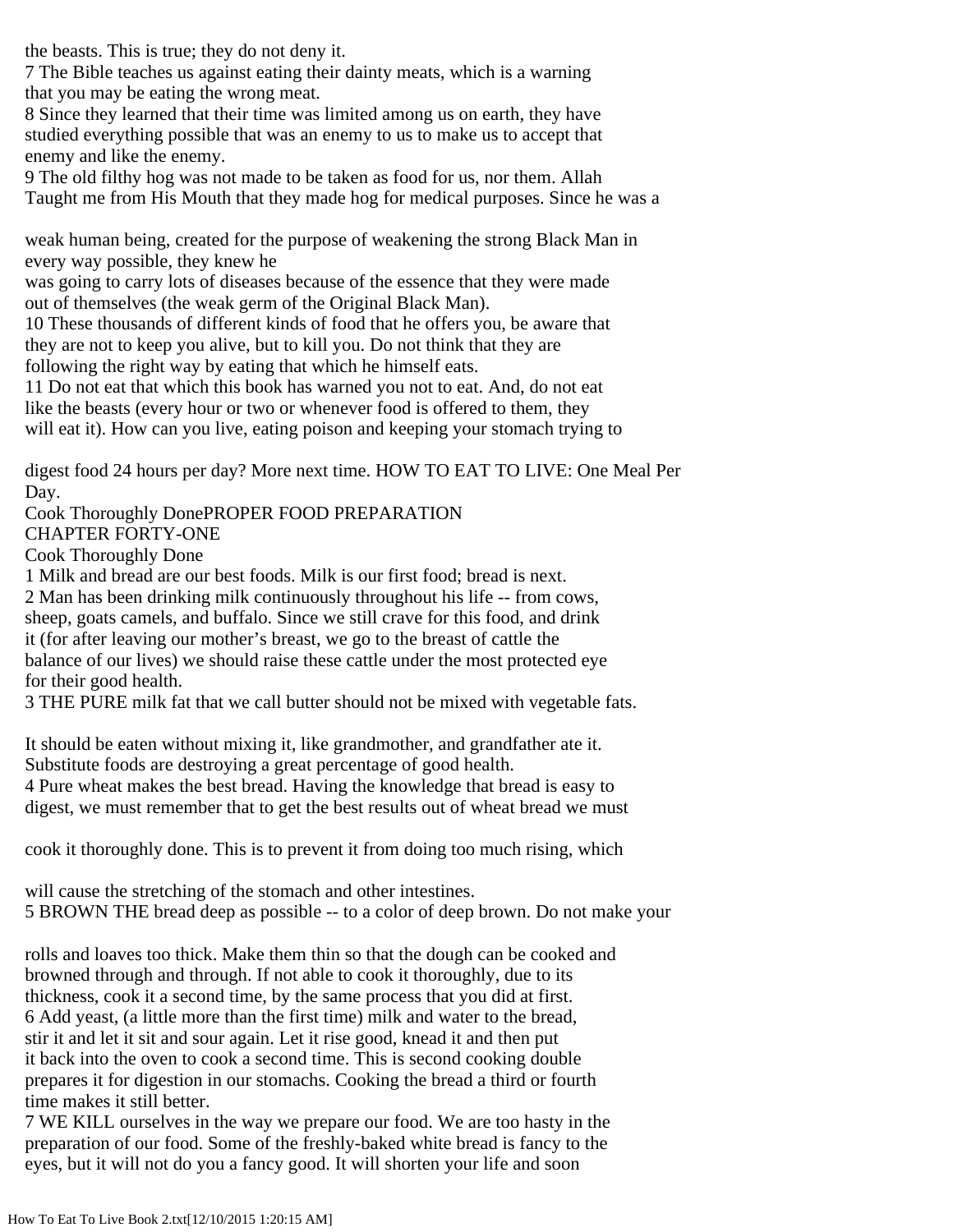the beasts. This is true; they do not deny it.

7 The Bible teaches us against eating their dainty meats, which is a warning that you may be eating the wrong meat.

8 Since they learned that their time was limited among us on earth, they have studied everything possible that was an enemy to us to make us to accept that enemy and like the enemy.

9 The old filthy hog was not made to be taken as food for us, nor them. Allah Taught me from His Mouth that they made hog for medical purposes. Since he was a weak human being, created for the purpose of weakening the strong Black Man in every way possible, they knew he was going to carry lots of diseases because of the essence that they were made out of themselves (the weak germ of the Original Black Man).

10 These thousands of different kinds of food that he offers you, be aware that they are not to keep you alive, but to kill you. Do not think that they are following the right way by eating that which he himself eats.

11 Do not eat that which this book has warned you not to eat. And, do not eat like the beasts (every hour or two or whenever food is offered to them, they will eat it). How can you live, eating poison and keeping your stomach trying to digest food 24 hours per day? More next time. HOW TO EAT TO LIVE: One Meal Per Day.

Cook Thoroughly DonePROPER FOOD PREPARATION

## CHAPTER FORTY-ONE

### Cook Thoroughly Done

1 Milk and bread are our best foods. Milk is our first food; bread is next.

2 Man has been drinking milk continuously throughout his life -- from cows, sheep, goats camels, and buffalo. Since we still crave for this food, and drink it (for after leaving our mother's breast, we go to the breast of cattle the balance of our lives) we should raise these cattle under the most protected eye for their good health.

3 THE PURE milk fat that we call butter should not be mixed with vegetable fats. It should be eaten without mixing it, like grandmother, and grandfather ate it. Substitute foods are destroying a great percentage of good health.

4 Pure wheat makes the best bread. Having the knowledge that bread is easy to digest, we must remember that to get the best results out of wheat bread we must cook it thoroughly done. This is to prevent it from doing too much rising, which will cause the stretching of the stomach and other intestines.

5 BROWN THE bread deep as possible -- to a color of deep brown. Do not make your rolls and loaves too thick. Make them thin so that the dough can be cooked and browned through and through. If not able to cook it thoroughly, due to its thickness, cook it a second time, by the same process that you did at first.

6 Add yeast, (a little more than the first time) milk and water to the bread, stir it and let it sit and sour again. Let it rise good, knead it and then put it back into the oven to cook a second time. This is second cooking double prepares it for digestion in our stomachs. Cooking the bread a third or fourth time makes it still better.

7 WE KILL ourselves in the way we prepare our food. We are too hasty in the preparation of our food. Some of the freshly-baked white bread is fancy to the eyes, but it will not do you a fancy good. It will shorten your life and soon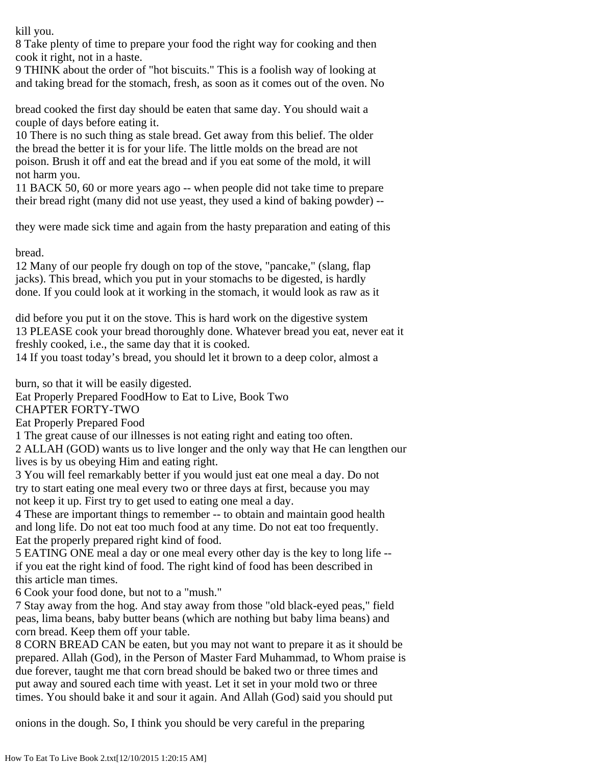kill you.

8 Take plenty of time to prepare your food the right way for cooking and then cook it right, not in a haste.

9 THINK about the order of "hot biscuits." This is a foolish way of looking at and taking bread for the stomach, fresh, as soon as it comes out of the oven. No bread cooked the first day should be eaten that same day. You should wait a couple of days before eating it.

10 There is no such thing as stale bread. Get away from this belief. The older the bread the better it is for your life. The little molds on the bread are not poison. Brush it off and eat the bread and if you eat some of the mold, it will not harm you.

11 BACK 50, 60 or more years ago -- when people did not take time to prepare their bread right (many did not use yeast, they used a kind of baking powder) -- they were made sick time and again from the hasty preparation and eating of this bread.

12 Many of our people fry dough on top of the stove, "pancake," (slang, flap jacks). This bread, which you put in your stomachs to be digested, is hardly done. If you could look at it working in the stomach, it would look as raw as it did before you put it on the stove. This is hard work on the digestive system

13 PLEASE cook your bread thoroughly done. Whatever bread you eat, never eat it freshly cooked, i.e., the same day that it is cooked.

14 If you toast today's bread, you should let it brown to a deep color, almost a burn, so that it will be easily digested.

Eat Properly Prepared FoodHow to Eat to Live, Book Two

## CHAPTER FORTY-TWO

## Eat Properly Prepared Food

1 The great cause of our illnesses is not eating right and eating too often.

2 ALLAH (GOD) wants us to live longer and the only way that He can lengthen our lives is by us obeying Him and eating right.

3 You will feel remarkably better if you would just eat one meal a day. Do not try to start eating one meal every two or three days at first, because you may not keep it up. First try to get used to eating one meal a day.

4 These are important things to remember -- to obtain and maintain good health and long life. Do not eat too much food at any time. Do not eat too frequently. Eat the properly prepared right kind of food.

5 EATING ONE meal a day or one meal every other day is the key to long life -- if you eat the right kind of food. The right kind of food has been described in this article man times.

6 Cook your food done, but not to a "mush."

7 Stay away from the hog. And stay away from those "old black-eyed peas," field peas, lima beans, baby butter beans (which are nothing but baby lima beans) and corn bread. Keep them off your table.

8 CORN BREAD CAN be eaten, but you may not want to prepare it as it should be prepared. Allah (God), in the Person of Master Fard Muhammad, to Whom praise is due forever, taught me that corn bread should be baked two or three times and put away and soured each time with yeast. Let it set in your mold two or three times. You should bake it and sour it again. And Allah (God) said you should put onions in the dough. So, I think you should be very careful in the preparing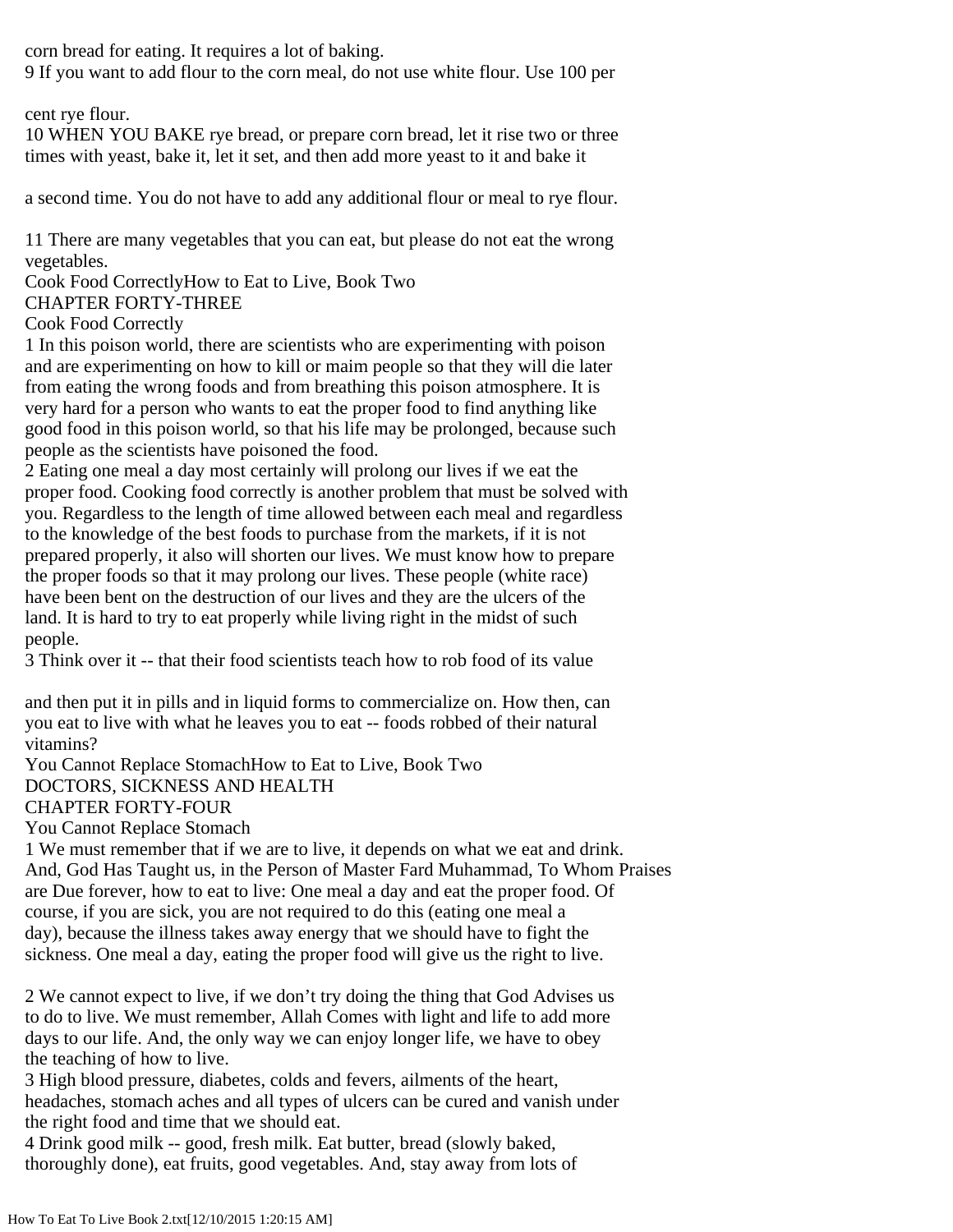corn bread for eating. It requires a lot of baking.

9 If you want to add flour to the corn meal, do not use white flour. Use 100 per cent rye flour.

10 WHEN YOU BAKE rye bread, or prepare corn bread, let it rise two or three times with yeast, bake it, let it set, and then add more yeast to it and bake it a second time. You do not have to add any additional flour or meal to rye flour.

11 There are many vegetables that you can eat, but please do not eat the wrong vegetables.

Cook Food CorrectlyHow to Eat to Live, Book Two

## CHAPTER FORTY-THREE

### Cook Food Correctly

1 In this poison world, there are scientists who are experimenting with poison and are experimenting on how to kill or maim people so that they will die later from eating the wrong foods and from breathing this poison atmosphere. It is very hard for a person who wants to eat the proper food to find anything like good food in this poison world, so that his life may be prolonged, because such people as the scientists have poisoned the food.

2 Eating one meal a day most certainly will prolong our lives if we eat the proper food. Cooking food correctly is another problem that must be solved with you. Regardless to the length of time allowed between each meal and regardless to the knowledge of the best foods to purchase from the markets, if it is not prepared properly, it also will shorten our lives. We must know how to prepare the proper foods so that it may prolong our lives. These people (white race) have been bent on the destruction of our lives and they are the ulcers of the land. It is hard to try to eat properly while living right in the midst of such people.

3 Think over it -- that their food scientists teach how to rob food of its value and then put it in pills and in liquid forms to commercialize on. How then, can you eat to live with what he leaves you to eat -- foods robbed of their natural vitamins?

You Cannot Replace StomachHow to Eat to Live, Book Two

## DOCTORS, SICKNESS AND HEALTH

## CHAPTER FORTY-FOUR

### You Cannot Replace Stomach

1 We must remember that if we are to live, it depends on what we eat and drink. And, God Has Taught us, in the Person of Master Fard Muhammad, To Whom Praises are Due forever, how to eat to live: One meal a day and eat the proper food. Of course, if you are sick, you are not required to do this (eating one meal a day), because the illness takes away energy that we should have to fight the sickness. One meal a day, eating the proper food will give us the right to live.

2 We cannot expect to live, if we don't try doing the thing that God Advises us to do to live. We must remember, Allah Comes with light and life to add more days to our life. And, the only way we can enjoy longer life, we have to obey the teaching of how to live.

3 High blood pressure, diabetes, colds and fevers, ailments of the heart, headaches, stomach aches and all types of ulcers can be cured and vanish under the right food and time that we should eat.

4 Drink good milk -- good, fresh milk. Eat butter, bread (slowly baked, thoroughly done), eat fruits, good vegetables. And, stay away from lots of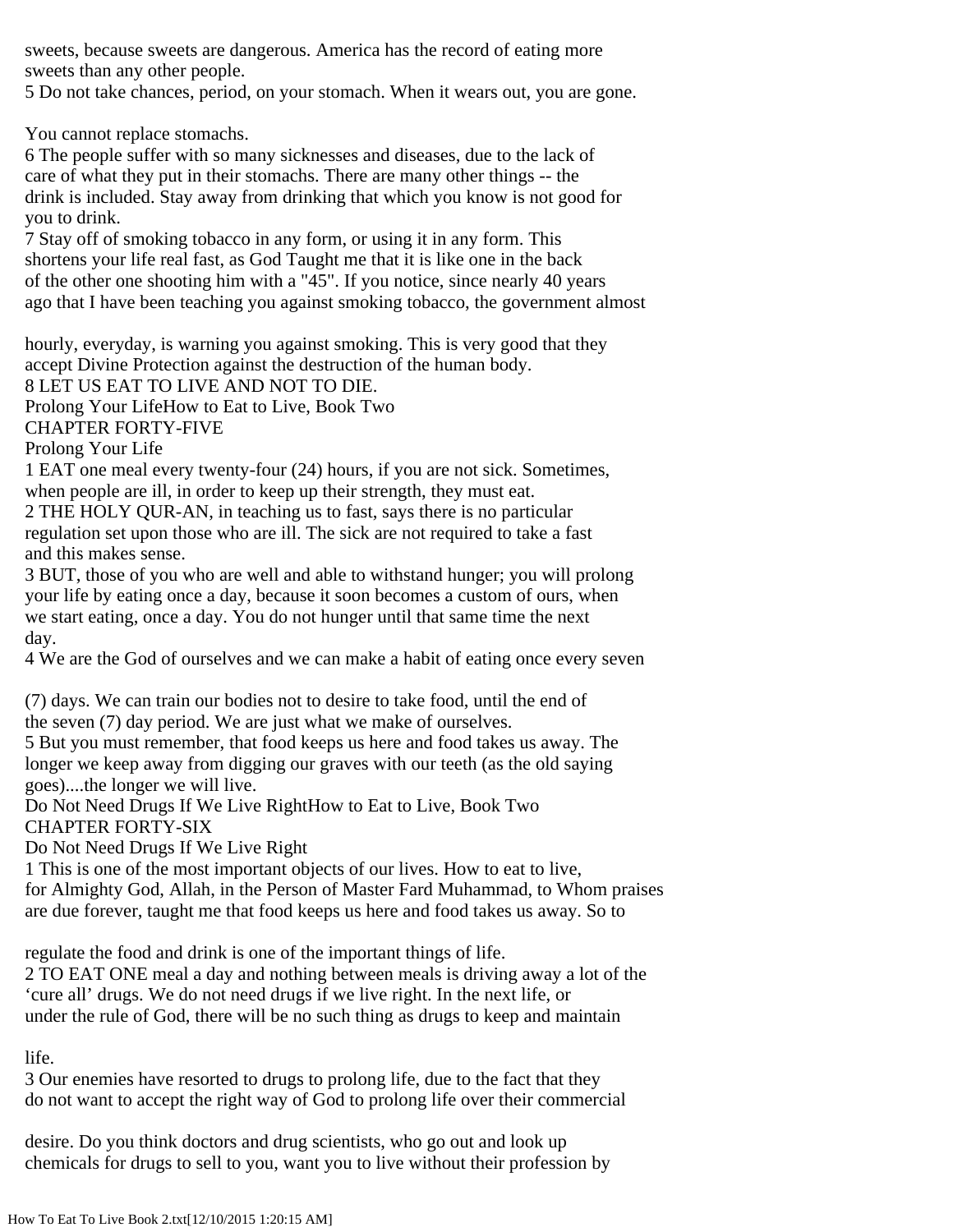sweets, because sweets are dangerous. America has the record of eating more sweets than any other people.

5 Do not take chances, period, on your stomach. When it wears out, you are gone.

You cannot replace stomachs.

6 The people suffer with so many sicknesses and diseases, due to the lack of care of what they put in their stomachs. There are many other things -- the drink is included. Stay away from drinking that which you know is not good for you to drink.

7 Stay off of smoking tobacco in any form, or using it in any form. This shortens your life real fast, as God Taught me that it is like one in the back of the other one shooting him with a "45". If you notice, since nearly 40 years ago that I have been teaching you against smoking tobacco, the government almost

hourly, everyday, is warning you against smoking. This is very good that they accept Divine Protection against the destruction of the human body.

8 LET US EAT TO LIVE AND NOT TO DIE.

Prolong Your LifeHow to Eat to Live, Book Two

## CHAPTER FORTY-FIVE

## Prolong Your Life

1 EAT one meal every twenty-four (24) hours, if you are not sick. Sometimes, when people are ill, in order to keep up their strength, they must eat.

2 THE HOLY QUR-AN, in teaching us to fast, says there is no particular regulation set upon those who are ill. The sick are not required to take a fast and this makes sense.

3 BUT, those of you who are well and able to withstand hunger; you will prolong your life by eating once a day, because it soon becomes a custom of ours, when we start eating, once a day. You do not hunger until that same time the next day.

4 We are the God of ourselves and we can make a habit of eating once every seven

(7) days. We can train our bodies not to desire to take food, until the end of the seven (7) day period. We are just what we make of ourselves.

5 But you must remember, that food keeps us here and food takes us away. The longer we keep away from digging our graves with our teeth (as the old saying goes)....the longer we will live.

Do Not Need Drugs If We Live RightHow to Eat to Live, Book Two

## CHAPTER FORTY-SIX

## Do Not Need Drugs If We Live Right

1 This is one of the most important objects of our lives. How to eat to live, for Almighty God, Allah, in the Person of Master Fard Muhammad, to Whom praises are due forever, taught me that food keeps us here and food takes us away. So to

regulate the food and drink is one of the important things of life.

2 TO EAT ONE meal a day and nothing between meals is driving away a lot of the 'cure all' drugs. We do not need drugs if we live right. In the next life, or under the rule of God, there will be no such thing as drugs to keep and maintain

life.

3 Our enemies have resorted to drugs to prolong life, due to the fact that they do not want to accept the right way of God to prolong life over their commercial

desire. Do you think doctors and drug scientists, who go out and look up chemicals for drugs to sell to you, want you to live without their profession by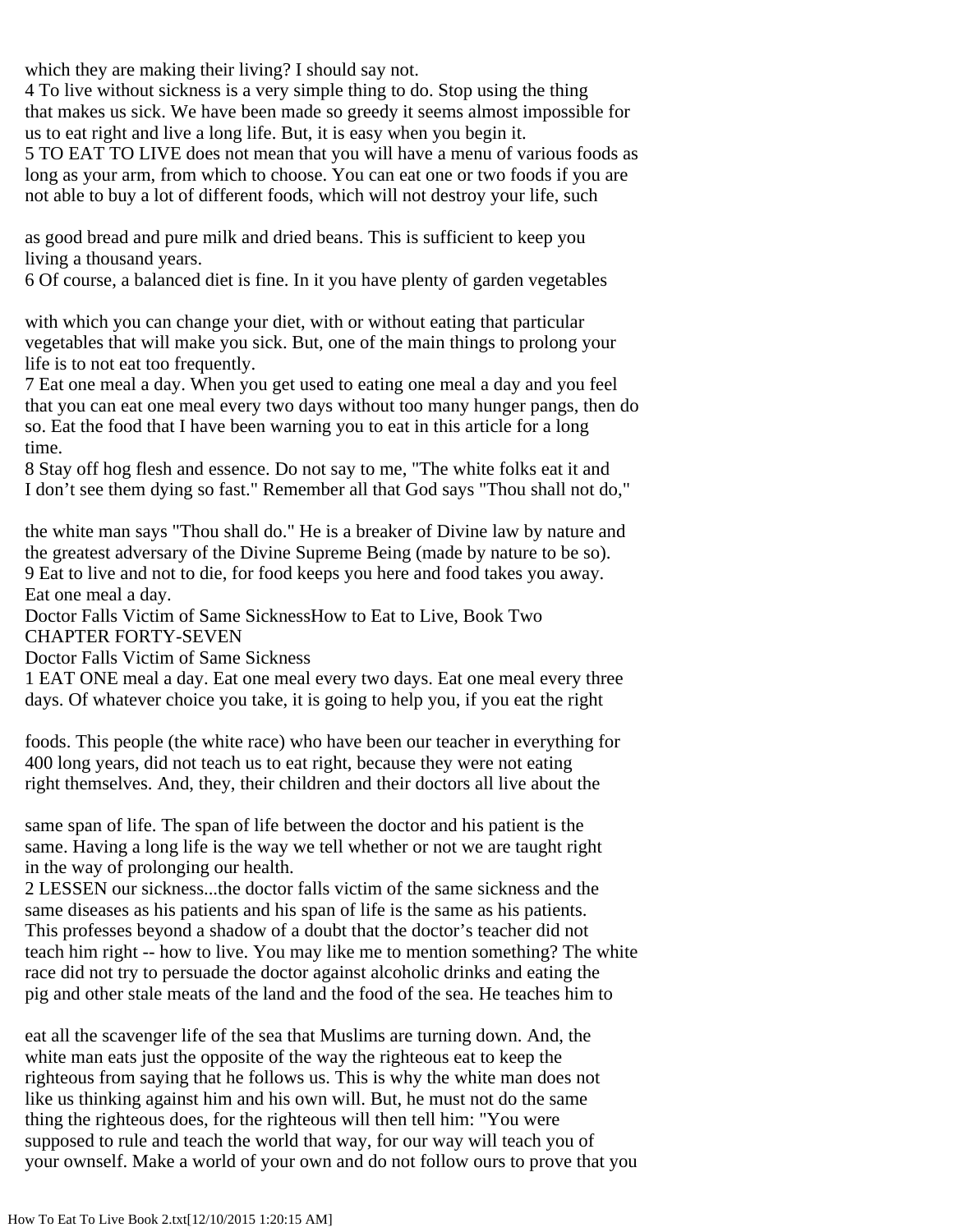which they are making their living? I should say not.

4 To live without sickness is a very simple thing to do. Stop using the thing that makes us sick. We have been made so greedy it seems almost impossible for us to eat right and live a long life. But, it is easy when you begin it.

5 TO EAT TO LIVE does not mean that you will have a menu of various foods as long as your arm, from which to choose. You can eat one or two foods if you are not able to buy a lot of different foods, which will not destroy your life, such as good bread and pure milk and dried beans. This is sufficient to keep you living a thousand years.

6 Of course, a balanced diet is fine. In it you have plenty of garden vegetables with which you can change your diet, with or without eating that particular vegetables that will make you sick. But, one of the main things to prolong your life is to not eat too frequently.

7 Eat one meal a day. When you get used to eating one meal a day and you feel that you can eat one meal every two days without too many hunger pangs, then do so. Eat the food that I have been warning you to eat in this article for a long time.

8 Stay off hog flesh and essence. Do not say to me, "The white folks eat it and I don't see them dying so fast." Remember all that God says "Thou shall not do," the white man says "Thou shall do." He is a breaker of Divine law by nature and the greatest adversary of the Divine Supreme Being (made by nature to be so).

9 Eat to live and not to die, for food keeps you here and food takes you away. Eat one meal a day.

Doctor Falls Victim of Same SicknessHow to Eat to Live, Book Two

## CHAPTER FORTY-SEVEN

## Doctor Falls Victim of Same Sickness

1 EAT ONE meal a day. Eat one meal every two days. Eat one meal every three days. Of whatever choice you take, it is going to help you, if you eat the right foods. This people (the white race) who have been our teacher in everything for 400 long years, did not teach us to eat right, because they were not eating right themselves. And, they, their children and their doctors all live about the same span of life. The span of life between the doctor and his patient is the same. Having a long life is the way we tell whether or not we are taught right in the way of prolonging our health.

2 LESSEN our sickness...the doctor falls victim of the same sickness and the same diseases as his patients and his span of life is the same as his patients. This professes beyond a shadow of a doubt that the doctor's teacher did not teach him right -- how to live. You may like me to mention something? The white race did not try to persuade the doctor against alcoholic drinks and eating the pig and other stale meats of the land and the food of the sea. He teaches him to eat all the scavenger life of the sea that Muslims are turning down. And, the white man eats just the opposite of the way the righteous eat to keep the righteous from saying that he follows us. This is why the white man does not like us thinking against him and his own will. But, he must not do the same thing the righteous does, for the righteous will then tell him: "You were supposed to rule and teach the world that way, for our way will teach you of your ownself. Make a world of your own and do not follow ours to prove that you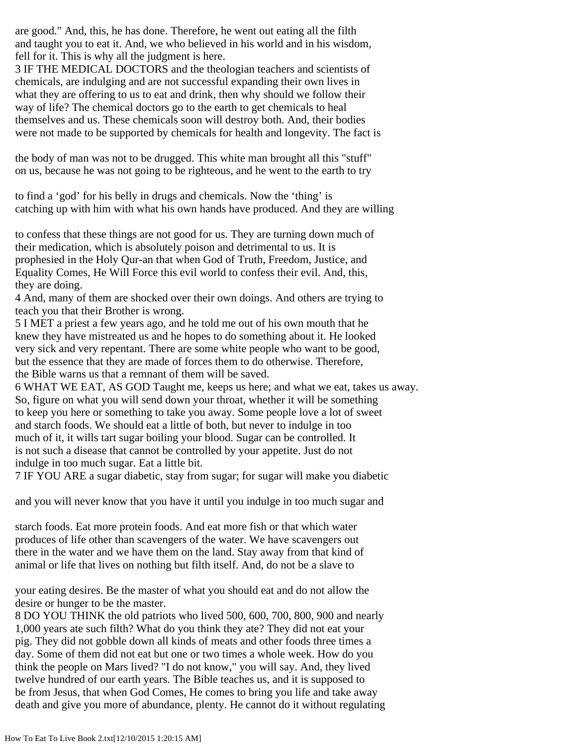are good." And, this, he has done. Therefore, he went out eating all the filth and taught you to eat it. And, we who believed in his world and in his wisdom, fell for it. This is why all the judgment is here.

3 IF THE MEDICAL DOCTORS and the theologian teachers and scientists of chemicals, are indulging and are not successful expanding their own lives in what they are offering to us to eat and drink, then why should we follow their way of life? The chemical doctors go to the earth to get chemicals to heal themselves and us. These chemicals soon will destroy both. And, their bodies were not made to be supported by chemicals for health and longevity. The fact is

the body of man was not to be drugged. This white man brought all this "stuff" on us, because he was not going to be righteous, and he went to the earth to try

to find a 'god' for his belly in drugs and chemicals. Now the 'thing' is catching up with him with what his own hands have produced. And they are willing

to confess that these things are not good for us. They are turning down much of their medication, which is absolutely poison and detrimental to us. It is prophesied in the Holy Qur-an that when God of Truth, Freedom, Justice, and Equality Comes, He Will Force this evil world to confess their evil. And, this, they are doing.

4 And, many of them are shocked over their own doings. And others are trying to teach you that their Brother is wrong.

5 I MET a priest a few years ago, and he told me out of his own mouth that he knew they have mistreated us and he hopes to do something about it. He looked very sick and very repentant. There are some white people who want to be good, but the essence that they are made of forces them to do otherwise. Therefore, the Bible warns us that a remnant of them will be saved.

6 WHAT WE EAT, AS GOD Taught me, keeps us here; and what we eat, takes us away. So, figure on what you will send down your throat, whether it will be something to keep you here or something to take you away. Some people love a lot of sweet and starch foods. We should eat a little of both, but never to indulge in too much of it, it wills tart sugar boiling your blood. Sugar can be controlled. It is not such a disease that cannot be controlled by your appetite. Just do not indulge in too much sugar. Eat a little bit.

7 IF YOU ARE a sugar diabetic, stay from sugar; for sugar will make you diabetic

and you will never know that you have it until you indulge in too much sugar and

starch foods. Eat more protein foods. And eat more fish or that which water produces of life other than scavengers of the water. We have scavengers out there in the water and we have them on the land. Stay away from that kind of animal or life that lives on nothing but filth itself. And, do not be a slave to

your eating desires. Be the master of what you should eat and do not allow the desire or hunger to be the master.

8 DO YOU THINK the old patriots who lived 500, 600, 700, 800, 900 and nearly 1,000 years ate such filth? What do you think they ate? They did not eat your pig. They did not gobble down all kinds of meats and other foods three times a day. Some of them did not eat but one or two times a whole week. How do you think the people on Mars lived? "I do not know," you will say. And, they lived twelve hundred of our earth years. The Bible teaches us, and it is supposed to be from Jesus, that when God Comes, He comes to bring you life and take away death and give you more of abundance, plenty. He cannot do it without regulating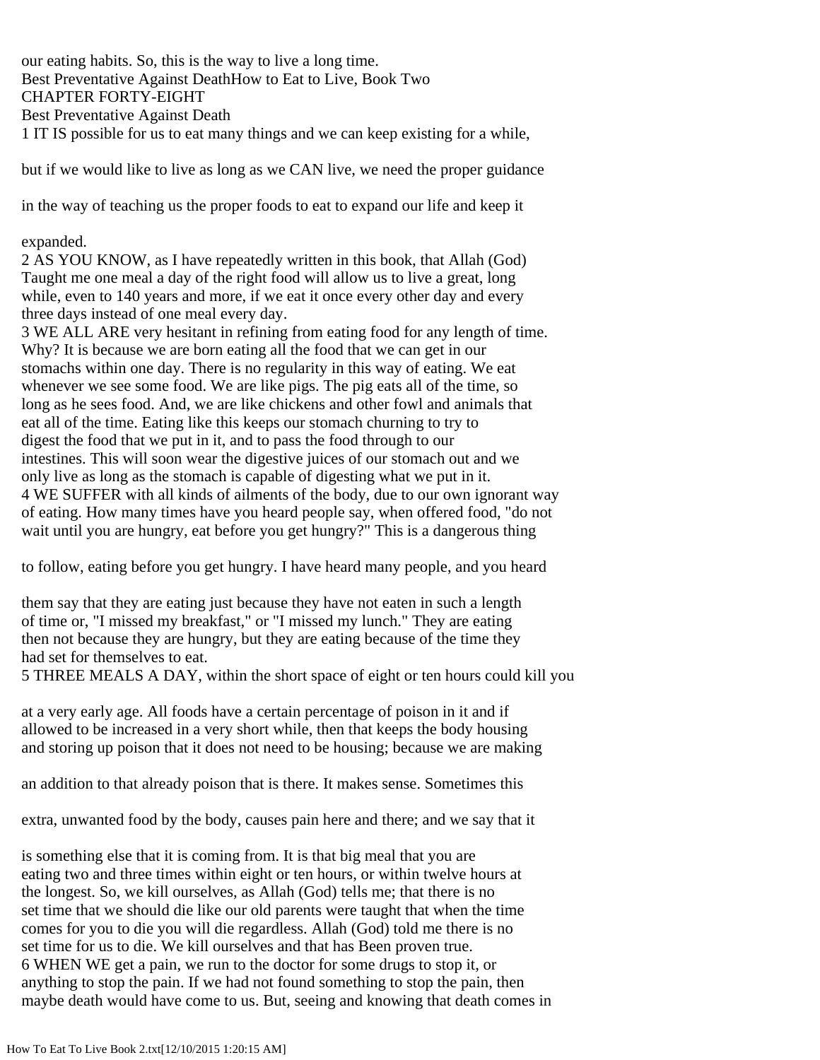our eating habits. So, this is the way to live a long time.

Best Preventative Against DeathHow to Eat to Live, Book Two

## CHAPTER FORTY-EIGHT

## Best Preventative Against Death

1 IT IS possible for us to eat many things and we can keep existing for a while, but if we would like to live as long as we CAN live, we need the proper guidance in the way of teaching us the proper foods to eat to expand our life and keep it expanded.

2 AS YOU KNOW, as I have repeatedly written in this book, that Allah (God) Taught me one meal a day of the right food will allow us to live a great, long while, even to 140 years and more, if we eat it once every other day and every three days instead of one meal every day.

3 WE ALL ARE very hesitant in refining from eating food for any length of time. Why? It is because we are born eating all the food that we can get in our stomachs within one day. There is no regularity in this way of eating. We eat whenever we see some food. We are like pigs. The pig eats all of the time, so long as he sees food. And, we are like chickens and other fowl and animals that eat all of the time. Eating like this keeps our stomach churning to try to digest the food that we put in it, and to pass the food through to our intestines. This will soon wear the digestive juices of our stomach out and we only live as long as the stomach is capable of digesting what we put in it.

4 WE SUFFER with all kinds of ailments of the body, due to our own ignorant way of eating. How many times have you heard people say, when offered food, "do not wait until you are hungry, eat before you get hungry?" This is a dangerous thing to follow, eating before you get hungry. I have heard many people, and you heard them say that they are eating just because they have not eaten in such a length of time or, "I missed my breakfast," or "I missed my lunch." They are eating then not because they are hungry, but they are eating because of the time they had set for themselves to eat.

5 THREE MEALS A DAY, within the short space of eight or ten hours could kill you at a very early age. All foods have a certain percentage of poison in it and if allowed to be increased in a very short while, then that keeps the body housing and storing up poison that it does not need to be housing; because we are making an addition to that already poison that is there. It makes sense. Sometimes this extra, unwanted food by the body, causes pain here and there; and we say that it is something else that it is coming from. It is that big meal that you are eating two and three times within eight or ten hours, or within twelve hours at the longest. So, we kill ourselves, as Allah (God) tells me; that there is no set time that we should die like our old parents were taught that when the time comes for you to die you will die regardless. Allah (God) told me there is no set time for us to die. We kill ourselves and that has Been proven true.

6 WHEN WE get a pain, we run to the doctor for some drugs to stop it, or anything to stop the pain. If we had not found something to stop the pain, then maybe death would have come to us. But, seeing and knowing that death comes in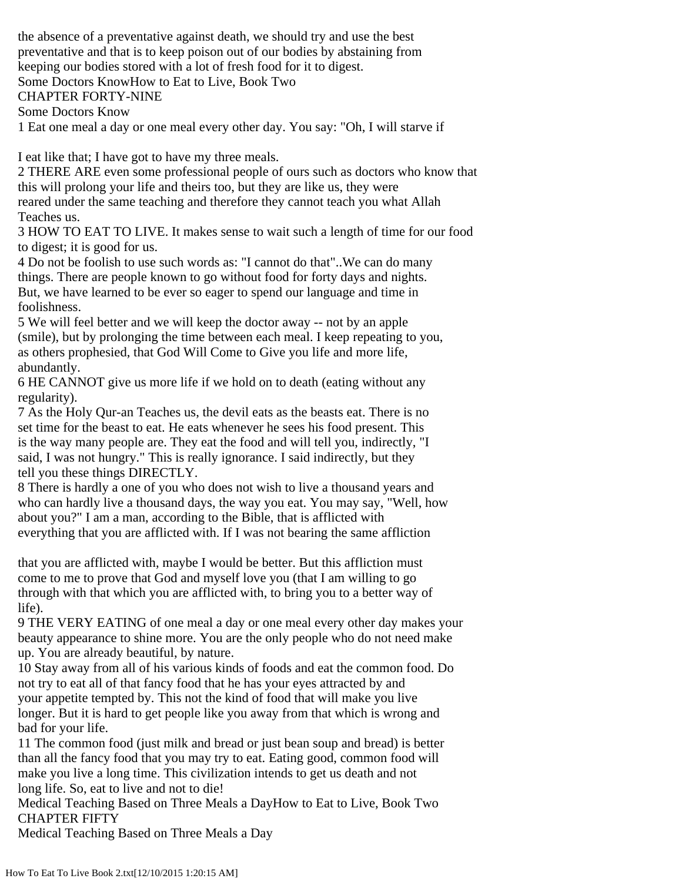the absence of a preventative against death, we should try and use the best preventative and that is to keep poison out of our bodies by abstaining from keeping our bodies stored with a lot of fresh food for it to digest.

Some Doctors KnowHow to Eat to Live, Book Two

## CHAPTER FORTY-NINE

## Some Doctors Know

1 Eat one meal a day or one meal every other day. You say: "Oh, I will starve if

I eat like that; I have got to have my three meals.

2 THERE ARE even some professional people of ours such as doctors who know that this will prolong your life and theirs too, but they are like us, they were reared under the same teaching and therefore they cannot teach you what Allah Teaches us.

3 HOW TO EAT TO LIVE. It makes sense to wait such a length of time for our food to digest; it is good for us.

4 Do not be foolish to use such words as: "I cannot do that"..We can do many things. There are people known to go without food for forty days and nights. But, we have learned to be ever so eager to spend our language and time in foolishness.

5 We will feel better and we will keep the doctor away -- not by an apple (smile), but by prolonging the time between each meal. I keep repeating to you, as others prophesied, that God Will Come to Give you life and more life, abundantly.

6 HE CANNOT give us more life if we hold on to death (eating without any regularity).

7 As the Holy Qur-an Teaches us, the devil eats as the beasts eat. There is no set time for the beast to eat. He eats whenever he sees his food present. This is the way many people are. They eat the food and will tell you, indirectly, "I said, I was not hungry." This is really ignorance. I said indirectly, but they tell you these things DIRECTLY.

8 There is hardly a one of you who does not wish to live a thousand years and who can hardly live a thousand days, the way you eat. You may say, "Well, how about you?" I am a man, according to the Bible, that is afflicted with everything that you are afflicted with. If I was not bearing the same affliction

that you are afflicted with, maybe I would be better. But this affliction must come to me to prove that God and myself love you (that I am willing to go through with that which you are afflicted with, to bring you to a better way of life).

9 THE VERY EATING of one meal a day or one meal every other day makes your beauty appearance to shine more. You are the only people who do not need make up. You are already beautiful, by nature.

10 Stay away from all of his various kinds of foods and eat the common food. Do not try to eat all of that fancy food that he has your eyes attracted by and your appetite tempted by. This not the kind of food that will make you live longer. But it is hard to get people like you away from that which is wrong and bad for your life.

11 The common food (just milk and bread or just bean soup and bread) is better than all the fancy food that you may try to eat. Eating good, common food will make you live a long time. This civilization intends to get us death and not long life. So, eat to live and not to die!

Medical Teaching Based on Three Meals a DayHow to Eat to Live, Book Two

## CHAPTER FIFTY

## Medical Teaching Based on Three Meals a Day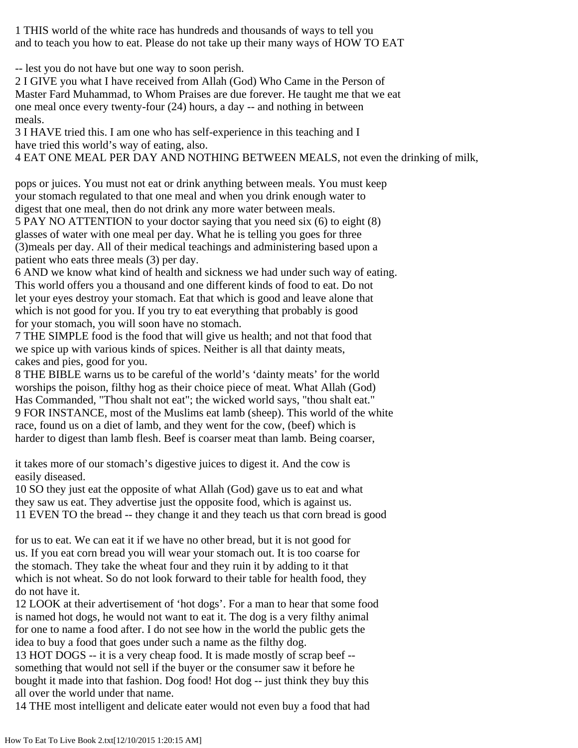1 THIS world of the white race has hundreds and thousands of ways to tell you and to teach you how to eat. Please do not take up their many ways of HOW TO EAT

-- lest you do not have but one way to soon perish.

2 I GIVE you what I have received from Allah (God) Who Came in the Person of Master Fard Muhammad, to Whom Praises are due forever. He taught me that we eat one meal once every twenty-four (24) hours, a day -- and nothing in between meals.

3 I HAVE tried this. I am one who has self-experience in this teaching and I have tried this world's way of eating, also.

4 EAT ONE MEAL PER DAY AND NOTHING BETWEEN MEALS, not even the drinking of milk,

pops or juices. You must not eat or drink anything between meals. You must keep your stomach regulated to that one meal and when you drink enough water to digest that one meal, then do not drink any more water between meals.

5 PAY NO ATTENTION to your doctor saying that you need six (6) to eight (8) glasses of water with one meal per day. What he is telling you goes for three (3)meals per day. All of their medical teachings and administering based upon a patient who eats three meals (3) per day.

6 AND we know what kind of health and sickness we had under such way of eating. This world offers you a thousand and one different kinds of food to eat. Do not let your eyes destroy your stomach. Eat that which is good and leave alone that which is not good for you. If you try to eat everything that probably is good for your stomach, you will soon have no stomach.

7 THE SIMPLE food is the food that will give us health; and not that food that we spice up with various kinds of spices. Neither is all that dainty meats, cakes and pies, good for you.

8 THE BIBLE warns us to be careful of the world's 'dainty meats' for the world worships the poison, filthy hog as their choice piece of meat. What Allah (God) Has Commanded, "Thou shalt not eat"; the wicked world says, "thou shalt eat."

9 FOR INSTANCE, most of the Muslims eat lamb (sheep). This world of the white race, found us on a diet of lamb, and they went for the cow, (beef) which is harder to digest than lamb flesh. Beef is coarser meat than lamb. Being coarser,

it takes more of our stomach's digestive juices to digest it. And the cow is easily diseased.

10 SO they just eat the opposite of what Allah (God) gave us to eat and what they saw us eat. They advertise just the opposite food, which is against us.

11 EVEN TO the bread -- they change it and they teach us that corn bread is good

for us to eat. We can eat it if we have no other bread, but it is not good for us. If you eat corn bread you will wear your stomach out. It is too coarse for the stomach. They take the wheat four and they ruin it by adding to it that which is not wheat. So do not look forward to their table for health food, they do not have it.

12 LOOK at their advertisement of 'hot dogs'. For a man to hear that some food is named hot dogs, he would not want to eat it. The dog is a very filthy animal for one to name a food after. I do not see how in the world the public gets the idea to buy a food that goes under such a name as the filthy dog.

13 HOT DOGS -- it is a very cheap food. It is made mostly of scrap beef -- something that would not sell if the buyer or the consumer saw it before he bought it made into that fashion. Dog food! Hot dog -- just think they buy this all over the world under that name.

14 THE most intelligent and delicate eater would not even buy a food that had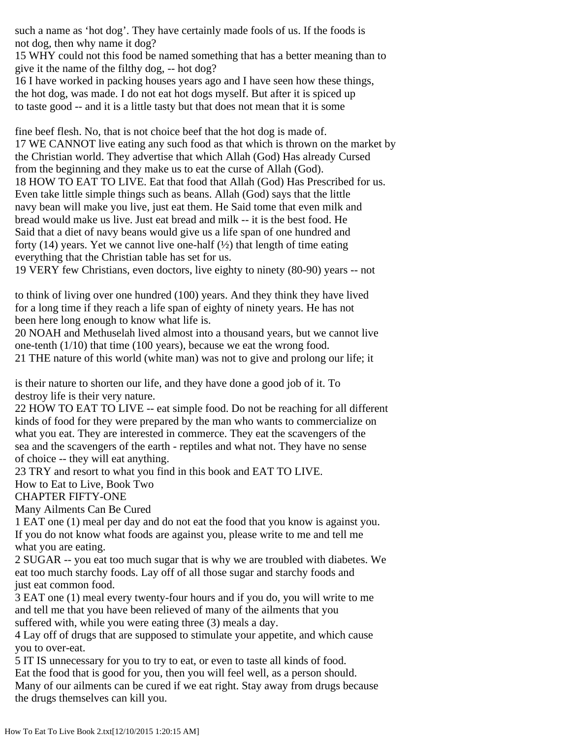such a name as 'hot dog'. They have certainly made fools of us. If the foods is not dog, then why name it dog?

15 WHY could not this food be named something that has a better meaning than to give it the name of the filthy dog, -- hot dog?

16 I have worked in packing houses years ago and I have seen how these things, the hot dog, was made. I do not eat hot dogs myself. But after it is spiced up to taste good -- and it is a little tasty but that does not mean that it is some

fine beef flesh. No, that is not choice beef that the hot dog is made of.

17 WE CANNOT live eating any such food as that which is thrown on the market by the Christian world. They advertise that which Allah (God) Has already Cursed from the beginning and they make us to eat the curse of Allah (God).

18 HOW TO EAT TO LIVE. Eat that food that Allah (God) Has Prescribed for us. Even take little simple things such as beans. Allah (God) says that the little navy bean will make you live, just eat them. He Said tome that even milk and bread would make us live. Just eat bread and milk -- it is the best food. He Said that a diet of navy beans would give us a life span of one hundred and forty (14) years. Yet we cannot live one-half (½) that length of time eating everything that the Christian table has set for us.

19 VERY few Christians, even doctors, live eighty to ninety (80-90) years -- not

to think of living over one hundred (100) years. And they think they have lived for a long time if they reach a life span of eighty of ninety years. He has not been here long enough to know what life is.

20 NOAH and Methuselah lived almost into a thousand years, but we cannot live one-tenth (1/10) that time (100 years), because we eat the wrong food.

21 THE nature of this world (white man) was not to give and prolong our life; it

is their nature to shorten our life, and they have done a good job of it. To destroy life is their very nature.

22 HOW TO EAT TO LIVE -- eat simple food. Do not be reaching for all different kinds of food for they were prepared by the man who wants to commercialize on what you eat. They are interested in commerce. They eat the scavengers of the sea and the scavengers of the earth - reptiles and what not. They have no sense of choice -- they will eat anything.

23 TRY and resort to what you find in this book and EAT TO LIVE.

How to Eat to Live, Book Two

## CHAPTER FIFTY-ONE

## Many Ailments Can Be Cured

1 EAT one (1) meal per day and do not eat the food that you know is against you. If you do not know what foods are against you, please write to me and tell me what you are eating.

2 SUGAR -- you eat too much sugar that is why we are troubled with diabetes. We eat too much starchy foods. Lay off of all those sugar and starchy foods and just eat common food.

3 EAT one (1) meal every twenty-four hours and if you do, you will write to me and tell me that you have been relieved of many of the ailments that you suffered with, while you were eating three (3) meals a day.

4 Lay off of drugs that are supposed to stimulate your appetite, and which cause you to over-eat.

5 IT IS unnecessary for you to try to eat, or even to taste all kinds of food. Eat the food that is good for you, then you will feel well, as a person should. Many of our ailments can be cured if we eat right. Stay away from drugs because the drugs themselves can kill you.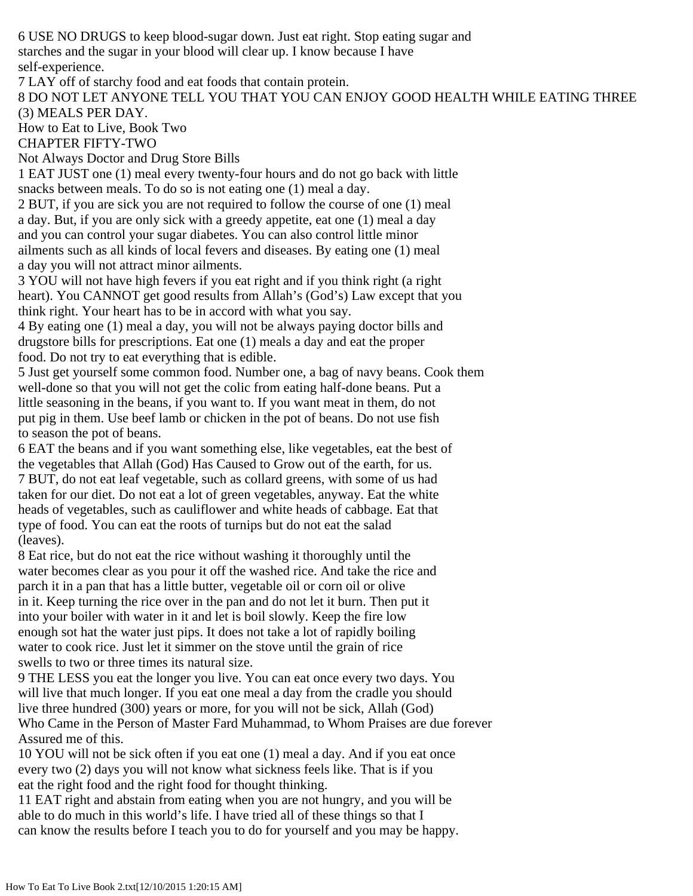6 USE NO DRUGS to keep blood-sugar down. Just eat right. Stop eating sugar and starches and the sugar in your blood will clear up. I know because I have self-experience.

7 LAY off of starchy food and eat foods that contain protein.

8 DO NOT LET ANYONE TELL YOU THAT YOU CAN ENJOY GOOD HEALTH WHILE EATING THREE (3) MEALS PER DAY.

How to Eat to Live, Book Two

## CHAPTER FIFTY-TWO

## Not Always Doctor and Drug Store Bills

1 EAT JUST one (1) meal every twenty-four hours and do not go back with little snacks between meals. To do so is not eating one (1) meal a day.

2 BUT, if you are sick you are not required to follow the course of one (1) meal a day. But, if you are only sick with a greedy appetite, eat one (1) meal a day and you can control your sugar diabetes. You can also control little minor ailments such as all kinds of local fevers and diseases. By eating one (1) meal a day you will not attract minor ailments.

3 YOU will not have high fevers if you eat right and if you think right (a right heart). You CANNOT get good results from Allah's (God's) Law except that you think right. Your heart has to be in accord with what you say.

4 By eating one (1) meal a day, you will not be always paying doctor bills and drugstore bills for prescriptions. Eat one (1) meals a day and eat the proper food. Do not try to eat everything that is edible.

5 Just get yourself some common food. Number one, a bag of navy beans. Cook them well-done so that you will not get the colic from eating half-done beans. Put a little seasoning in the beans, if you want to. If you want meat in them, do not put pig in them. Use beef lamb or chicken in the pot of beans. Do not use fish to season the pot of beans.

6 EAT the beans and if you want something else, like vegetables, eat the best of the vegetables that Allah (God) Has Caused to Grow out of the earth, for us.

7 BUT, do not eat leaf vegetable, such as collard greens, with some of us had taken for our diet. Do not eat a lot of green vegetables, anyway. Eat the white heads of vegetables, such as cauliflower and white heads of cabbage. Eat that type of food. You can eat the roots of turnips but do not eat the salad (leaves).

8 Eat rice, but do not eat the rice without washing it thoroughly until the water becomes clear as you pour it off the washed rice. And take the rice and parch it in a pan that has a little butter, vegetable oil or corn oil or olive in it. Keep turning the rice over in the pan and do not let it burn. Then put it into your boiler with water in it and let is boil slowly. Keep the fire low enough sot hat the water just pips. It does not take a lot of rapidly boiling water to cook rice. Just let it simmer on the stove until the grain of rice swells to two or three times its natural size.

9 THE LESS you eat the longer you live. You can eat once every two days. You will live that much longer. If you eat one meal a day from the cradle you should live three hundred (300) years or more, for you will not be sick, Allah (God) Who Came in the Person of Master Fard Muhammad, to Whom Praises are due forever Assured me of this.

10 YOU will not be sick often if you eat one (1) meal a day. And if you eat once every two (2) days you will not know what sickness feels like. That is if you eat the right food and the right food for thought thinking.

11 EAT right and abstain from eating when you are not hungry, and you will be able to do much in this world's life. I have tried all of these things so that I can know the results before I teach you to do for yourself and you may be happy.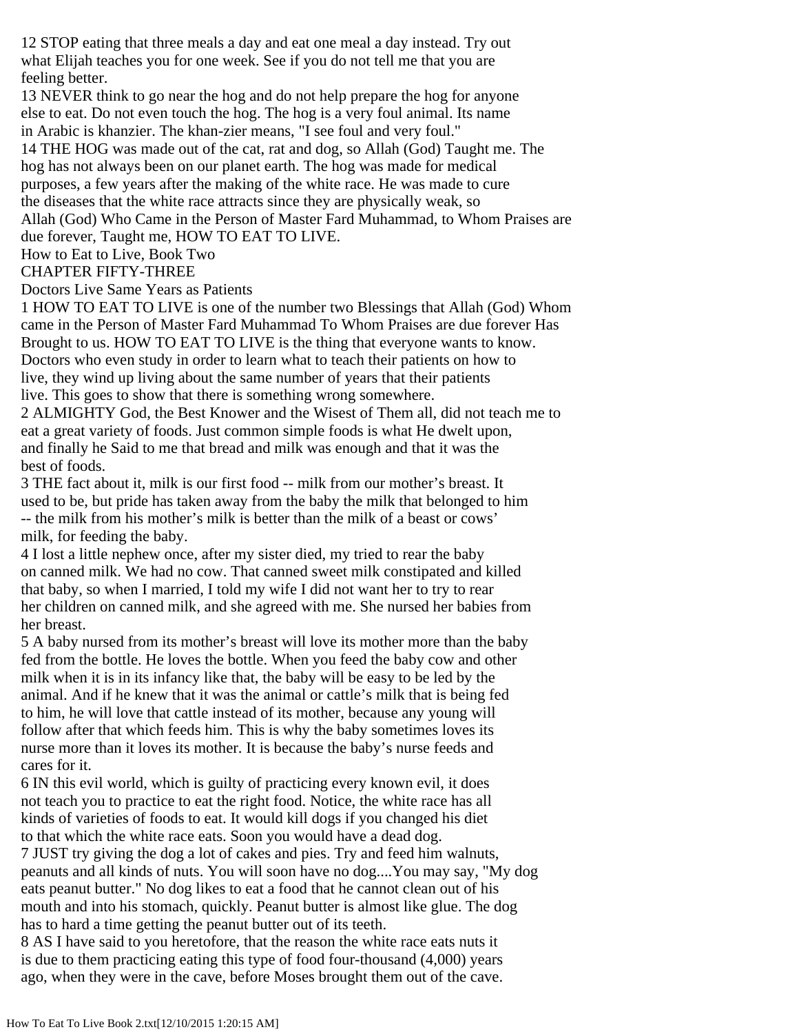12 STOP eating that three meals a day and eat one meal a day instead. Try out what Elijah teaches you for one week. See if you do not tell me that you are feeling better.

13 NEVER think to go near the hog and do not help prepare the hog for anyone else to eat. Do not even touch the hog. The hog is a very foul animal. Its name in Arabic is khanzier. The khan-zier means, "I see foul and very foul."

14 THE HOG was made out of the cat, rat and dog, so Allah (God) Taught me. The hog has not always been on our planet earth. The hog was made for medical purposes, a few years after the making of the white race. He was made to cure the diseases that the white race attracts since they are physically weak, so Allah (God) Who Came in the Person of Master Fard Muhammad, to Whom Praises are due forever, Taught me, HOW TO EAT TO LIVE.

How to Eat to Live, Book Two

## CHAPTER FIFTY-THREE

## Doctors Live Same Years as Patients

1 HOW TO EAT TO LIVE is one of the number two Blessings that Allah (God) Whom came in the Person of Master Fard Muhammad To Whom Praises are due forever Has Brought to us. HOW TO EAT TO LIVE is the thing that everyone wants to know. Doctors who even study in order to learn what to teach their patients on how to live, they wind up living about the same number of years that their patients live. This goes to show that there is something wrong somewhere.

2 ALMIGHTY God, the Best Knower and the Wisest of Them all, did not teach me to eat a great variety of foods. Just common simple foods is what He dwelt upon, and finally he Said to me that bread and milk was enough and that it was the best of foods.

3 THE fact about it, milk is our first food -- milk from our mother's breast. It used to be, but pride has taken away from the baby the milk that belonged to him -- the milk from his mother's milk is better than the milk of a beast or cows' milk, for feeding the baby.

4 I lost a little nephew once, after my sister died, my tried to rear the baby on canned milk. We had no cow. That canned sweet milk constipated and killed that baby, so when I married, I told my wife I did not want her to try to rear her children on canned milk, and she agreed with me. She nursed her babies from her breast.

5 A baby nursed from its mother's breast will love its mother more than the baby fed from the bottle. He loves the bottle. When you feed the baby cow and other milk when it is in its infancy like that, the baby will be easy to be led by the animal. And if he knew that it was the animal or cattle's milk that is being fed to him, he will love that cattle instead of its mother, because any young will follow after that which feeds him. This is why the baby sometimes loves its nurse more than it loves its mother. It is because the baby's nurse feeds and cares for it.

6 IN this evil world, which is guilty of practicing every known evil, it does not teach you to practice to eat the right food. Notice, the white race has all kinds of varieties of foods to eat. It would kill dogs if you changed his diet to that which the white race eats. Soon you would have a dead dog.

7 JUST try giving the dog a lot of cakes and pies. Try and feed him walnuts, peanuts and all kinds of nuts. You will soon have no dog....You may say, "My dog eats peanut butter." No dog likes to eat a food that he cannot clean out of his mouth and into his stomach, quickly. Peanut butter is almost like glue. The dog has to hard a time getting the peanut butter out of its teeth.

8 AS I have said to you heretofore, that the reason the white race eats nuts it is due to them practicing eating this type of food four-thousand (4,000) years ago, when they were in the cave, before Moses brought them out of the cave.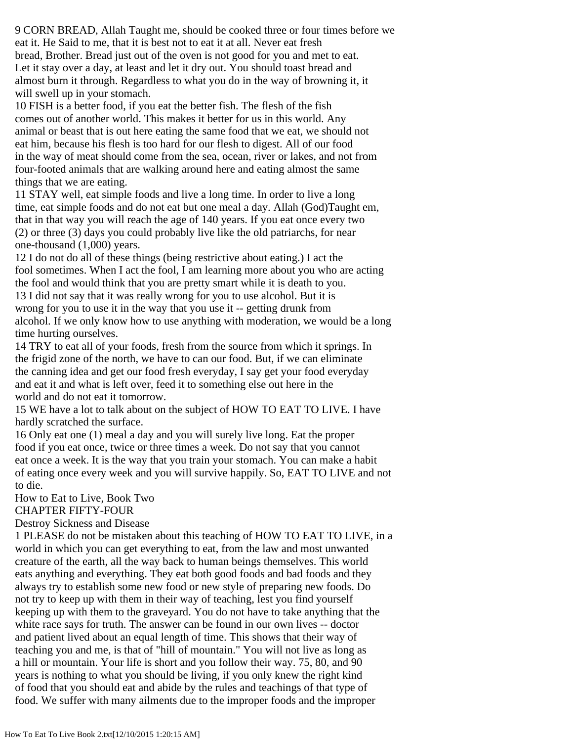9 CORN BREAD, Allah Taught me, should be cooked three or four times before we eat it. He Said to me, that it is best not to eat it at all. Never eat fresh bread, Brother. Bread just out of the oven is not good for you and met to eat. Let it stay over a day, at least and let it dry out. You should toast bread and almost burn it through. Regardless to what you do in the way of browning it, it will swell up in your stomach.

10 FISH is a better food, if you eat the better fish. The flesh of the fish comes out of another world. This makes it better for us in this world. Any animal or beast that is out here eating the same food that we eat, we should not eat him, because his flesh is too hard for our flesh to digest. All of our food in the way of meat should come from the sea, ocean, river or lakes, and not from four-footed animals that are walking around here and eating almost the same things that we are eating.

11 STAY well, eat simple foods and live a long time. In order to live a long time, eat simple foods and do not eat but one meal a day. Allah (God)Taught em, that in that way you will reach the age of 140 years. If you eat once every two (2) or three (3) days you could probably live like the old patriarchs, for near one-thousand (1,000) years.

12 I do not do all of these things (being restrictive about eating.) I act the fool sometimes. When I act the fool, I am learning more about you who are acting the fool and would think that you are pretty smart while it is death to you.

13 I did not say that it was really wrong for you to use alcohol. But it is wrong for you to use it in the way that you use it -- getting drunk from alcohol. If we only know how to use anything with moderation, we would be a long time hurting ourselves.

14 TRY to eat all of your foods, fresh from the source from which it springs. In the frigid zone of the north, we have to can our food. But, if we can eliminate the canning idea and get our food fresh everyday, I say get your food everyday and eat it and what is left over, feed it to something else out here in the world and do not eat it tomorrow.

15 WE have a lot to talk about on the subject of HOW TO EAT TO LIVE. I have hardly scratched the surface.

16 Only eat one (1) meal a day and you will surely live long. Eat the proper food if you eat once, twice or three times a week. Do not say that you cannot eat once a week. It is the way that you train your stomach. You can make a habit of eating once every week and you will survive happily. So, EAT TO LIVE and not to die.

How to Eat to Live, Book Two

CHAPTER FIFTY-FOUR

Destroy Sickness and Disease

1 PLEASE do not be mistaken about this teaching of HOW TO EAT TO LIVE, in a world in which you can get everything to eat, from the law and most unwanted creature of the earth, all the way back to human beings themselves. This world eats anything and everything. They eat both good foods and bad foods and they always try to establish some new food or new style of preparing new foods. Do not try to keep up with them in their way of teaching, lest you find yourself keeping up with them to the graveyard. You do not have to take anything that the white race says for truth. The answer can be found in our own lives -- doctor and patient lived about an equal length of time. This shows that their way of teaching you and me, is that of "hill of mountain." You will not live as long as a hill or mountain. Your life is short and you follow their way. 75, 80, and 90 years is nothing to what you should be living, if you only knew the right kind of food that you should eat and abide by the rules and teachings of that type of food. We suffer with many ailments due to the improper foods and the improper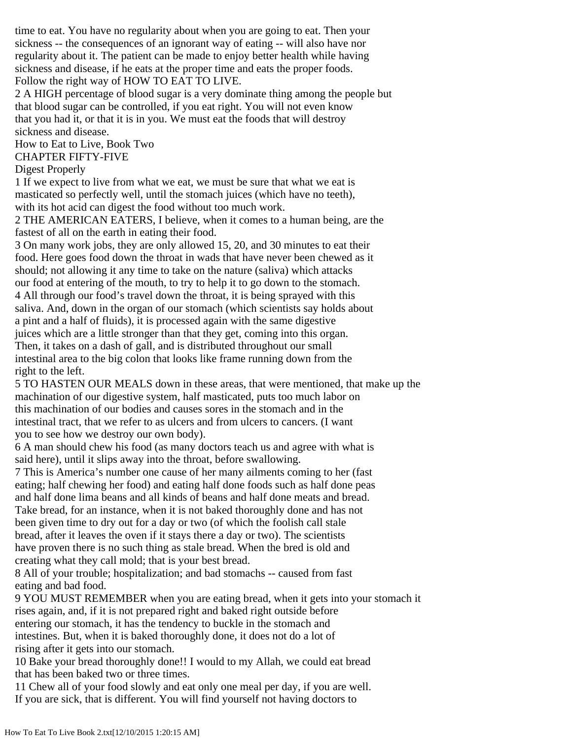time to eat. You have no regularity about when you are going to eat. Then your sickness -- the consequences of an ignorant way of eating -- will also have nor regularity about it. The patient can be made to enjoy better health while having sickness and disease, if he eats at the proper time and eats the proper foods. Follow the right way of HOW TO EAT TO LIVE.

2 A HIGH percentage of blood sugar is a very dominate thing among the people but that blood sugar can be controlled, if you eat right. You will not even know that you had it, or that it is in you. We must eat the foods that will destroy sickness and disease.

How to Eat to Live, Book Two

## CHAPTER FIFTY-FIVE

### Digest Properly

1 If we expect to live from what we eat, we must be sure that what we eat is masticated so perfectly well, until the stomach juices (which have no teeth), with its hot acid can digest the food without too much work.

2 THE AMERICAN EATERS, I believe, when it comes to a human being, are the fastest of all on the earth in eating their food.

3 On many work jobs, they are only allowed 15, 20, and 30 minutes to eat their food. Here goes food down the throat in wads that have never been chewed as it should; not allowing it any time to take on the nature (saliva) which attacks our food at entering of the mouth, to try to help it to go down to the stomach.

4 All through our food's travel down the throat, it is being sprayed with this saliva. And, down in the organ of our stomach (which scientists say holds about a pint and a half of fluids), it is processed again with the same digestive juices which are a little stronger than that they get, coming into this organ. Then, it takes on a dash of gall, and is distributed throughout our small intestinal area to the big colon that looks like frame running down from the right to the left.

5 TO HASTEN OUR MEALS down in these areas, that were mentioned, that make up the machination of our digestive system, half masticated, puts too much labor on this machination of our bodies and causes sores in the stomach and in the intestinal tract, that we refer to as ulcers and from ulcers to cancers. (I want you to see how we destroy our own body).

6 A man should chew his food (as many doctors teach us and agree with what is said here), until it slips away into the throat, before swallowing.

7 This is America's number one cause of her many ailments coming to her (fast eating; half chewing her food) and eating half done foods such as half done peas and half done lima beans and all kinds of beans and half done meats and bread. Take bread, for an instance, when it is not baked thoroughly done and has not been given time to dry out for a day or two (of which the foolish call stale bread, after it leaves the oven if it stays there a day or two). The scientists have proven there is no such thing as stale bread. When the bred is old and creating what they call mold; that is your best bread.

8 All of your trouble; hospitalization; and bad stomachs -- caused from fast eating and bad food.

9 YOU MUST REMEMBER when you are eating bread, when it gets into your stomach it rises again, and, if it is not prepared right and baked right outside before entering our stomach, it has the tendency to buckle in the stomach and intestines. But, when it is baked thoroughly done, it does not do a lot of rising after it gets into our stomach.

10 Bake your bread thoroughly done!! I would to my Allah, we could eat bread that has been baked two or three times.

11 Chew all of your food slowly and eat only one meal per day, if you are well. If you are sick, that is different. You will find yourself not having doctors to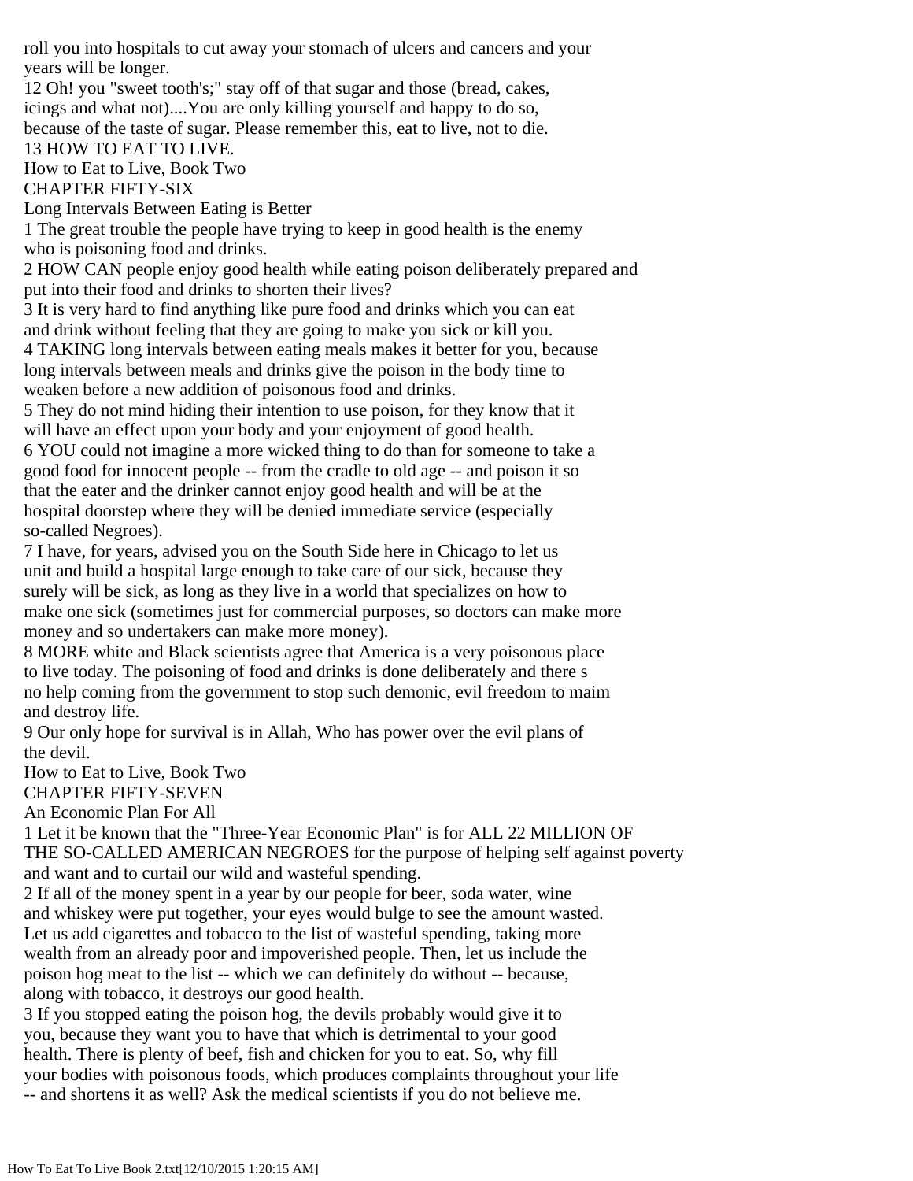roll you into hospitals to cut away your stomach of ulcers and cancers and your years will be longer.

12 Oh! you "sweet tooth's;" stay off of that sugar and those (bread, cakes, icings and what not)....You are only killing yourself and happy to do so, because of the taste of sugar. Please remember this, eat to live, not to die.

13 HOW TO EAT TO LIVE.

How to Eat to Live, Book Two

## CHAPTER FIFTY-SIX

### Long Intervals Between Eating is Better

1 The great trouble the people have trying to keep in good health is the enemy who is poisoning food and drinks.

2 HOW CAN people enjoy good health while eating poison deliberately prepared and put into their food and drinks to shorten their lives?

3 It is very hard to find anything like pure food and drinks which you can eat and drink without feeling that they are going to make you sick or kill you.

4 TAKING long intervals between eating meals makes it better for you, because long intervals between meals and drinks give the poison in the body time to weaken before a new addition of poisonous food and drinks.

5 They do not mind hiding their intention to use poison, for they know that it will have an effect upon your body and your enjoyment of good health.

6 YOU could not imagine a more wicked thing to do than for someone to take a good food for innocent people -- from the cradle to old age -- and poison it so that the eater and the drinker cannot enjoy good health and will be at the hospital doorstep where they will be denied immediate service (especially so-called Negroes).

7 I have, for years, advised you on the South Side here in Chicago to let us unit and build a hospital large enough to take care of our sick, because they surely will be sick, as long as they live in a world that specializes on how to make one sick (sometimes just for commercial purposes, so doctors can make more money and so undertakers can make more money).

8 MORE white and Black scientists agree that America is a very poisonous place to live today. The poisoning of food and drinks is done deliberately and there s no help coming from the government to stop such demonic, evil freedom to maim and destroy life.

9 Our only hope for survival is in Allah, Who has power over the evil plans of the devil.

How to Eat to Live, Book Two

## CHAPTER FIFTY-SEVEN

### An Economic Plan For All

1 Let it be known that the "Three-Year Economic Plan" is for ALL 22 MILLION OF THE SO-CALLED AMERICAN NEGROES for the purpose of helping self against poverty and want and to curtail our wild and wasteful spending.

2 If all of the money spent in a year by our people for beer, soda water, wine and whiskey were put together, your eyes would bulge to see the amount wasted. Let us add cigarettes and tobacco to the list of wasteful spending, taking more wealth from an already poor and impoverished people. Then, let us include the poison hog meat to the list -- which we can definitely do without -- because, along with tobacco, it destroys our good health.

3 If you stopped eating the poison hog, the devils probably would give it to you, because they want you to have that which is detrimental to your good health. There is plenty of beef, fish and chicken for you to eat. So, why fill your bodies with poisonous foods, which produces complaints throughout your life -- and shortens it as well? Ask the medical scientists if you do not believe me.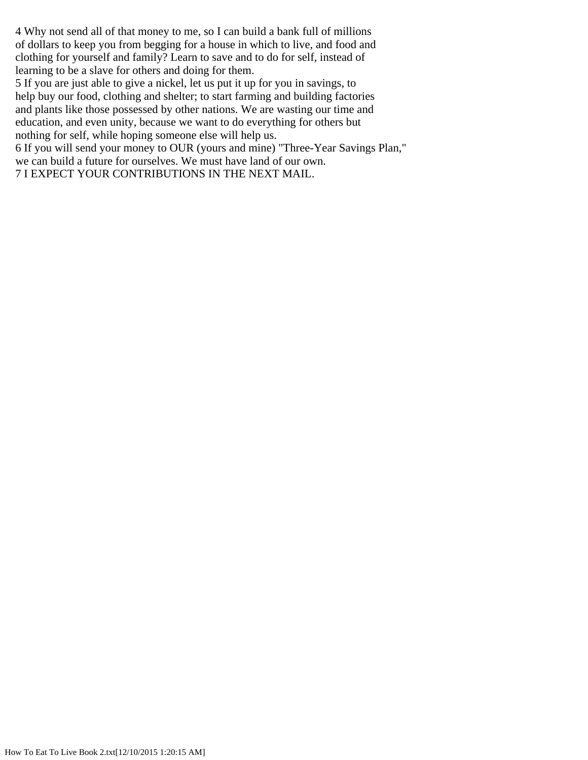4 Why not send all of that money to me, so I can build a bank full of millions of dollars to keep you from begging for a house in which to live, and food and clothing for yourself and family? Learn to save and to do for self, instead of learning to be a slave for others and doing for them.

5 If you are just able to give a nickel, let us put it up for you in savings, to help buy our food, clothing and shelter; to start farming and building factories and plants like those possessed by other nations. We are wasting our time and education, and even unity, because we want to do everything for others but nothing for self, while hoping someone else will help us.

6 If you will send your money to OUR (yours and mine) "Three-Year Savings Plan," we can build a future for ourselves. We must have land of our own.

7 I EXPECT YOUR CONTRIBUTIONS IN THE NEXT MAIL.